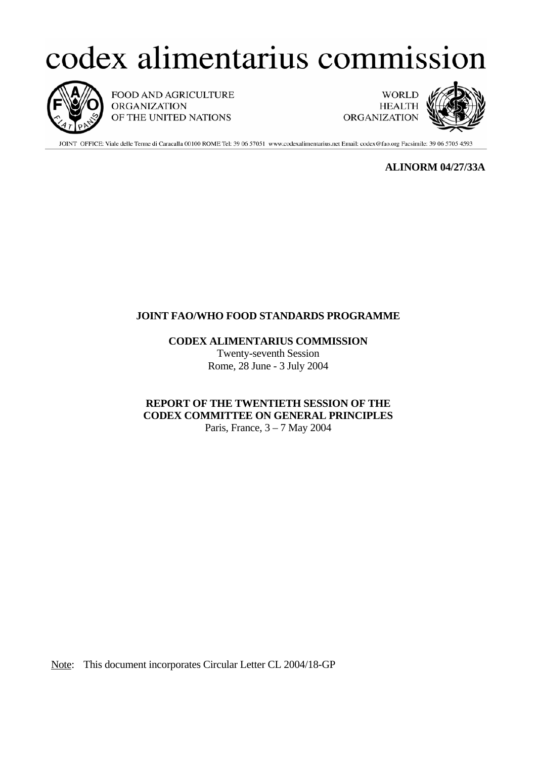# codex alimentarius commission

FOOD AND AGRICULTURE ORGANIZATION OF THE UNITED NATIONS

WORLD HEALTH ORGANIZATION

JOINT OFFICE: Viale delle Terme di Caracalla 00100 ROME Tel: 39 06 57051 www.codexalimentarius.net Email: codex@fao.org Facsimile: 39 06 5705 4593

**ALINORM 04/27/33A**

**JOINT FAO/WHO FOOD STANDARDS PROGRAMME**

**CODEX ALIMENTARIUS COMMISSION**
Twenty-seventh Session
Rome, 28 June - 3 July 2004

**REPORT OF THE TWENTIETH SESSION OF THE CODEX COMMITTEE ON GENERAL PRINCIPLES**
Paris, France, 3 – 7 May 2004

Note: This document incorporates Circular Letter CL 2004/18-GP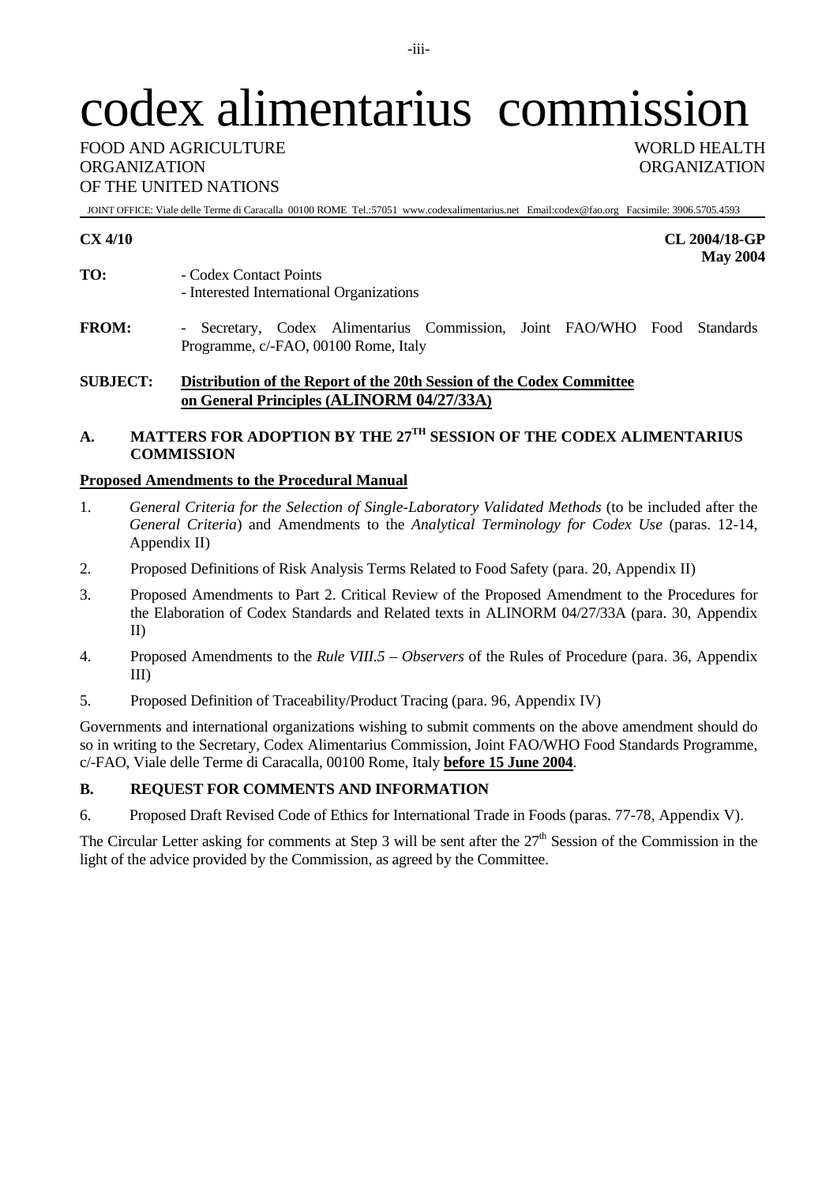# codex alimentarius commission

FOOD AND AGRICULTURE ORGANIZATION OF THE UNITED NATIONS

WORLD HEALTH ORGANIZATION

JOINT OFFICE: Viale delle Terme di Caracalla 00100 ROME Tel.:57051 www.codexalimentarius.net Email:codex@fao.org Facsimile: 3906.5705.4593

**CX 4/10**

**CL 2004/18-GP**
**May 2004**

**TO:** - Codex Contact Points
- Interested International Organizations

**FROM:** - Secretary, Codex Alimentarius Commission, Joint FAO/WHO Food Standards Programme, c/-FAO, 00100 Rome, Italy

**SUBJECT:** **Distribution of the Report of the 20th Session of the Codex Committee on General Principles (ALINORM 04/27/33A)**

## A. MATTERS FOR ADOPTION BY THE 27TH SESSION OF THE CODEX ALIMENTARIUS COMMISSION

**Proposed Amendments to the Procedural Manual**

1. *General Criteria for the Selection of Single-Laboratory Validated Methods* (to be included after the *General Criteria*) and Amendments to the *Analytical Terminology for Codex Use* (paras. 12-14, Appendix II)
2. Proposed Definitions of Risk Analysis Terms Related to Food Safety (para. 20, Appendix II)
3. Proposed Amendments to Part 2. Critical Review of the Proposed Amendment to the Procedures for the Elaboration of Codex Standards and Related texts in ALINORM 04/27/33A (para. 30, Appendix II)
4. Proposed Amendments to the *Rule VIII.5 – Observers* of the Rules of Procedure (para. 36, Appendix III)
5. Proposed Definition of Traceability/Product Tracing (para. 96, Appendix IV)

Governments and international organizations wishing to submit comments on the above amendment should do so in writing to the Secretary, Codex Alimentarius Commission, Joint FAO/WHO Food Standards Programme, c/-FAO, Viale delle Terme di Caracalla, 00100 Rome, Italy **before 15 June 2004**.

## B. REQUEST FOR COMMENTS AND INFORMATION

6. Proposed Draft Revised Code of Ethics for International Trade in Foods (paras. 77-78, Appendix V).

The Circular Letter asking for comments at Step 3 will be sent after the 27th Session of the Commission in the light of the advice provided by the Commission, as agreed by the Committee.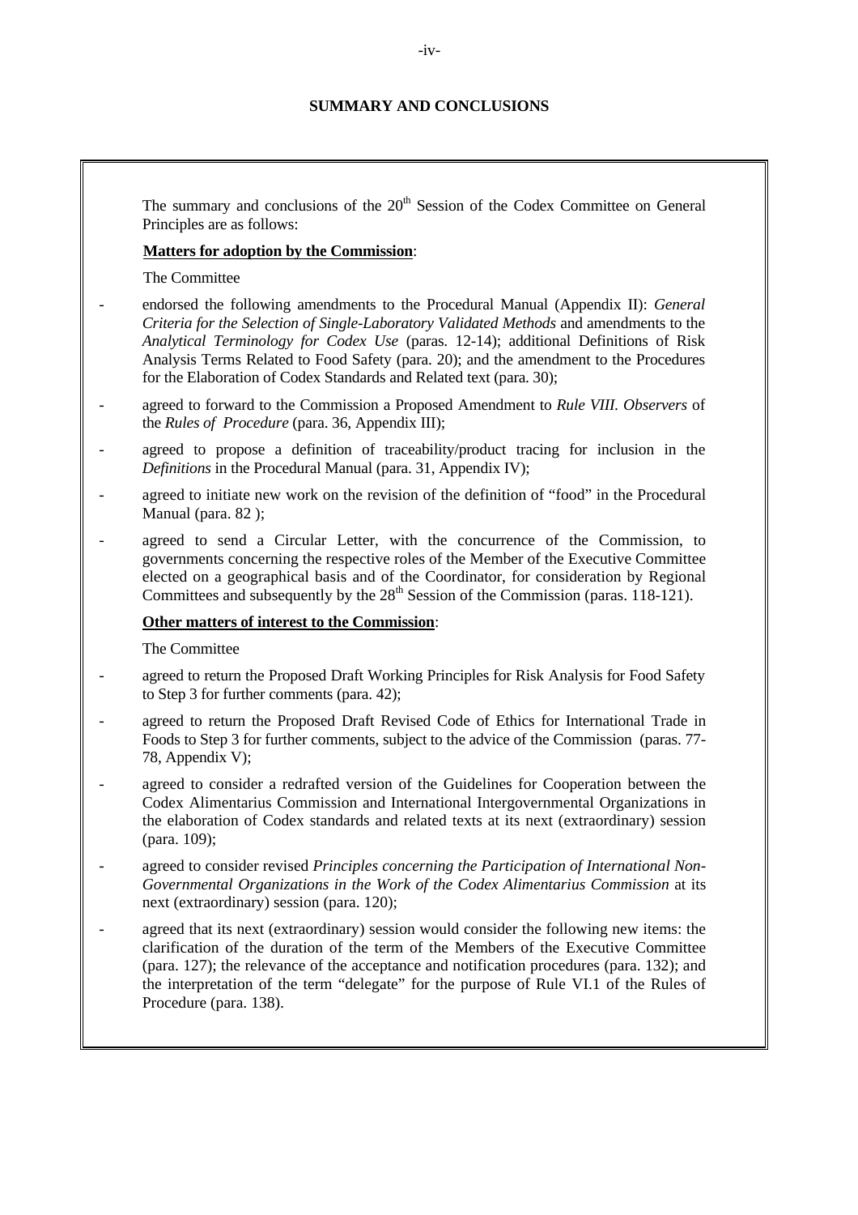## SUMMARY AND CONCLUSIONS

The summary and conclusions of the 20th Session of the Codex Committee on General Principles are as follows:

**Matters for adoption by the Commission**:

The Committee

- endorsed the following amendments to the Procedural Manual (Appendix II): *General Criteria for the Selection of Single-Laboratory Validated Methods* and amendments to the *Analytical Terminology for Codex Use* (paras. 12-14); additional Definitions of Risk Analysis Terms Related to Food Safety (para. 20); and the amendment to the Procedures for the Elaboration of Codex Standards and Related text (para. 30);
- agreed to forward to the Commission a Proposed Amendment to *Rule VIII. Observers* of the *Rules of Procedure* (para. 36, Appendix III);
- agreed to propose a definition of traceability/product tracing for inclusion in the *Definitions* in the Procedural Manual (para. 31, Appendix IV);
- agreed to initiate new work on the revision of the definition of "food" in the Procedural Manual (para. 82 );
- agreed to send a Circular Letter, with the concurrence of the Commission, to governments concerning the respective roles of the Member of the Executive Committee elected on a geographical basis and of the Coordinator, for consideration by Regional Committees and subsequently by the 28th Session of the Commission (paras. 118-121).

**Other matters of interest to the Commission**:

The Committee

- agreed to return the Proposed Draft Working Principles for Risk Analysis for Food Safety to Step 3 for further comments (para. 42);
- agreed to return the Proposed Draft Revised Code of Ethics for International Trade in Foods to Step 3 for further comments, subject to the advice of the Commission (paras. 77-78, Appendix V);
- agreed to consider a redrafted version of the Guidelines for Cooperation between the Codex Alimentarius Commission and International Intergovernmental Organizations in the elaboration of Codex standards and related texts at its next (extraordinary) session (para. 109);
- agreed to consider revised *Principles concerning the Participation of International Non-Governmental Organizations in the Work of the Codex Alimentarius Commission* at its next (extraordinary) session (para. 120);
- agreed that its next (extraordinary) session would consider the following new items: the clarification of the duration of the term of the Members of the Executive Committee (para. 127); the relevance of the acceptance and notification procedures (para. 132); and the interpretation of the term "delegate" for the purpose of Rule VI.1 of the Rules of Procedure (para. 138).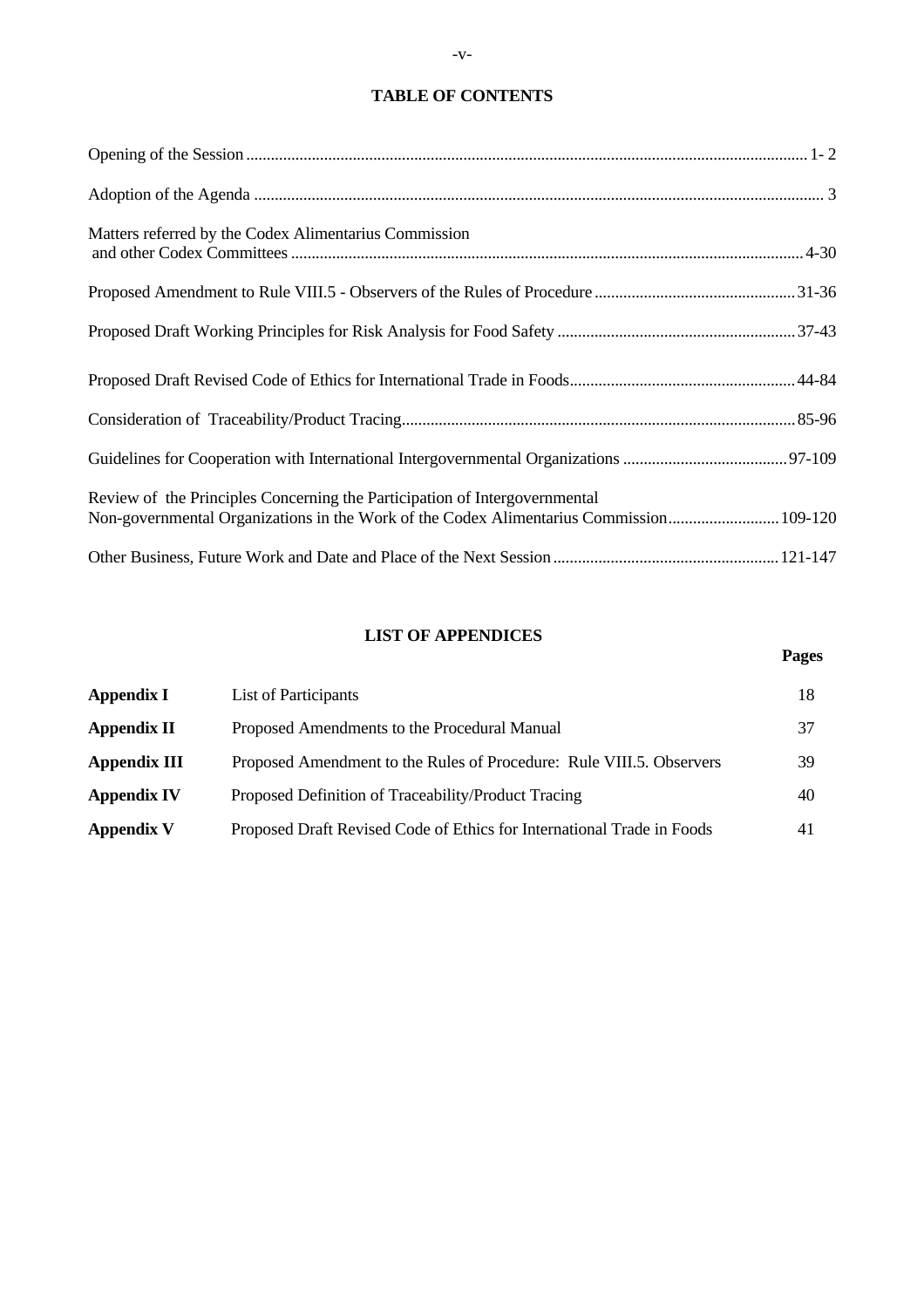## TABLE OF CONTENTS

| | |
|---|---|
| Opening of the Session | 1- 2 |
| Adoption of the Agenda | 3 |
| Matters referred by the Codex Alimentarius Commission and other Codex Committees | 4-30 |
| Proposed Amendment to Rule VIII.5 - Observers of the Rules of Procedure | 31-36 |
| Proposed Draft Working Principles for Risk Analysis for Food Safety | 37-43 |
| Proposed Draft Revised Code of Ethics for International Trade in Foods | 44-84 |
| Consideration of Traceability/Product Tracing | 85-96 |
| Guidelines for Cooperation with International Intergovernmental Organizations | 97-109 |
| Review of the Principles Concerning the Participation of Intergovernmental Non-governmental Organizations in the Work of the Codex Alimentarius Commission | 109-120 |
| Other Business, Future Work and Date and Place of the Next Session | 121-147 |

## LIST OF APPENDICES

| | | Pages |
|---|---|---|
| **Appendix I** | List of Participants | 18 |
| **Appendix II** | Proposed Amendments to the Procedural Manual | 37 |
| **Appendix III** | Proposed Amendment to the Rules of Procedure: Rule VIII.5. Observers | 39 |
| **Appendix IV** | Proposed Definition of Traceability/Product Tracing | 40 |
| **Appendix V** | Proposed Draft Revised Code of Ethics for International Trade in Foods | 41 |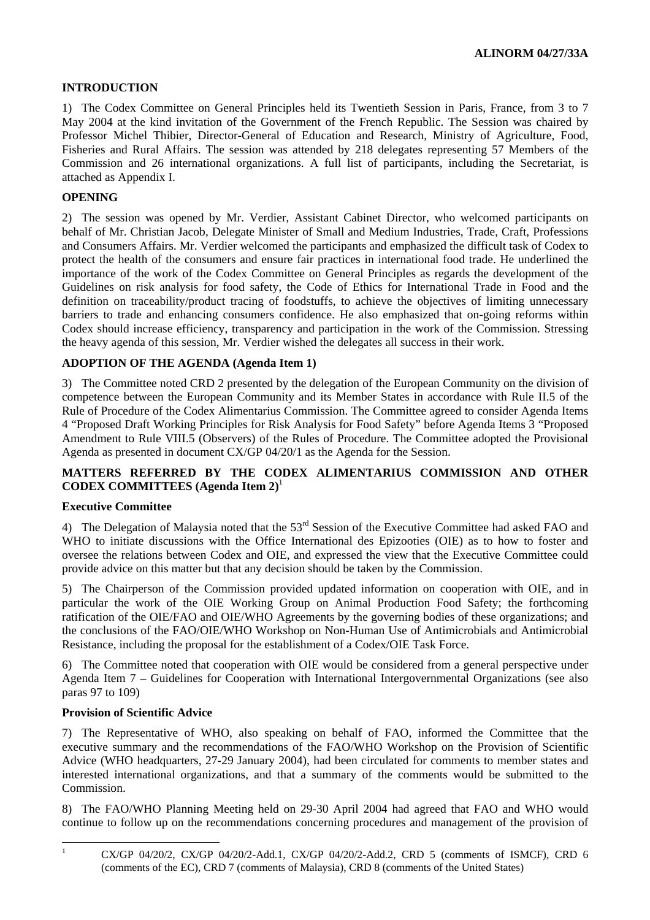## INTRODUCTION

1) The Codex Committee on General Principles held its Twentieth Session in Paris, France, from 3 to 7 May 2004 at the kind invitation of the Government of the French Republic. The Session was chaired by Professor Michel Thibier, Director-General of Education and Research, Ministry of Agriculture, Food, Fisheries and Rural Affairs. The session was attended by 218 delegates representing 57 Members of the Commission and 26 international organizations. A full list of participants, including the Secretariat, is attached as Appendix I.

## OPENING

2) The session was opened by Mr. Verdier, Assistant Cabinet Director, who welcomed participants on behalf of Mr. Christian Jacob, Delegate Minister of Small and Medium Industries, Trade, Craft, Professions and Consumers Affairs. Mr. Verdier welcomed the participants and emphasized the difficult task of Codex to protect the health of the consumers and ensure fair practices in international food trade. He underlined the importance of the work of the Codex Committee on General Principles as regards the development of the Guidelines on risk analysis for food safety, the Code of Ethics for International Trade in Food and the definition on traceability/product tracing of foodstuffs, to achieve the objectives of limiting unnecessary barriers to trade and enhancing consumers confidence. He also emphasized that on-going reforms within Codex should increase efficiency, transparency and participation in the work of the Commission. Stressing the heavy agenda of this session, Mr. Verdier wished the delegates all success in their work.

## ADOPTION OF THE AGENDA (Agenda Item 1)

3) The Committee noted CRD 2 presented by the delegation of the European Community on the division of competence between the European Community and its Member States in accordance with Rule II.5 of the Rule of Procedure of the Codex Alimentarius Commission. The Committee agreed to consider Agenda Items 4 "Proposed Draft Working Principles for Risk Analysis for Food Safety" before Agenda Items 3 "Proposed Amendment to Rule VIII.5 (Observers) of the Rules of Procedure. The Committee adopted the Provisional Agenda as presented in document CX/GP 04/20/1 as the Agenda for the Session.

## MATTERS REFERRED BY THE CODEX ALIMENTARIUS COMMISSION AND OTHER CODEX COMMITTEES (Agenda Item 2)[1]

### Executive Committee

4) The Delegation of Malaysia noted that the 53rd Session of the Executive Committee had asked FAO and WHO to initiate discussions with the Office International des Epizooties (OIE) as to how to foster and oversee the relations between Codex and OIE, and expressed the view that the Executive Committee could provide advice on this matter but that any decision should be taken by the Commission.

5) The Chairperson of the Commission provided updated information on cooperation with OIE, and in particular the work of the OIE Working Group on Animal Production Food Safety; the forthcoming ratification of the OIE/FAO and OIE/WHO Agreements by the governing bodies of these organizations; and the conclusions of the FAO/OIE/WHO Workshop on Non-Human Use of Antimicrobials and Antimicrobial Resistance, including the proposal for the establishment of a Codex/OIE Task Force.

6) The Committee noted that cooperation with OIE would be considered from a general perspective under Agenda Item 7 – Guidelines for Cooperation with International Intergovernmental Organizations (see also paras 97 to 109)

### Provision of Scientific Advice

7) The Representative of WHO, also speaking on behalf of FAO, informed the Committee that the executive summary and the recommendations of the FAO/WHO Workshop on the Provision of Scientific Advice (WHO headquarters, 27-29 January 2004), had been circulated for comments to member states and interested international organizations, and that a summary of the comments would be submitted to the Commission.

8) The FAO/WHO Planning Meeting held on 29-30 April 2004 had agreed that FAO and WHO would continue to follow up on the recommendations concerning procedures and management of the provision of

[1] CX/GP 04/20/2, CX/GP 04/20/2-Add.1, CX/GP 04/20/2-Add.2, CRD 5 (comments of ISMCF), CRD 6 (comments of the EC), CRD 7 (comments of Malaysia), CRD 8 (comments of the United States)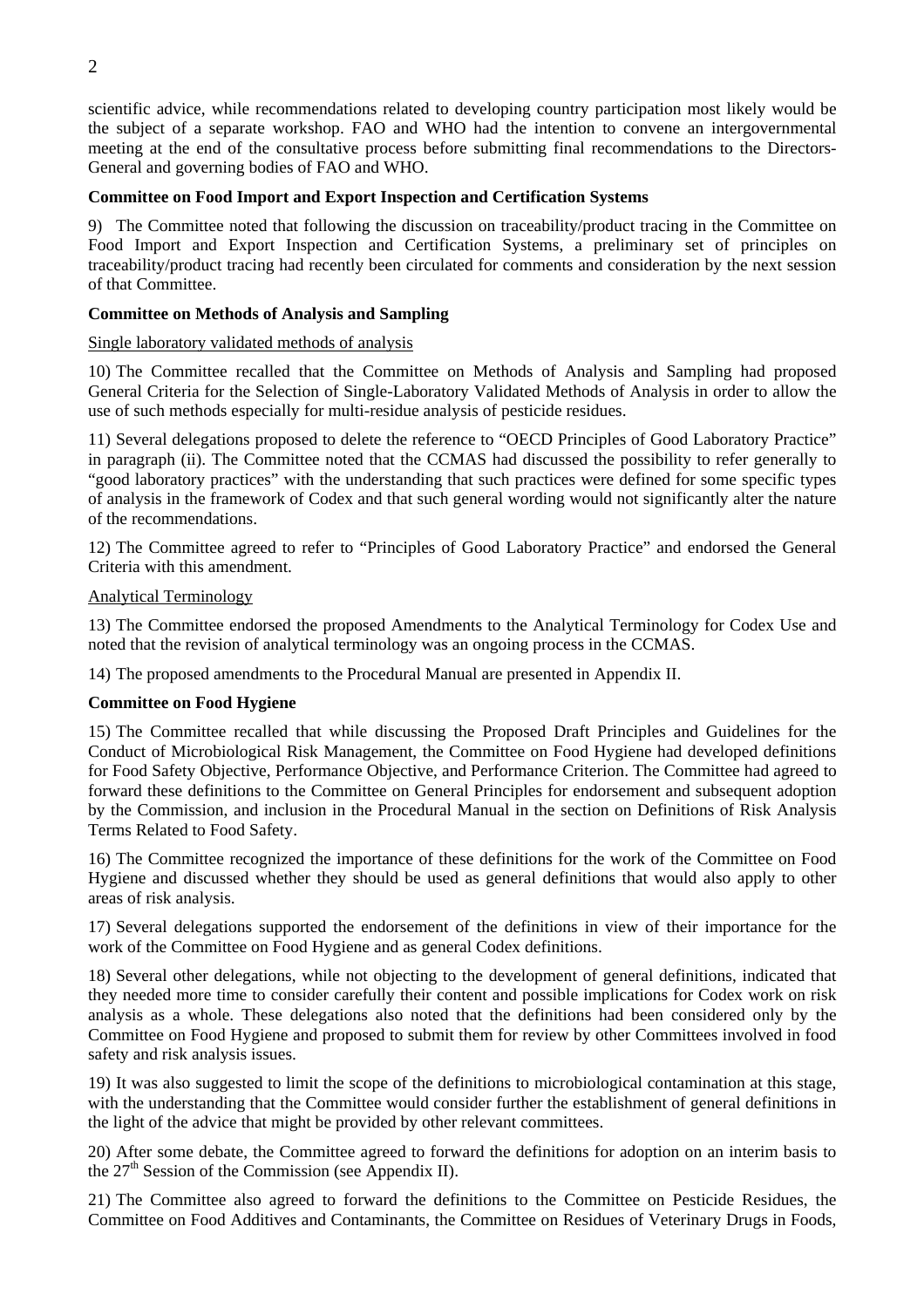scientific advice, while recommendations related to developing country participation most likely would be the subject of a separate workshop. FAO and WHO had the intention to convene an intergovernmental meeting at the end of the consultative process before submitting final recommendations to the Directors-General and governing bodies of FAO and WHO.

**Committee on Food Import and Export Inspection and Certification Systems**

9) The Committee noted that following the discussion on traceability/product tracing in the Committee on Food Import and Export Inspection and Certification Systems, a preliminary set of principles on traceability/product tracing had recently been circulated for comments and consideration by the next session of that Committee.

**Committee on Methods of Analysis and Sampling**

Single laboratory validated methods of analysis

10) The Committee recalled that the Committee on Methods of Analysis and Sampling had proposed General Criteria for the Selection of Single-Laboratory Validated Methods of Analysis in order to allow the use of such methods especially for multi-residue analysis of pesticide residues.

11) Several delegations proposed to delete the reference to "OECD Principles of Good Laboratory Practice" in paragraph (ii). The Committee noted that the CCMAS had discussed the possibility to refer generally to "good laboratory practices" with the understanding that such practices were defined for some specific types of analysis in the framework of Codex and that such general wording would not significantly alter the nature of the recommendations.

12) The Committee agreed to refer to "Principles of Good Laboratory Practice" and endorsed the General Criteria with this amendment.

Analytical Terminology

13) The Committee endorsed the proposed Amendments to the Analytical Terminology for Codex Use and noted that the revision of analytical terminology was an ongoing process in the CCMAS.

14) The proposed amendments to the Procedural Manual are presented in Appendix II.

**Committee on Food Hygiene**

15) The Committee recalled that while discussing the Proposed Draft Principles and Guidelines for the Conduct of Microbiological Risk Management, the Committee on Food Hygiene had developed definitions for Food Safety Objective, Performance Objective, and Performance Criterion. The Committee had agreed to forward these definitions to the Committee on General Principles for endorsement and subsequent adoption by the Commission, and inclusion in the Procedural Manual in the section on Definitions of Risk Analysis Terms Related to Food Safety.

16) The Committee recognized the importance of these definitions for the work of the Committee on Food Hygiene and discussed whether they should be used as general definitions that would also apply to other areas of risk analysis.

17) Several delegations supported the endorsement of the definitions in view of their importance for the work of the Committee on Food Hygiene and as general Codex definitions.

18) Several other delegations, while not objecting to the development of general definitions, indicated that they needed more time to consider carefully their content and possible implications for Codex work on risk analysis as a whole. These delegations also noted that the definitions had been considered only by the Committee on Food Hygiene and proposed to submit them for review by other Committees involved in food safety and risk analysis issues.

19) It was also suggested to limit the scope of the definitions to microbiological contamination at this stage, with the understanding that the Committee would consider further the establishment of general definitions in the light of the advice that might be provided by other relevant committees.

20) After some debate, the Committee agreed to forward the definitions for adoption on an interim basis to the 27th Session of the Commission (see Appendix II).

21) The Committee also agreed to forward the definitions to the Committee on Pesticide Residues, the Committee on Food Additives and Contaminants, the Committee on Residues of Veterinary Drugs in Foods,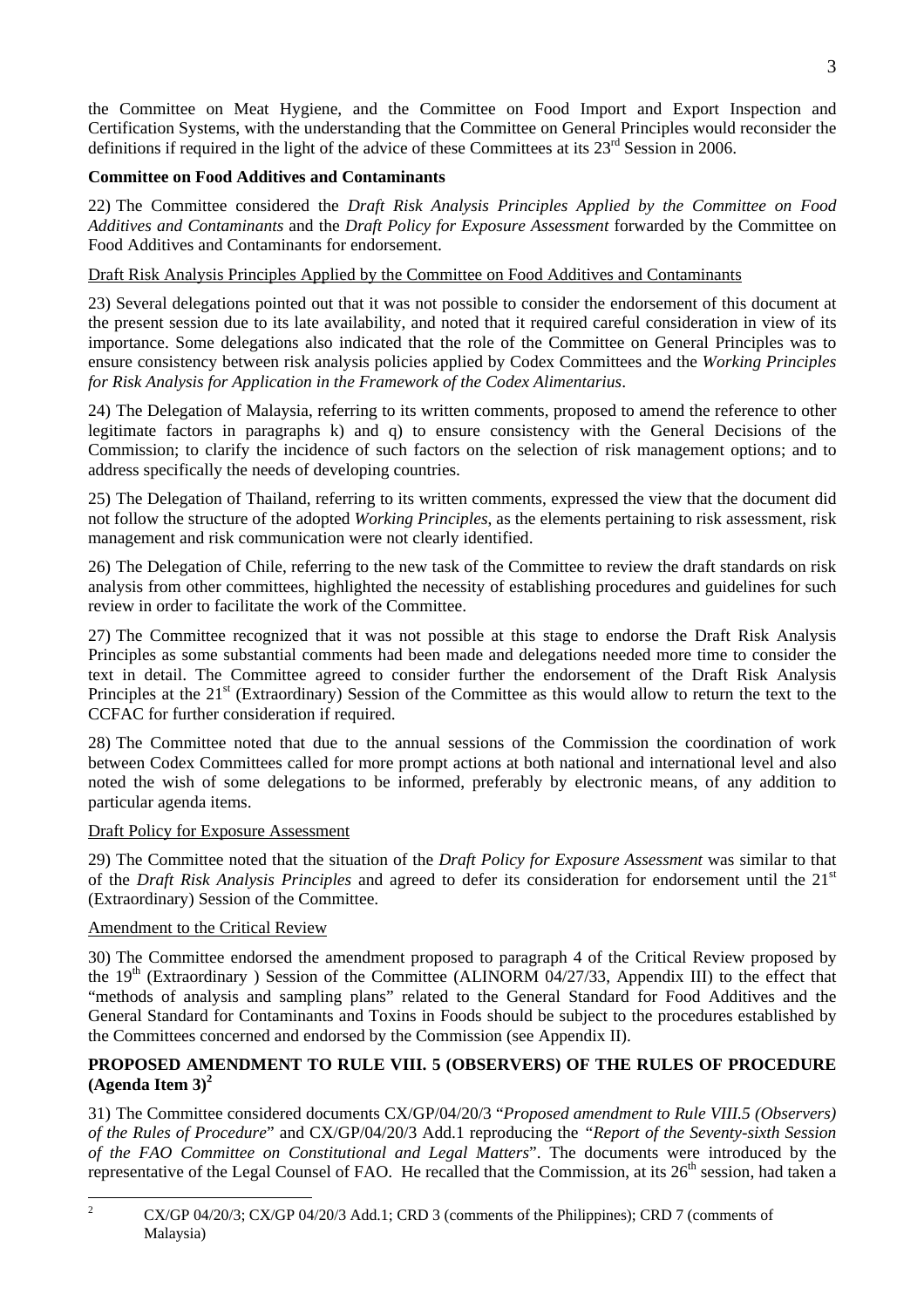the Committee on Meat Hygiene, and the Committee on Food Import and Export Inspection and Certification Systems, with the understanding that the Committee on General Principles would reconsider the definitions if required in the light of the advice of these Committees at its 23rd Session in 2006.

**Committee on Food Additives and Contaminants**

22) The Committee considered the *Draft Risk Analysis Principles Applied by the Committee on Food Additives and Contaminants* and the *Draft Policy for Exposure Assessment* forwarded by the Committee on Food Additives and Contaminants for endorsement.

Draft Risk Analysis Principles Applied by the Committee on Food Additives and Contaminants

23) Several delegations pointed out that it was not possible to consider the endorsement of this document at the present session due to its late availability, and noted that it required careful consideration in view of its importance. Some delegations also indicated that the role of the Committee on General Principles was to ensure consistency between risk analysis policies applied by Codex Committees and the *Working Principles for Risk Analysis for Application in the Framework of the Codex Alimentarius*.

24) The Delegation of Malaysia, referring to its written comments, proposed to amend the reference to other legitimate factors in paragraphs k) and q) to ensure consistency with the General Decisions of the Commission; to clarify the incidence of such factors on the selection of risk management options; and to address specifically the needs of developing countries.

25) The Delegation of Thailand, referring to its written comments, expressed the view that the document did not follow the structure of the adopted *Working Principles*, as the elements pertaining to risk assessment, risk management and risk communication were not clearly identified.

26) The Delegation of Chile, referring to the new task of the Committee to review the draft standards on risk analysis from other committees, highlighted the necessity of establishing procedures and guidelines for such review in order to facilitate the work of the Committee.

27) The Committee recognized that it was not possible at this stage to endorse the Draft Risk Analysis Principles as some substantial comments had been made and delegations needed more time to consider the text in detail. The Committee agreed to consider further the endorsement of the Draft Risk Analysis Principles at the 21st (Extraordinary) Session of the Committee as this would allow to return the text to the CCFAC for further consideration if required.

28) The Committee noted that due to the annual sessions of the Commission the coordination of work between Codex Committees called for more prompt actions at both national and international level and also noted the wish of some delegations to be informed, preferably by electronic means, of any addition to particular agenda items.

Draft Policy for Exposure Assessment

29) The Committee noted that the situation of the *Draft Policy for Exposure Assessment* was similar to that of the *Draft Risk Analysis Principles* and agreed to defer its consideration for endorsement until the 21st (Extraordinary) Session of the Committee.

Amendment to the Critical Review

30) The Committee endorsed the amendment proposed to paragraph 4 of the Critical Review proposed by the 19th (Extraordinary ) Session of the Committee (ALINORM 04/27/33, Appendix III) to the effect that "methods of analysis and sampling plans" related to the General Standard for Food Additives and the General Standard for Contaminants and Toxins in Foods should be subject to the procedures established by the Committees concerned and endorsed by the Commission (see Appendix II).

**PROPOSED AMENDMENT TO RULE VIII. 5 (OBSERVERS) OF THE RULES OF PROCEDURE (Agenda Item 3)[2]**

31) The Committee considered documents CX/GP/04/20/3 "*Proposed amendment to Rule VIII.5 (Observers) of the Rules of Procedure*" and CX/GP/04/20/3 Add.1 reproducing the *"Report of the Seventy-sixth Session of the FAO Committee on Constitutional and Legal Matters*". The documents were introduced by the representative of the Legal Counsel of FAO. He recalled that the Commission, at its 26th session, had taken a

---

[2] CX/GP 04/20/3; CX/GP 04/20/3 Add.1; CRD 3 (comments of the Philippines); CRD 7 (comments of Malaysia)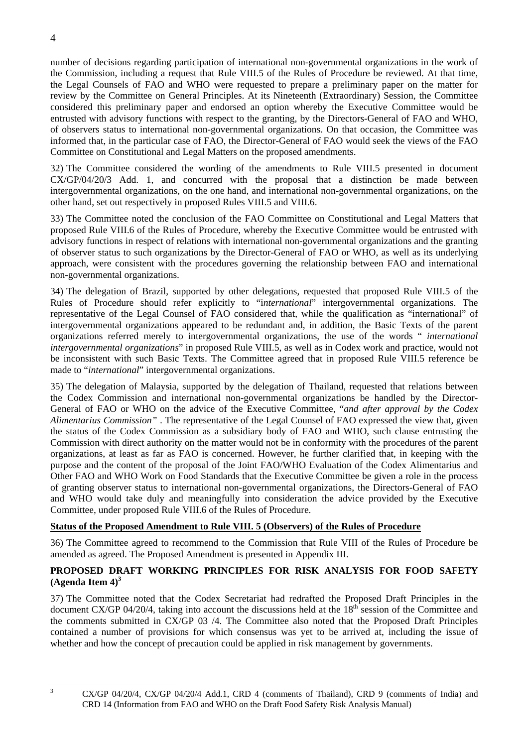number of decisions regarding participation of international non-governmental organizations in the work of the Commission, including a request that Rule VIII.5 of the Rules of Procedure be reviewed. At that time, the Legal Counsels of FAO and WHO were requested to prepare a preliminary paper on the matter for review by the Committee on General Principles. At its Nineteenth (Extraordinary) Session, the Committee considered this preliminary paper and endorsed an option whereby the Executive Committee would be entrusted with advisory functions with respect to the granting, by the Directors-General of FAO and WHO, of observers status to international non-governmental organizations. On that occasion, the Committee was informed that, in the particular case of FAO, the Director-General of FAO would seek the views of the FAO Committee on Constitutional and Legal Matters on the proposed amendments.

32) The Committee considered the wording of the amendments to Rule VIII.5 presented in document CX/GP/04/20/3 Add. 1, and concurred with the proposal that a distinction be made between intergovernmental organizations, on the one hand, and international non-governmental organizations, on the other hand, set out respectively in proposed Rules VIII.5 and VIII.6.

33) The Committee noted the conclusion of the FAO Committee on Constitutional and Legal Matters that proposed Rule VIII.6 of the Rules of Procedure, whereby the Executive Committee would be entrusted with advisory functions in respect of relations with international non-governmental organizations and the granting of observer status to such organizations by the Director-General of FAO or WHO, as well as its underlying approach, were consistent with the procedures governing the relationship between FAO and international non-governmental organizations.

34) The delegation of Brazil, supported by other delegations, requested that proposed Rule VIII.5 of the Rules of Procedure should refer explicitly to "i*nternational*" intergovernmental organizations. The representative of the Legal Counsel of FAO considered that, while the qualification as "international" of intergovernmental organizations appeared to be redundant and, in addition, the Basic Texts of the parent organizations referred merely to intergovernmental organizations, the use of the words " *international intergovernmental organizations*" in proposed Rule VIII.5, as well as in Codex work and practice, would not be inconsistent with such Basic Texts. The Committee agreed that in proposed Rule VIII.5 reference be made to "*international*" intergovernmental organizations.

35) The delegation of Malaysia, supported by the delegation of Thailand, requested that relations between the Codex Commission and international non-governmental organizations be handled by the Director-General of FAO or WHO on the advice of the Executive Committee, "*and after approval by the Codex Alimentarius Commission"* . The representative of the Legal Counsel of FAO expressed the view that, given the status of the Codex Commission as a subsidiary body of FAO and WHO, such clause entrusting the Commission with direct authority on the matter would not be in conformity with the procedures of the parent organizations, at least as far as FAO is concerned. However, he further clarified that, in keeping with the purpose and the content of the proposal of the Joint FAO/WHO Evaluation of the Codex Alimentarius and Other FAO and WHO Work on Food Standards that the Executive Committee be given a role in the process of granting observer status to international non-governmental organizations, the Directors-General of FAO and WHO would take duly and meaningfully into consideration the advice provided by the Executive Committee, under proposed Rule VIII.6 of the Rules of Procedure.

**Status of the Proposed Amendment to Rule VIII. 5 (Observers) of the Rules of Procedure**

36) The Committee agreed to recommend to the Commission that Rule VIII of the Rules of Procedure be amended as agreed. The Proposed Amendment is presented in Appendix III.

## PROPOSED DRAFT WORKING PRINCIPLES FOR RISK ANALYSIS FOR FOOD SAFETY (Agenda Item 4)[3]

37) The Committee noted that the Codex Secretariat had redrafted the Proposed Draft Principles in the document CX/GP 04/20/4, taking into account the discussions held at the 18th session of the Committee and the comments submitted in CX/GP 03 /4. The Committee also noted that the Proposed Draft Principles contained a number of provisions for which consensus was yet to be arrived at, including the issue of whether and how the concept of precaution could be applied in risk management by governments.

---

[3] CX/GP 04/20/4, CX/GP 04/20/4 Add.1, CRD 4 (comments of Thailand), CRD 9 (comments of India) and CRD 14 (Information from FAO and WHO on the Draft Food Safety Risk Analysis Manual)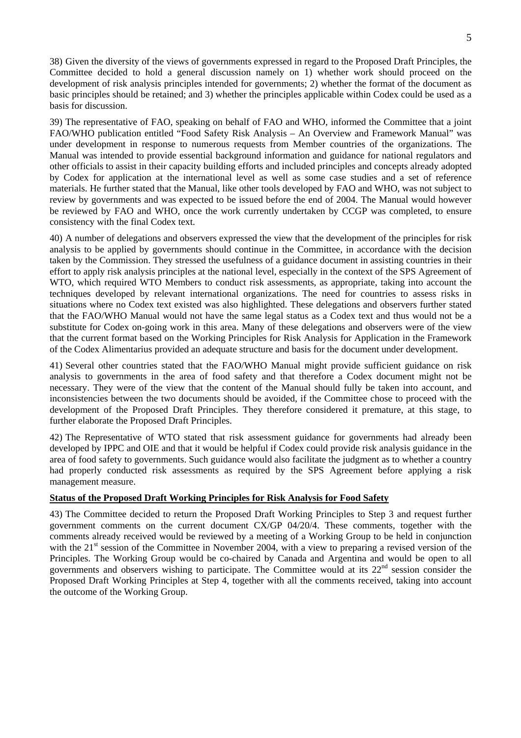38) Given the diversity of the views of governments expressed in regard to the Proposed Draft Principles, the Committee decided to hold a general discussion namely on 1) whether work should proceed on the development of risk analysis principles intended for governments; 2) whether the format of the document as basic principles should be retained; and 3) whether the principles applicable within Codex could be used as a basis for discussion.

39) The representative of FAO, speaking on behalf of FAO and WHO, informed the Committee that a joint FAO/WHO publication entitled "Food Safety Risk Analysis – An Overview and Framework Manual" was under development in response to numerous requests from Member countries of the organizations. The Manual was intended to provide essential background information and guidance for national regulators and other officials to assist in their capacity building efforts and included principles and concepts already adopted by Codex for application at the international level as well as some case studies and a set of reference materials. He further stated that the Manual, like other tools developed by FAO and WHO, was not subject to review by governments and was expected to be issued before the end of 2004. The Manual would however be reviewed by FAO and WHO, once the work currently undertaken by CCGP was completed, to ensure consistency with the final Codex text.

40) A number of delegations and observers expressed the view that the development of the principles for risk analysis to be applied by governments should continue in the Committee, in accordance with the decision taken by the Commission. They stressed the usefulness of a guidance document in assisting countries in their effort to apply risk analysis principles at the national level, especially in the context of the SPS Agreement of WTO, which required WTO Members to conduct risk assessments, as appropriate, taking into account the techniques developed by relevant international organizations. The need for countries to assess risks in situations where no Codex text existed was also highlighted. These delegations and observers further stated that the FAO/WHO Manual would not have the same legal status as a Codex text and thus would not be a substitute for Codex on-going work in this area. Many of these delegations and observers were of the view that the current format based on the Working Principles for Risk Analysis for Application in the Framework of the Codex Alimentarius provided an adequate structure and basis for the document under development.

41) Several other countries stated that the FAO/WHO Manual might provide sufficient guidance on risk analysis to governments in the area of food safety and that therefore a Codex document might not be necessary. They were of the view that the content of the Manual should fully be taken into account, and inconsistencies between the two documents should be avoided, if the Committee chose to proceed with the development of the Proposed Draft Principles. They therefore considered it premature, at this stage, to further elaborate the Proposed Draft Principles.

42) The Representative of WTO stated that risk assessment guidance for governments had already been developed by IPPC and OIE and that it would be helpful if Codex could provide risk analysis guidance in the area of food safety to governments. Such guidance would also facilitate the judgment as to whether a country had properly conducted risk assessments as required by the SPS Agreement before applying a risk management measure.

**Status of the Proposed Draft Working Principles for Risk Analysis for Food Safety**

43) The Committee decided to return the Proposed Draft Working Principles to Step 3 and request further government comments on the current document CX/GP 04/20/4. These comments, together with the comments already received would be reviewed by a meeting of a Working Group to be held in conjunction with the 21st session of the Committee in November 2004, with a view to preparing a revised version of the Principles. The Working Group would be co-chaired by Canada and Argentina and would be open to all governments and observers wishing to participate. The Committee would at its 22nd session consider the Proposed Draft Working Principles at Step 4, together with all the comments received, taking into account the outcome of the Working Group.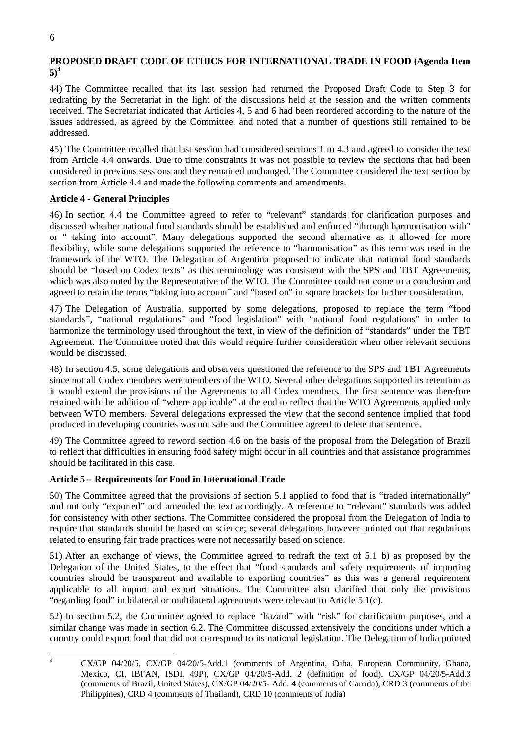## PROPOSED DRAFT CODE OF ETHICS FOR INTERNATIONAL TRADE IN FOOD (Agenda Item 5)[4]

44) The Committee recalled that its last session had returned the Proposed Draft Code to Step 3 for redrafting by the Secretariat in the light of the discussions held at the session and the written comments received. The Secretariat indicated that Articles 4, 5 and 6 had been reordered according to the nature of the issues addressed, as agreed by the Committee, and noted that a number of questions still remained to be addressed.

45) The Committee recalled that last session had considered sections 1 to 4.3 and agreed to consider the text from Article 4.4 onwards. Due to time constraints it was not possible to review the sections that had been considered in previous sessions and they remained unchanged. The Committee considered the text section by section from Article 4.4 and made the following comments and amendments.

### Article 4 - General Principles

46) In section 4.4 the Committee agreed to refer to "relevant" standards for clarification purposes and discussed whether national food standards should be established and enforced "through harmonisation with" or " taking into account". Many delegations supported the second alternative as it allowed for more flexibility, while some delegations supported the reference to "harmonisation" as this term was used in the framework of the WTO. The Delegation of Argentina proposed to indicate that national food standards should be "based on Codex texts" as this terminology was consistent with the SPS and TBT Agreements, which was also noted by the Representative of the WTO. The Committee could not come to a conclusion and agreed to retain the terms "taking into account" and "based on" in square brackets for further consideration.

47) The Delegation of Australia, supported by some delegations, proposed to replace the term "food standards", "national regulations" and "food legislation" with "national food regulations" in order to harmonize the terminology used throughout the text, in view of the definition of "standards" under the TBT Agreement. The Committee noted that this would require further consideration when other relevant sections would be discussed.

48) In section 4.5, some delegations and observers questioned the reference to the SPS and TBT Agreements since not all Codex members were members of the WTO. Several other delegations supported its retention as it would extend the provisions of the Agreements to all Codex members. The first sentence was therefore retained with the addition of "where applicable" at the end to reflect that the WTO Agreements applied only between WTO members. Several delegations expressed the view that the second sentence implied that food produced in developing countries was not safe and the Committee agreed to delete that sentence.

49) The Committee agreed to reword section 4.6 on the basis of the proposal from the Delegation of Brazil to reflect that difficulties in ensuring food safety might occur in all countries and that assistance programmes should be facilitated in this case.

### Article 5 – Requirements for Food in International Trade

50) The Committee agreed that the provisions of section 5.1 applied to food that is "traded internationally" and not only "exported" and amended the text accordingly. A reference to "relevant" standards was added for consistency with other sections. The Committee considered the proposal from the Delegation of India to require that standards should be based on science; several delegations however pointed out that regulations related to ensuring fair trade practices were not necessarily based on science.

51) After an exchange of views, the Committee agreed to redraft the text of 5.1 b) as proposed by the Delegation of the United States, to the effect that "food standards and safety requirements of importing countries should be transparent and available to exporting countries" as this was a general requirement applicable to all import and export situations. The Committee also clarified that only the provisions "regarding food" in bilateral or multilateral agreements were relevant to Article 5.1(c).

52) In section 5.2, the Committee agreed to replace "hazard" with "risk" for clarification purposes, and a similar change was made in section 6.2. The Committee discussed extensively the conditions under which a country could export food that did not correspond to its national legislation. The Delegation of India pointed

---

[4] CX/GP 04/20/5, CX/GP 04/20/5-Add.1 (comments of Argentina, Cuba, European Community, Ghana, Mexico, CI, IBFAN, ISDI, 49P), CX/GP 04/20/5-Add. 2 (definition of food), CX/GP 04/20/5-Add.3 (comments of Brazil, United States), CX/GP 04/20/5- Add. 4 (comments of Canada), CRD 3 (comments of the Philippines), CRD 4 (comments of Thailand), CRD 10 (comments of India)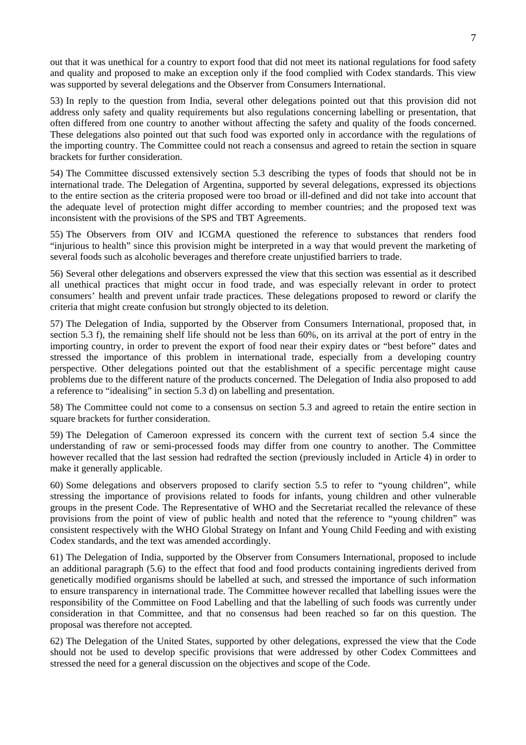out that it was unethical for a country to export food that did not meet its national regulations for food safety and quality and proposed to make an exception only if the food complied with Codex standards. This view was supported by several delegations and the Observer from Consumers International.

53) In reply to the question from India, several other delegations pointed out that this provision did not address only safety and quality requirements but also regulations concerning labelling or presentation, that often differed from one country to another without affecting the safety and quality of the foods concerned. These delegations also pointed out that such food was exported only in accordance with the regulations of the importing country. The Committee could not reach a consensus and agreed to retain the section in square brackets for further consideration.

54) The Committee discussed extensively section 5.3 describing the types of foods that should not be in international trade. The Delegation of Argentina, supported by several delegations, expressed its objections to the entire section as the criteria proposed were too broad or ill-defined and did not take into account that the adequate level of protection might differ according to member countries; and the proposed text was inconsistent with the provisions of the SPS and TBT Agreements.

55) The Observers from OIV and ICGMA questioned the reference to substances that renders food "injurious to health" since this provision might be interpreted in a way that would prevent the marketing of several foods such as alcoholic beverages and therefore create unjustified barriers to trade.

56) Several other delegations and observers expressed the view that this section was essential as it described all unethical practices that might occur in food trade, and was especially relevant in order to protect consumers' health and prevent unfair trade practices. These delegations proposed to reword or clarify the criteria that might create confusion but strongly objected to its deletion.

57) The Delegation of India, supported by the Observer from Consumers International, proposed that, in section 5.3 f), the remaining shelf life should not be less than 60%, on its arrival at the port of entry in the importing country, in order to prevent the export of food near their expiry dates or "best before" dates and stressed the importance of this problem in international trade, especially from a developing country perspective. Other delegations pointed out that the establishment of a specific percentage might cause problems due to the different nature of the products concerned. The Delegation of India also proposed to add a reference to "idealising" in section 5.3 d) on labelling and presentation.

58) The Committee could not come to a consensus on section 5.3 and agreed to retain the entire section in square brackets for further consideration.

59) The Delegation of Cameroon expressed its concern with the current text of section 5.4 since the understanding of raw or semi-processed foods may differ from one country to another. The Committee however recalled that the last session had redrafted the section (previously included in Article 4) in order to make it generally applicable.

60) Some delegations and observers proposed to clarify section 5.5 to refer to "young children", while stressing the importance of provisions related to foods for infants, young children and other vulnerable groups in the present Code. The Representative of WHO and the Secretariat recalled the relevance of these provisions from the point of view of public health and noted that the reference to "young children" was consistent respectively with the WHO Global Strategy on Infant and Young Child Feeding and with existing Codex standards, and the text was amended accordingly.

61) The Delegation of India, supported by the Observer from Consumers International, proposed to include an additional paragraph (5.6) to the effect that food and food products containing ingredients derived from genetically modified organisms should be labelled at such, and stressed the importance of such information to ensure transparency in international trade. The Committee however recalled that labelling issues were the responsibility of the Committee on Food Labelling and that the labelling of such foods was currently under consideration in that Committee, and that no consensus had been reached so far on this question. The proposal was therefore not accepted.

62) The Delegation of the United States, supported by other delegations, expressed the view that the Code should not be used to develop specific provisions that were addressed by other Codex Committees and stressed the need for a general discussion on the objectives and scope of the Code.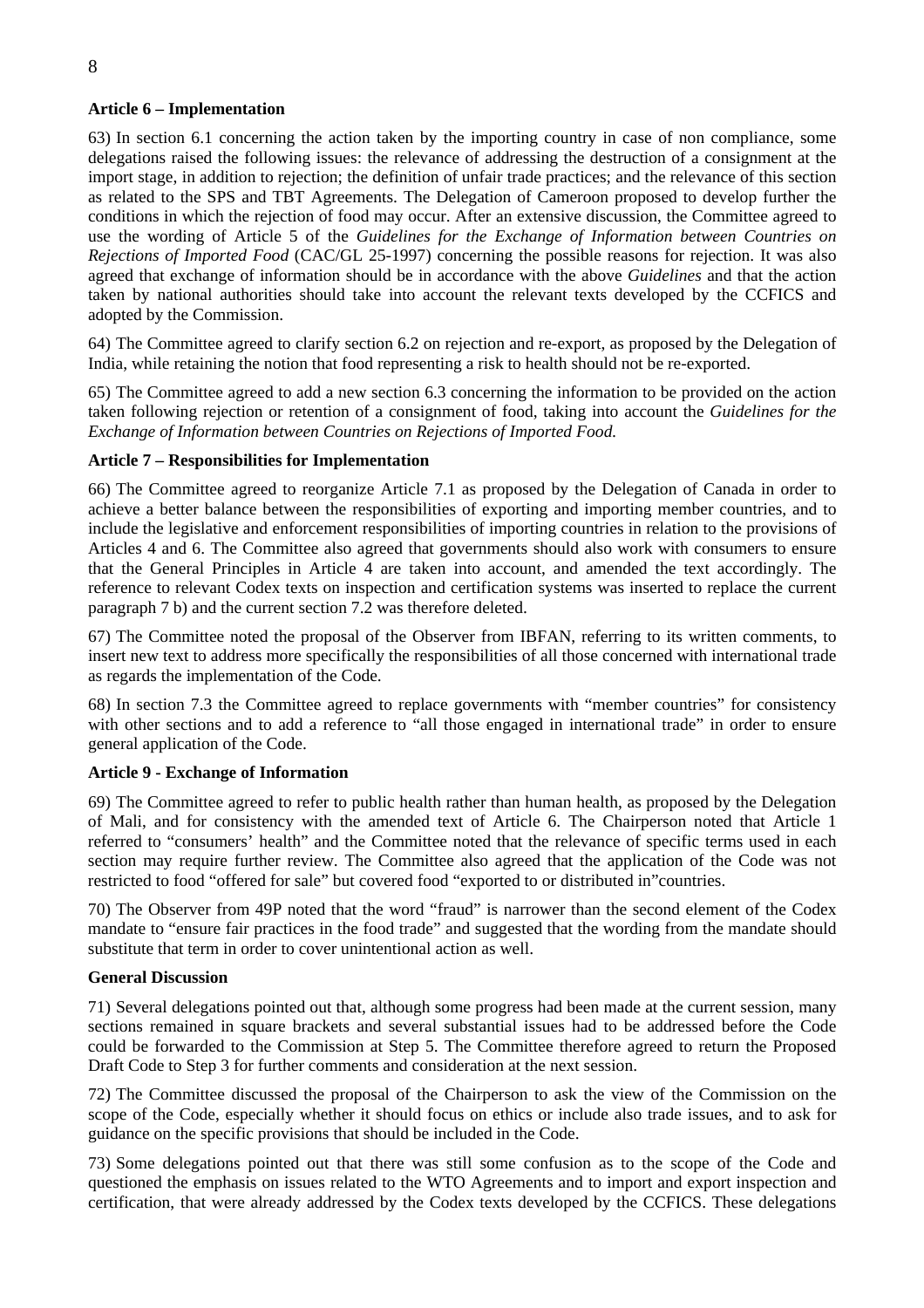**Article 6 – Implementation**

63) In section 6.1 concerning the action taken by the importing country in case of non compliance, some delegations raised the following issues: the relevance of addressing the destruction of a consignment at the import stage, in addition to rejection; the definition of unfair trade practices; and the relevance of this section as related to the SPS and TBT Agreements. The Delegation of Cameroon proposed to develop further the conditions in which the rejection of food may occur. After an extensive discussion, the Committee agreed to use the wording of Article 5 of the *Guidelines for the Exchange of Information between Countries on Rejections of Imported Food* (CAC/GL 25-1997) concerning the possible reasons for rejection. It was also agreed that exchange of information should be in accordance with the above *Guidelines* and that the action taken by national authorities should take into account the relevant texts developed by the CCFICS and adopted by the Commission.

64) The Committee agreed to clarify section 6.2 on rejection and re-export, as proposed by the Delegation of India, while retaining the notion that food representing a risk to health should not be re-exported.

65) The Committee agreed to add a new section 6.3 concerning the information to be provided on the action taken following rejection or retention of a consignment of food, taking into account the *Guidelines for the Exchange of Information between Countries on Rejections of Imported Food.*

**Article 7 – Responsibilities for Implementation**

66) The Committee agreed to reorganize Article 7.1 as proposed by the Delegation of Canada in order to achieve a better balance between the responsibilities of exporting and importing member countries, and to include the legislative and enforcement responsibilities of importing countries in relation to the provisions of Articles 4 and 6. The Committee also agreed that governments should also work with consumers to ensure that the General Principles in Article 4 are taken into account, and amended the text accordingly. The reference to relevant Codex texts on inspection and certification systems was inserted to replace the current paragraph 7 b) and the current section 7.2 was therefore deleted.

67) The Committee noted the proposal of the Observer from IBFAN, referring to its written comments, to insert new text to address more specifically the responsibilities of all those concerned with international trade as regards the implementation of the Code.

68) In section 7.3 the Committee agreed to replace governments with "member countries" for consistency with other sections and to add a reference to "all those engaged in international trade" in order to ensure general application of the Code.

**Article 9 - Exchange of Information**

69) The Committee agreed to refer to public health rather than human health, as proposed by the Delegation of Mali, and for consistency with the amended text of Article 6. The Chairperson noted that Article 1 referred to "consumers' health" and the Committee noted that the relevance of specific terms used in each section may require further review. The Committee also agreed that the application of the Code was not restricted to food "offered for sale" but covered food "exported to or distributed in"countries.

70) The Observer from 49P noted that the word "fraud" is narrower than the second element of the Codex mandate to "ensure fair practices in the food trade" and suggested that the wording from the mandate should substitute that term in order to cover unintentional action as well.

**General Discussion**

71) Several delegations pointed out that, although some progress had been made at the current session, many sections remained in square brackets and several substantial issues had to be addressed before the Code could be forwarded to the Commission at Step 5. The Committee therefore agreed to return the Proposed Draft Code to Step 3 for further comments and consideration at the next session.

72) The Committee discussed the proposal of the Chairperson to ask the view of the Commission on the scope of the Code, especially whether it should focus on ethics or include also trade issues, and to ask for guidance on the specific provisions that should be included in the Code.

73) Some delegations pointed out that there was still some confusion as to the scope of the Code and questioned the emphasis on issues related to the WTO Agreements and to import and export inspection and certification, that were already addressed by the Codex texts developed by the CCFICS. These delegations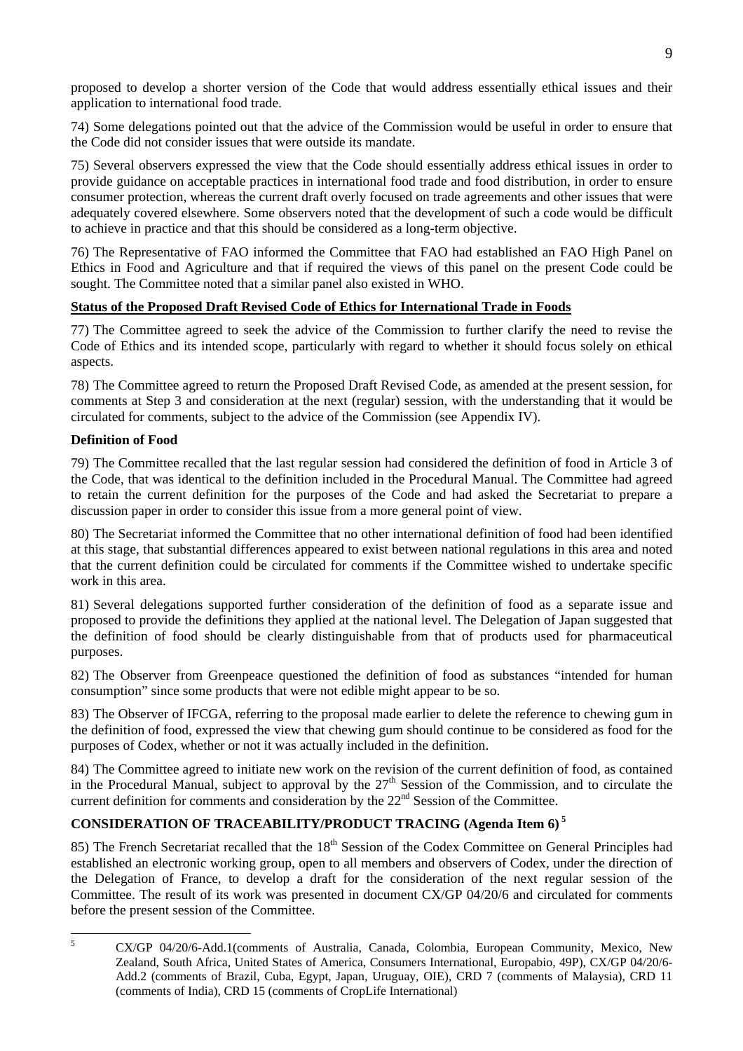proposed to develop a shorter version of the Code that would address essentially ethical issues and their application to international food trade.

74) Some delegations pointed out that the advice of the Commission would be useful in order to ensure that the Code did not consider issues that were outside its mandate.

75) Several observers expressed the view that the Code should essentially address ethical issues in order to provide guidance on acceptable practices in international food trade and food distribution, in order to ensure consumer protection, whereas the current draft overly focused on trade agreements and other issues that were adequately covered elsewhere. Some observers noted that the development of such a code would be difficult to achieve in practice and that this should be considered as a long-term objective.

76) The Representative of FAO informed the Committee that FAO had established an FAO High Panel on Ethics in Food and Agriculture and that if required the views of this panel on the present Code could be sought. The Committee noted that a similar panel also existed in WHO.

**Status of the Proposed Draft Revised Code of Ethics for International Trade in Foods**

77) The Committee agreed to seek the advice of the Commission to further clarify the need to revise the Code of Ethics and its intended scope, particularly with regard to whether it should focus solely on ethical aspects.

78) The Committee agreed to return the Proposed Draft Revised Code, as amended at the present session, for comments at Step 3 and consideration at the next (regular) session, with the understanding that it would be circulated for comments, subject to the advice of the Commission (see Appendix IV).

**Definition of Food**

79) The Committee recalled that the last regular session had considered the definition of food in Article 3 of the Code, that was identical to the definition included in the Procedural Manual. The Committee had agreed to retain the current definition for the purposes of the Code and had asked the Secretariat to prepare a discussion paper in order to consider this issue from a more general point of view.

80) The Secretariat informed the Committee that no other international definition of food had been identified at this stage, that substantial differences appeared to exist between national regulations in this area and noted that the current definition could be circulated for comments if the Committee wished to undertake specific work in this area.

81) Several delegations supported further consideration of the definition of food as a separate issue and proposed to provide the definitions they applied at the national level. The Delegation of Japan suggested that the definition of food should be clearly distinguishable from that of products used for pharmaceutical purposes.

82) The Observer from Greenpeace questioned the definition of food as substances "intended for human consumption" since some products that were not edible might appear to be so.

83) The Observer of IFCGA, referring to the proposal made earlier to delete the reference to chewing gum in the definition of food, expressed the view that chewing gum should continue to be considered as food for the purposes of Codex, whether or not it was actually included in the definition.

84) The Committee agreed to initiate new work on the revision of the current definition of food, as contained in the Procedural Manual, subject to approval by the 27th Session of the Commission, and to circulate the current definition for comments and consideration by the 22nd Session of the Committee.

## CONSIDERATION OF TRACEABILITY/PRODUCT TRACING (Agenda Item 6) [5]

85) The French Secretariat recalled that the 18th Session of the Codex Committee on General Principles had established an electronic working group, open to all members and observers of Codex, under the direction of the Delegation of France, to develop a draft for the consideration of the next regular session of the Committee. The result of its work was presented in document CX/GP 04/20/6 and circulated for comments before the present session of the Committee.

---

[5] CX/GP 04/20/6-Add.1(comments of Australia, Canada, Colombia, European Community, Mexico, New Zealand, South Africa, United States of America, Consumers International, Europabio, 49P), CX/GP 04/20/6-Add.2 (comments of Brazil, Cuba, Egypt, Japan, Uruguay, OIE), CRD 7 (comments of Malaysia), CRD 11 (comments of India), CRD 15 (comments of CropLife International)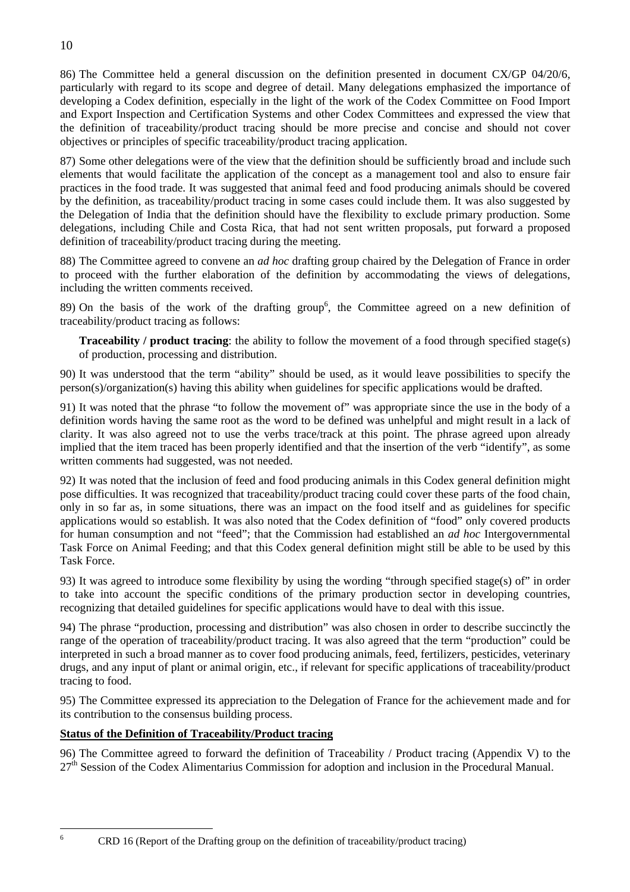86) The Committee held a general discussion on the definition presented in document CX/GP 04/20/6, particularly with regard to its scope and degree of detail. Many delegations emphasized the importance of developing a Codex definition, especially in the light of the work of the Codex Committee on Food Import and Export Inspection and Certification Systems and other Codex Committees and expressed the view that the definition of traceability/product tracing should be more precise and concise and should not cover objectives or principles of specific traceability/product tracing application.

87) Some other delegations were of the view that the definition should be sufficiently broad and include such elements that would facilitate the application of the concept as a management tool and also to ensure fair practices in the food trade. It was suggested that animal feed and food producing animals should be covered by the definition, as traceability/product tracing in some cases could include them. It was also suggested by the Delegation of India that the definition should have the flexibility to exclude primary production. Some delegations, including Chile and Costa Rica, that had not sent written proposals, put forward a proposed definition of traceability/product tracing during the meeting.

88) The Committee agreed to convene an *ad hoc* drafting group chaired by the Delegation of France in order to proceed with the further elaboration of the definition by accommodating the views of delegations, including the written comments received.

89) On the basis of the work of the drafting group[6], the Committee agreed on a new definition of traceability/product tracing as follows:

> **Traceability / product tracing**: the ability to follow the movement of a food through specified stage(s) of production, processing and distribution.

90) It was understood that the term "ability" should be used, as it would leave possibilities to specify the person(s)/organization(s) having this ability when guidelines for specific applications would be drafted.

91) It was noted that the phrase "to follow the movement of" was appropriate since the use in the body of a definition words having the same root as the word to be defined was unhelpful and might result in a lack of clarity. It was also agreed not to use the verbs trace/track at this point. The phrase agreed upon already implied that the item traced has been properly identified and that the insertion of the verb "identify", as some written comments had suggested, was not needed.

92) It was noted that the inclusion of feed and food producing animals in this Codex general definition might pose difficulties. It was recognized that traceability/product tracing could cover these parts of the food chain, only in so far as, in some situations, there was an impact on the food itself and as guidelines for specific applications would so establish. It was also noted that the Codex definition of "food" only covered products for human consumption and not "feed"; that the Commission had established an *ad hoc* Intergovernmental Task Force on Animal Feeding; and that this Codex general definition might still be able to be used by this Task Force.

93) It was agreed to introduce some flexibility by using the wording "through specified stage(s) of" in order to take into account the specific conditions of the primary production sector in developing countries, recognizing that detailed guidelines for specific applications would have to deal with this issue.

94) The phrase "production, processing and distribution" was also chosen in order to describe succinctly the range of the operation of traceability/product tracing. It was also agreed that the term "production" could be interpreted in such a broad manner as to cover food producing animals, feed, fertilizers, pesticides, veterinary drugs, and any input of plant or animal origin, etc., if relevant for specific applications of traceability/product tracing to food.

95) The Committee expressed its appreciation to the Delegation of France for the achievement made and for its contribution to the consensus building process.

**Status of the Definition of Traceability/Product tracing**

96) The Committee agreed to forward the definition of Traceability / Product tracing (Appendix V) to the 27th Session of the Codex Alimentarius Commission for adoption and inclusion in the Procedural Manual.

---

[6] CRD 16 (Report of the Drafting group on the definition of traceability/product tracing)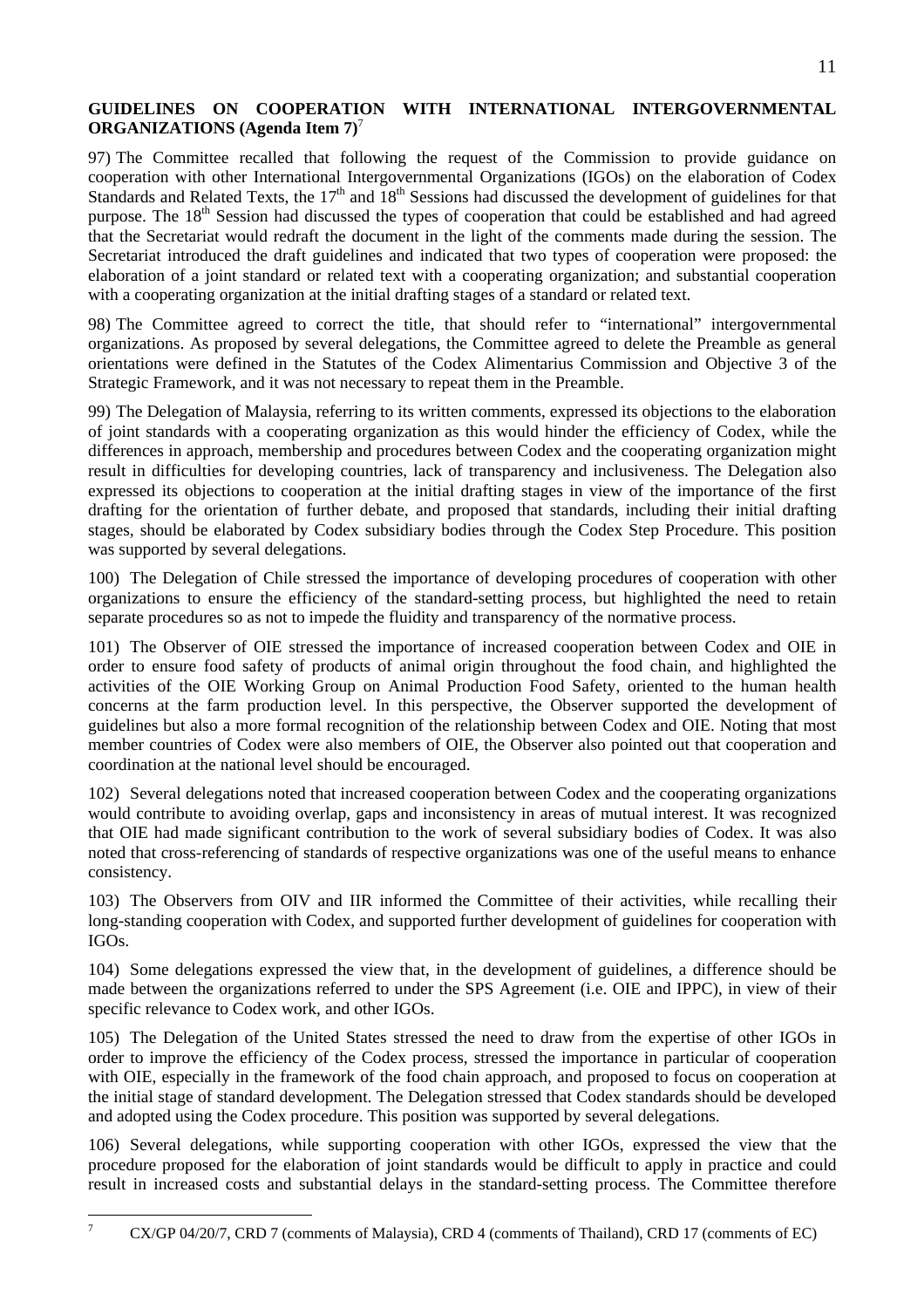## GUIDELINES ON COOPERATION WITH INTERNATIONAL INTERGOVERNMENTAL ORGANIZATIONS (Agenda Item 7)[7]

97) The Committee recalled that following the request of the Commission to provide guidance on cooperation with other International Intergovernmental Organizations (IGOs) on the elaboration of Codex Standards and Related Texts, the 17th and 18th Sessions had discussed the development of guidelines for that purpose. The 18th Session had discussed the types of cooperation that could be established and had agreed that the Secretariat would redraft the document in the light of the comments made during the session. The Secretariat introduced the draft guidelines and indicated that two types of cooperation were proposed: the elaboration of a joint standard or related text with a cooperating organization; and substantial cooperation with a cooperating organization at the initial drafting stages of a standard or related text.

98) The Committee agreed to correct the title, that should refer to "international" intergovernmental organizations. As proposed by several delegations, the Committee agreed to delete the Preamble as general orientations were defined in the Statutes of the Codex Alimentarius Commission and Objective 3 of the Strategic Framework, and it was not necessary to repeat them in the Preamble.

99) The Delegation of Malaysia, referring to its written comments, expressed its objections to the elaboration of joint standards with a cooperating organization as this would hinder the efficiency of Codex, while the differences in approach, membership and procedures between Codex and the cooperating organization might result in difficulties for developing countries, lack of transparency and inclusiveness. The Delegation also expressed its objections to cooperation at the initial drafting stages in view of the importance of the first drafting for the orientation of further debate, and proposed that standards, including their initial drafting stages, should be elaborated by Codex subsidiary bodies through the Codex Step Procedure. This position was supported by several delegations.

100) The Delegation of Chile stressed the importance of developing procedures of cooperation with other organizations to ensure the efficiency of the standard-setting process, but highlighted the need to retain separate procedures so as not to impede the fluidity and transparency of the normative process.

101) The Observer of OIE stressed the importance of increased cooperation between Codex and OIE in order to ensure food safety of products of animal origin throughout the food chain, and highlighted the activities of the OIE Working Group on Animal Production Food Safety, oriented to the human health concerns at the farm production level. In this perspective, the Observer supported the development of guidelines but also a more formal recognition of the relationship between Codex and OIE. Noting that most member countries of Codex were also members of OIE, the Observer also pointed out that cooperation and coordination at the national level should be encouraged.

102) Several delegations noted that increased cooperation between Codex and the cooperating organizations would contribute to avoiding overlap, gaps and inconsistency in areas of mutual interest. It was recognized that OIE had made significant contribution to the work of several subsidiary bodies of Codex. It was also noted that cross-referencing of standards of respective organizations was one of the useful means to enhance consistency.

103) The Observers from OIV and IIR informed the Committee of their activities, while recalling their long-standing cooperation with Codex, and supported further development of guidelines for cooperation with IGOs.

104) Some delegations expressed the view that, in the development of guidelines, a difference should be made between the organizations referred to under the SPS Agreement (i.e. OIE and IPPC), in view of their specific relevance to Codex work, and other IGOs.

105) The Delegation of the United States stressed the need to draw from the expertise of other IGOs in order to improve the efficiency of the Codex process, stressed the importance in particular of cooperation with OIE, especially in the framework of the food chain approach, and proposed to focus on cooperation at the initial stage of standard development. The Delegation stressed that Codex standards should be developed and adopted using the Codex procedure. This position was supported by several delegations.

106) Several delegations, while supporting cooperation with other IGOs, expressed the view that the procedure proposed for the elaboration of joint standards would be difficult to apply in practice and could result in increased costs and substantial delays in the standard-setting process. The Committee therefore

---

[7] CX/GP 04/20/7, CRD 7 (comments of Malaysia), CRD 4 (comments of Thailand), CRD 17 (comments of EC)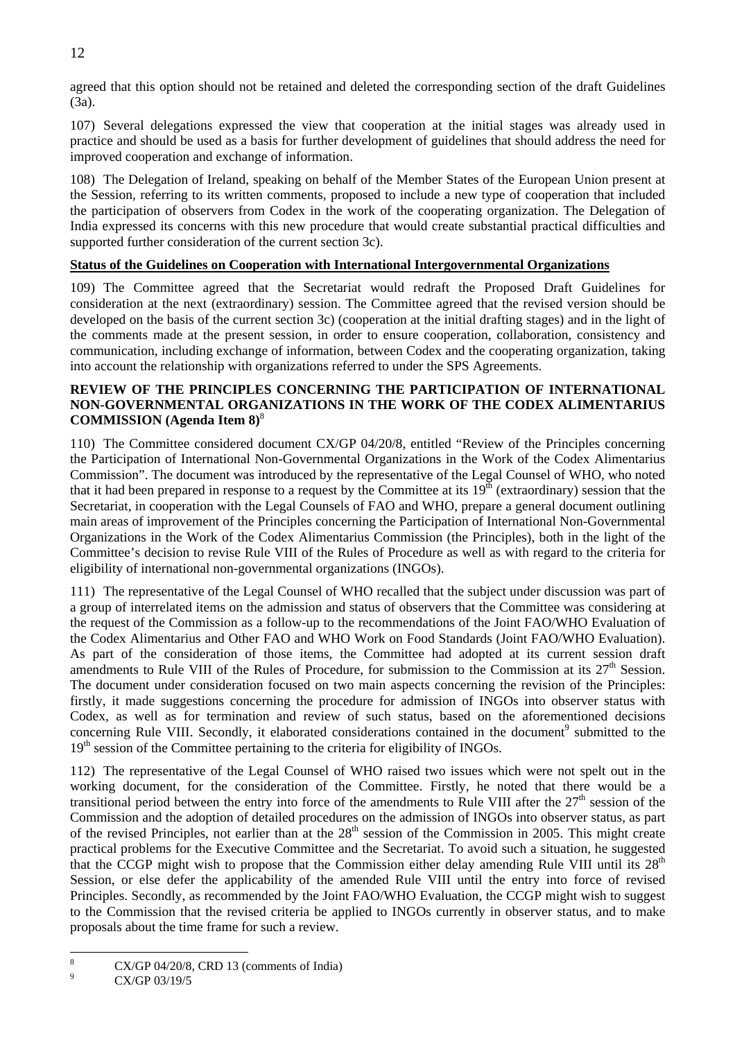agreed that this option should not be retained and deleted the corresponding section of the draft Guidelines (3a).

107) Several delegations expressed the view that cooperation at the initial stages was already used in practice and should be used as a basis for further development of guidelines that should address the need for improved cooperation and exchange of information.

108) The Delegation of Ireland, speaking on behalf of the Member States of the European Union present at the Session, referring to its written comments, proposed to include a new type of cooperation that included the participation of observers from Codex in the work of the cooperating organization. The Delegation of India expressed its concerns with this new procedure that would create substantial practical difficulties and supported further consideration of the current section 3c).

**Status of the Guidelines on Cooperation with International Intergovernmental Organizations**

109) The Committee agreed that the Secretariat would redraft the Proposed Draft Guidelines for consideration at the next (extraordinary) session. The Committee agreed that the revised version should be developed on the basis of the current section 3c) (cooperation at the initial drafting stages) and in the light of the comments made at the present session, in order to ensure cooperation, collaboration, consistency and communication, including exchange of information, between Codex and the cooperating organization, taking into account the relationship with organizations referred to under the SPS Agreements.

**REVIEW OF THE PRINCIPLES CONCERNING THE PARTICIPATION OF INTERNATIONAL NON-GOVERNMENTAL ORGANIZATIONS IN THE WORK OF THE CODEX ALIMENTARIUS COMMISSION (Agenda Item 8)**[8]

110) The Committee considered document CX/GP 04/20/8, entitled "Review of the Principles concerning the Participation of International Non-Governmental Organizations in the Work of the Codex Alimentarius Commission". The document was introduced by the representative of the Legal Counsel of WHO, who noted that it had been prepared in response to a request by the Committee at its 19th (extraordinary) session that the Secretariat, in cooperation with the Legal Counsels of FAO and WHO, prepare a general document outlining main areas of improvement of the Principles concerning the Participation of International Non-Governmental Organizations in the Work of the Codex Alimentarius Commission (the Principles), both in the light of the Committee's decision to revise Rule VIII of the Rules of Procedure as well as with regard to the criteria for eligibility of international non-governmental organizations (INGOs).

111) The representative of the Legal Counsel of WHO recalled that the subject under discussion was part of a group of interrelated items on the admission and status of observers that the Committee was considering at the request of the Commission as a follow-up to the recommendations of the Joint FAO/WHO Evaluation of the Codex Alimentarius and Other FAO and WHO Work on Food Standards (Joint FAO/WHO Evaluation). As part of the consideration of those items, the Committee had adopted at its current session draft amendments to Rule VIII of the Rules of Procedure, for submission to the Commission at its 27th Session. The document under consideration focused on two main aspects concerning the revision of the Principles: firstly, it made suggestions concerning the procedure for admission of INGOs into observer status with Codex, as well as for termination and review of such status, based on the aforementioned decisions concerning Rule VIII. Secondly, it elaborated considerations contained in the document[9] submitted to the 19th session of the Committee pertaining to the criteria for eligibility of INGOs.

112) The representative of the Legal Counsel of WHO raised two issues which were not spelt out in the working document, for the consideration of the Committee. Firstly, he noted that there would be a transitional period between the entry into force of the amendments to Rule VIII after the 27th session of the Commission and the adoption of detailed procedures on the admission of INGOs into observer status, as part of the revised Principles, not earlier than at the 28th session of the Commission in 2005. This might create practical problems for the Executive Committee and the Secretariat. To avoid such a situation, he suggested that the CCGP might wish to propose that the Commission either delay amending Rule VIII until its 28th Session, or else defer the applicability of the amended Rule VIII until the entry into force of revised Principles. Secondly, as recommended by the Joint FAO/WHO Evaluation, the CCGP might wish to suggest to the Commission that the revised criteria be applied to INGOs currently in observer status, and to make proposals about the time frame for such a review.

---

[8] CX/GP 04/20/8, CRD 13 (comments of India)

[9] CX/GP 03/19/5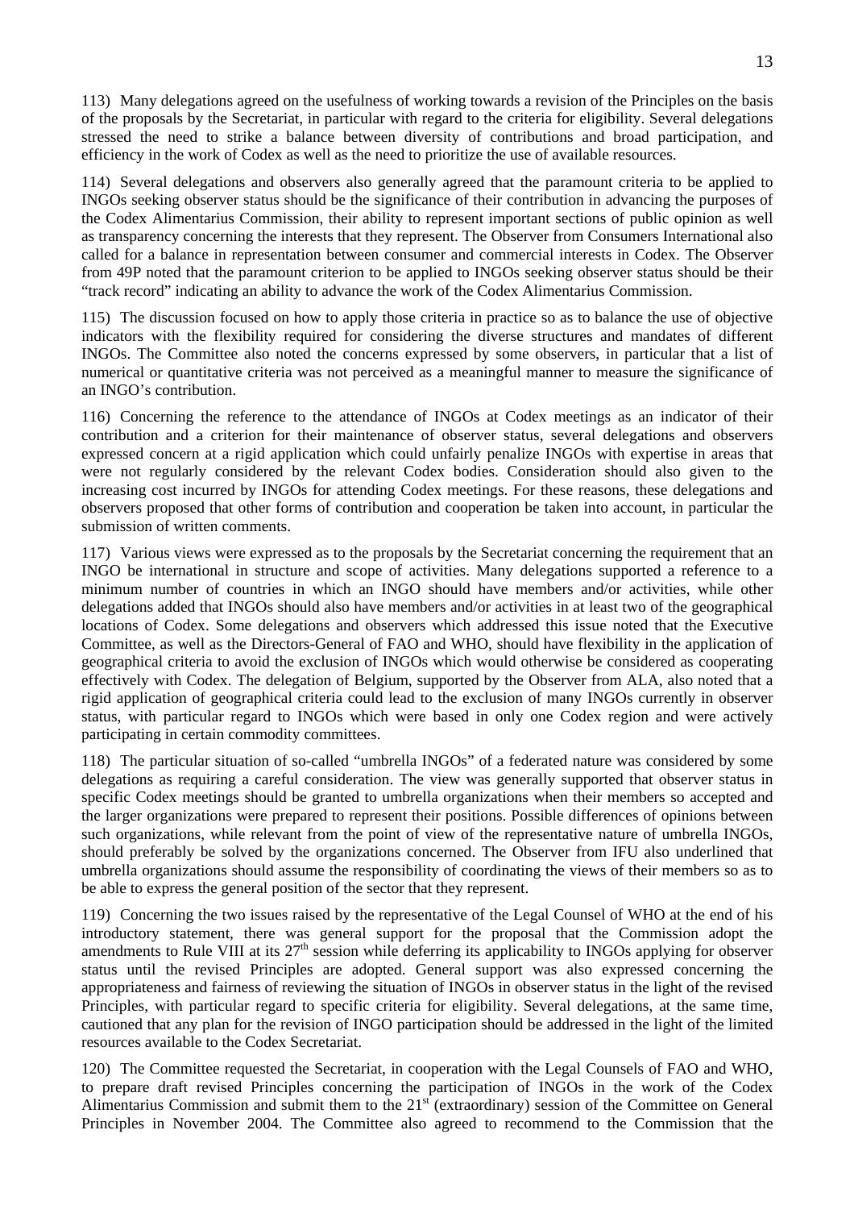113) Many delegations agreed on the usefulness of working towards a revision of the Principles on the basis of the proposals by the Secretariat, in particular with regard to the criteria for eligibility. Several delegations stressed the need to strike a balance between diversity of contributions and broad participation, and efficiency in the work of Codex as well as the need to prioritize the use of available resources.

114) Several delegations and observers also generally agreed that the paramount criteria to be applied to INGOs seeking observer status should be the significance of their contribution in advancing the purposes of the Codex Alimentarius Commission, their ability to represent important sections of public opinion as well as transparency concerning the interests that they represent. The Observer from Consumers International also called for a balance in representation between consumer and commercial interests in Codex. The Observer from 49P noted that the paramount criterion to be applied to INGOs seeking observer status should be their "track record" indicating an ability to advance the work of the Codex Alimentarius Commission.

115) The discussion focused on how to apply those criteria in practice so as to balance the use of objective indicators with the flexibility required for considering the diverse structures and mandates of different INGOs. The Committee also noted the concerns expressed by some observers, in particular that a list of numerical or quantitative criteria was not perceived as a meaningful manner to measure the significance of an INGO's contribution.

116) Concerning the reference to the attendance of INGOs at Codex meetings as an indicator of their contribution and a criterion for their maintenance of observer status, several delegations and observers expressed concern at a rigid application which could unfairly penalize INGOs with expertise in areas that were not regularly considered by the relevant Codex bodies. Consideration should also given to the increasing cost incurred by INGOs for attending Codex meetings. For these reasons, these delegations and observers proposed that other forms of contribution and cooperation be taken into account, in particular the submission of written comments.

117) Various views were expressed as to the proposals by the Secretariat concerning the requirement that an INGO be international in structure and scope of activities. Many delegations supported a reference to a minimum number of countries in which an INGO should have members and/or activities, while other delegations added that INGOs should also have members and/or activities in at least two of the geographical locations of Codex. Some delegations and observers which addressed this issue noted that the Executive Committee, as well as the Directors-General of FAO and WHO, should have flexibility in the application of geographical criteria to avoid the exclusion of INGOs which would otherwise be considered as cooperating effectively with Codex. The delegation of Belgium, supported by the Observer from ALA, also noted that a rigid application of geographical criteria could lead to the exclusion of many INGOs currently in observer status, with particular regard to INGOs which were based in only one Codex region and were actively participating in certain commodity committees.

118) The particular situation of so-called "umbrella INGOs" of a federated nature was considered by some delegations as requiring a careful consideration. The view was generally supported that observer status in specific Codex meetings should be granted to umbrella organizations when their members so accepted and the larger organizations were prepared to represent their positions. Possible differences of opinions between such organizations, while relevant from the point of view of the representative nature of umbrella INGOs, should preferably be solved by the organizations concerned. The Observer from IFU also underlined that umbrella organizations should assume the responsibility of coordinating the views of their members so as to be able to express the general position of the sector that they represent.

119) Concerning the two issues raised by the representative of the Legal Counsel of WHO at the end of his introductory statement, there was general support for the proposal that the Commission adopt the amendments to Rule VIII at its 27th session while deferring its applicability to INGOs applying for observer status until the revised Principles are adopted. General support was also expressed concerning the appropriateness and fairness of reviewing the situation of INGOs in observer status in the light of the revised Principles, with particular regard to specific criteria for eligibility. Several delegations, at the same time, cautioned that any plan for the revision of INGO participation should be addressed in the light of the limited resources available to the Codex Secretariat.

120) The Committee requested the Secretariat, in cooperation with the Legal Counsels of FAO and WHO, to prepare draft revised Principles concerning the participation of INGOs in the work of the Codex Alimentarius Commission and submit them to the 21st (extraordinary) session of the Committee on General Principles in November 2004. The Committee also agreed to recommend to the Commission that the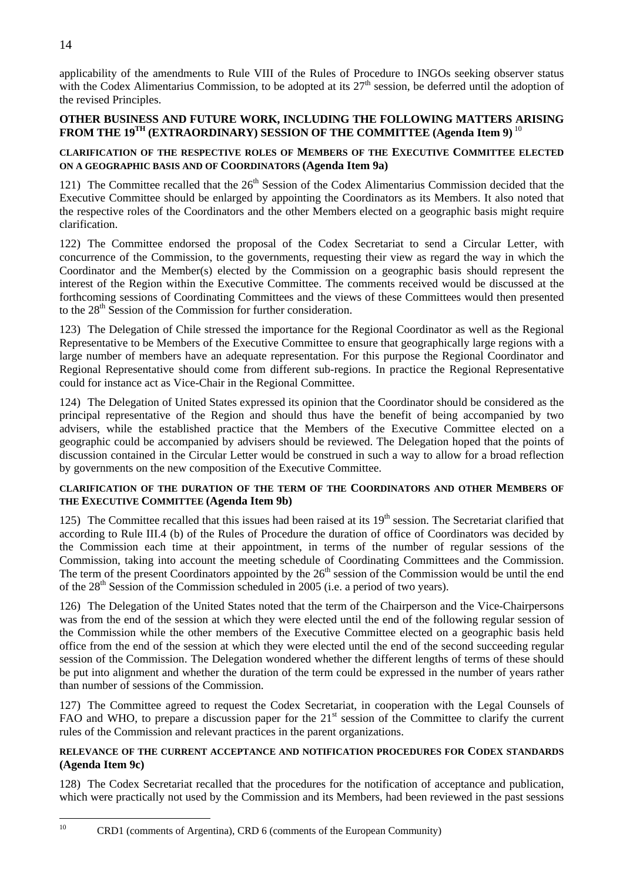applicability of the amendments to Rule VIII of the Rules of Procedure to INGOs seeking observer status with the Codex Alimentarius Commission, to be adopted at its 27[th] session, be deferred until the adoption of the revised Principles.

## OTHER BUSINESS AND FUTURE WORK, INCLUDING THE FOLLOWING MATTERS ARISING FROM THE 19[TH] (EXTRAORDINARY) SESSION OF THE COMMITTEE (Agenda Item 9) [10]

### CLARIFICATION OF THE RESPECTIVE ROLES OF MEMBERS OF THE EXECUTIVE COMMITTEE ELECTED ON A GEOGRAPHIC BASIS AND OF COORDINATORS (Agenda Item 9a)

121) The Committee recalled that the 26[th] Session of the Codex Alimentarius Commission decided that the Executive Committee should be enlarged by appointing the Coordinators as its Members. It also noted that the respective roles of the Coordinators and the other Members elected on a geographic basis might require clarification.

122) The Committee endorsed the proposal of the Codex Secretariat to send a Circular Letter, with concurrence of the Commission, to the governments, requesting their view as regard the way in which the Coordinator and the Member(s) elected by the Commission on a geographic basis should represent the interest of the Region within the Executive Committee. The comments received would be discussed at the forthcoming sessions of Coordinating Committees and the views of these Committees would then presented to the 28[th] Session of the Commission for further consideration.

123) The Delegation of Chile stressed the importance for the Regional Coordinator as well as the Regional Representative to be Members of the Executive Committee to ensure that geographically large regions with a large number of members have an adequate representation. For this purpose the Regional Coordinator and Regional Representative should come from different sub-regions. In practice the Regional Representative could for instance act as Vice-Chair in the Regional Committee.

124) The Delegation of United States expressed its opinion that the Coordinator should be considered as the principal representative of the Region and should thus have the benefit of being accompanied by two advisers, while the established practice that the Members of the Executive Committee elected on a geographic could be accompanied by advisers should be reviewed. The Delegation hoped that the points of discussion contained in the Circular Letter would be construed in such a way to allow for a broad reflection by governments on the new composition of the Executive Committee.

### CLARIFICATION OF THE DURATION OF THE TERM OF THE COORDINATORS AND OTHER MEMBERS OF THE EXECUTIVE COMMITTEE (Agenda Item 9b)

125) The Committee recalled that this issues had been raised at its 19[th] session. The Secretariat clarified that according to Rule III.4 (b) of the Rules of Procedure the duration of office of Coordinators was decided by the Commission each time at their appointment, in terms of the number of regular sessions of the Commission, taking into account the meeting schedule of Coordinating Committees and the Commission. The term of the present Coordinators appointed by the 26[th] session of the Commission would be until the end of the 28[th] Session of the Commission scheduled in 2005 (i.e. a period of two years).

126) The Delegation of the United States noted that the term of the Chairperson and the Vice-Chairpersons was from the end of the session at which they were elected until the end of the following regular session of the Commission while the other members of the Executive Committee elected on a geographic basis held office from the end of the session at which they were elected until the end of the second succeeding regular session of the Commission. The Delegation wondered whether the different lengths of terms of these should be put into alignment and whether the duration of the term could be expressed in the number of years rather than number of sessions of the Commission.

127) The Committee agreed to request the Codex Secretariat, in cooperation with the Legal Counsels of FAO and WHO, to prepare a discussion paper for the 21[st] session of the Committee to clarify the current rules of the Commission and relevant practices in the parent organizations.

### RELEVANCE OF THE CURRENT ACCEPTANCE AND NOTIFICATION PROCEDURES FOR CODEX STANDARDS (Agenda Item 9c)

128) The Codex Secretariat recalled that the procedures for the notification of acceptance and publication, which were practically not used by the Commission and its Members, had been reviewed in the past sessions

---

[10] CRD1 (comments of Argentina), CRD 6 (comments of the European Community)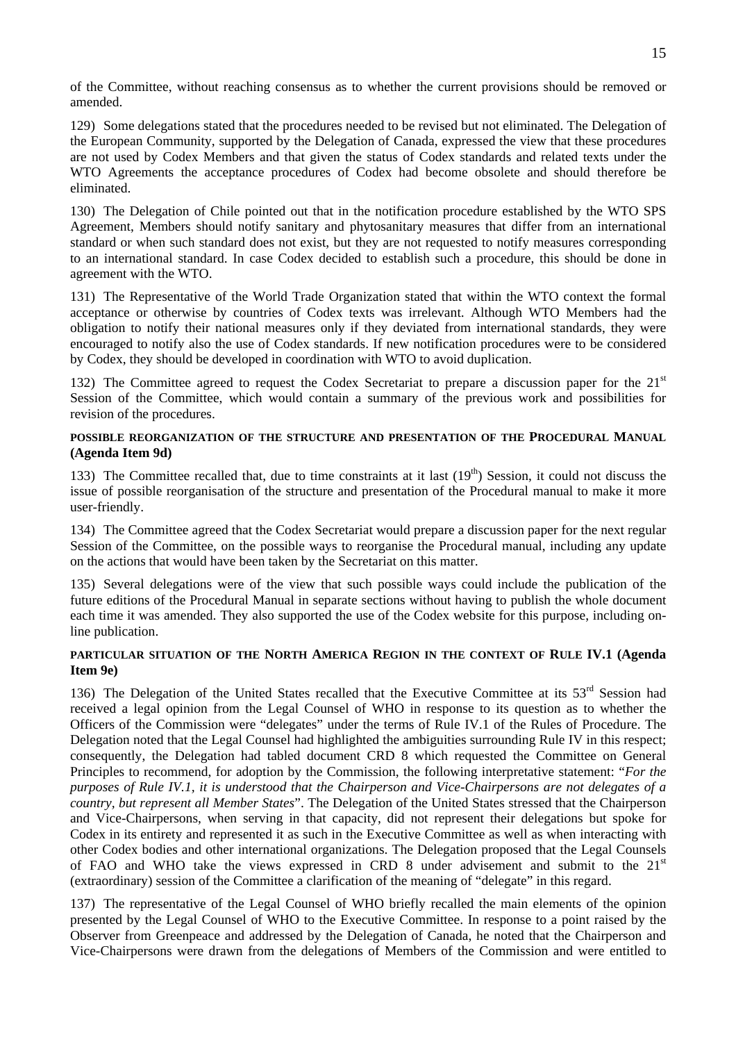of the Committee, without reaching consensus as to whether the current provisions should be removed or amended.

129) Some delegations stated that the procedures needed to be revised but not eliminated. The Delegation of the European Community, supported by the Delegation of Canada, expressed the view that these procedures are not used by Codex Members and that given the status of Codex standards and related texts under the WTO Agreements the acceptance procedures of Codex had become obsolete and should therefore be eliminated.

130) The Delegation of Chile pointed out that in the notification procedure established by the WTO SPS Agreement, Members should notify sanitary and phytosanitary measures that differ from an international standard or when such standard does not exist, but they are not requested to notify measures corresponding to an international standard. In case Codex decided to establish such a procedure, this should be done in agreement with the WTO.

131) The Representative of the World Trade Organization stated that within the WTO context the formal acceptance or otherwise by countries of Codex texts was irrelevant. Although WTO Members had the obligation to notify their national measures only if they deviated from international standards, they were encouraged to notify also the use of Codex standards. If new notification procedures were to be considered by Codex, they should be developed in coordination with WTO to avoid duplication.

132) The Committee agreed to request the Codex Secretariat to prepare a discussion paper for the 21st Session of the Committee, which would contain a summary of the previous work and possibilities for revision of the procedures.

#### POSSIBLE REORGANIZATION OF THE STRUCTURE AND PRESENTATION OF THE PROCEDURAL MANUAL (Agenda Item 9d)

133) The Committee recalled that, due to time constraints at it last (19th) Session, it could not discuss the issue of possible reorganisation of the structure and presentation of the Procedural manual to make it more user-friendly.

134) The Committee agreed that the Codex Secretariat would prepare a discussion paper for the next regular Session of the Committee, on the possible ways to reorganise the Procedural manual, including any update on the actions that would have been taken by the Secretariat on this matter.

135) Several delegations were of the view that such possible ways could include the publication of the future editions of the Procedural Manual in separate sections without having to publish the whole document each time it was amended. They also supported the use of the Codex website for this purpose, including on-line publication.

#### PARTICULAR SITUATION OF THE NORTH AMERICA REGION IN THE CONTEXT OF RULE IV.1 (Agenda Item 9e)

136) The Delegation of the United States recalled that the Executive Committee at its 53rd Session had received a legal opinion from the Legal Counsel of WHO in response to its question as to whether the Officers of the Commission were "delegates" under the terms of Rule IV.1 of the Rules of Procedure. The Delegation noted that the Legal Counsel had highlighted the ambiguities surrounding Rule IV in this respect; consequently, the Delegation had tabled document CRD 8 which requested the Committee on General Principles to recommend, for adoption by the Commission, the following interpretative statement: "*For the purposes of Rule IV.1, it is understood that the Chairperson and Vice-Chairpersons are not delegates of a country, but represent all Member States*". The Delegation of the United States stressed that the Chairperson and Vice-Chairpersons, when serving in that capacity, did not represent their delegations but spoke for Codex in its entirety and represented it as such in the Executive Committee as well as when interacting with other Codex bodies and other international organizations. The Delegation proposed that the Legal Counsels of FAO and WHO take the views expressed in CRD 8 under advisement and submit to the 21st (extraordinary) session of the Committee a clarification of the meaning of "delegate" in this regard.

137) The representative of the Legal Counsel of WHO briefly recalled the main elements of the opinion presented by the Legal Counsel of WHO to the Executive Committee. In response to a point raised by the Observer from Greenpeace and addressed by the Delegation of Canada, he noted that the Chairperson and Vice-Chairpersons were drawn from the delegations of Members of the Commission and were entitled to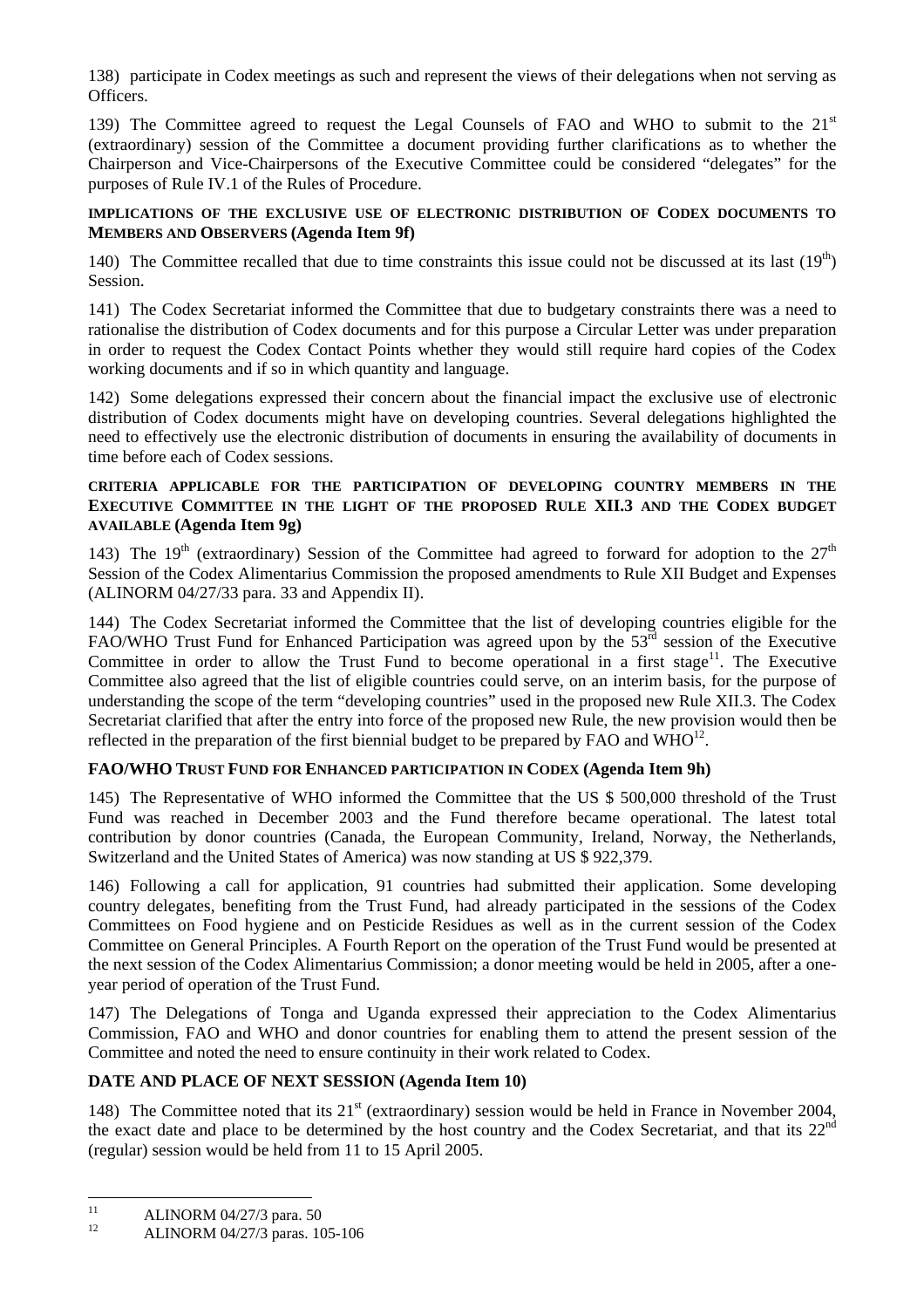138) participate in Codex meetings as such and represent the views of their delegations when not serving as Officers.

139) The Committee agreed to request the Legal Counsels of FAO and WHO to submit to the 21st (extraordinary) session of the Committee a document providing further clarifications as to whether the Chairperson and Vice-Chairpersons of the Executive Committee could be considered "delegates" for the purposes of Rule IV.1 of the Rules of Procedure.

#### IMPLICATIONS OF THE EXCLUSIVE USE OF ELECTRONIC DISTRIBUTION OF CODEX DOCUMENTS TO MEMBERS AND OBSERVERS (Agenda Item 9f)

140) The Committee recalled that due to time constraints this issue could not be discussed at its last (19th) Session.

141) The Codex Secretariat informed the Committee that due to budgetary constraints there was a need to rationalise the distribution of Codex documents and for this purpose a Circular Letter was under preparation in order to request the Codex Contact Points whether they would still require hard copies of the Codex working documents and if so in which quantity and language.

142) Some delegations expressed their concern about the financial impact the exclusive use of electronic distribution of Codex documents might have on developing countries. Several delegations highlighted the need to effectively use the electronic distribution of documents in ensuring the availability of documents in time before each of Codex sessions.

#### CRITERIA APPLICABLE FOR THE PARTICIPATION OF DEVELOPING COUNTRY MEMBERS IN THE EXECUTIVE COMMITTEE IN THE LIGHT OF THE PROPOSED RULE XII.3 AND THE CODEX BUDGET AVAILABLE (Agenda Item 9g)

143) The 19th (extraordinary) Session of the Committee had agreed to forward for adoption to the 27th Session of the Codex Alimentarius Commission the proposed amendments to Rule XII Budget and Expenses (ALINORM 04/27/33 para. 33 and Appendix II).

144) The Codex Secretariat informed the Committee that the list of developing countries eligible for the FAO/WHO Trust Fund for Enhanced Participation was agreed upon by the 53rd session of the Executive Committee in order to allow the Trust Fund to become operational in a first stage[11]. The Executive Committee also agreed that the list of eligible countries could serve, on an interim basis, for the purpose of understanding the scope of the term "developing countries" used in the proposed new Rule XII.3. The Codex Secretariat clarified that after the entry into force of the proposed new Rule, the new provision would then be reflected in the preparation of the first biennial budget to be prepared by FAO and WHO[12].

#### FAO/WHO TRUST FUND FOR ENHANCED PARTICIPATION IN CODEX (Agenda Item 9h)

145) The Representative of WHO informed the Committee that the US $ 500,000 threshold of the Trust Fund was reached in December 2003 and the Fund therefore became operational. The latest total contribution by donor countries (Canada, the European Community, Ireland, Norway, the Netherlands, Switzerland and the United States of America) was now standing at US $ 922,379.

146) Following a call for application, 91 countries had submitted their application. Some developing country delegates, benefiting from the Trust Fund, had already participated in the sessions of the Codex Committees on Food hygiene and on Pesticide Residues as well as in the current session of the Codex Committee on General Principles. A Fourth Report on the operation of the Trust Fund would be presented at the next session of the Codex Alimentarius Commission; a donor meeting would be held in 2005, after a one-year period of operation of the Trust Fund.

147) The Delegations of Tonga and Uganda expressed their appreciation to the Codex Alimentarius Commission, FAO and WHO and donor countries for enabling them to attend the present session of the Committee and noted the need to ensure continuity in their work related to Codex.

#### DATE AND PLACE OF NEXT SESSION (Agenda Item 10)

148) The Committee noted that its 21st (extraordinary) session would be held in France in November 2004, the exact date and place to be determined by the host country and the Codex Secretariat, and that its 22nd (regular) session would be held from 11 to 15 April 2005.

---

[11] ALINORM 04/27/3 para. 50

[12] ALINORM 04/27/3 paras. 105-106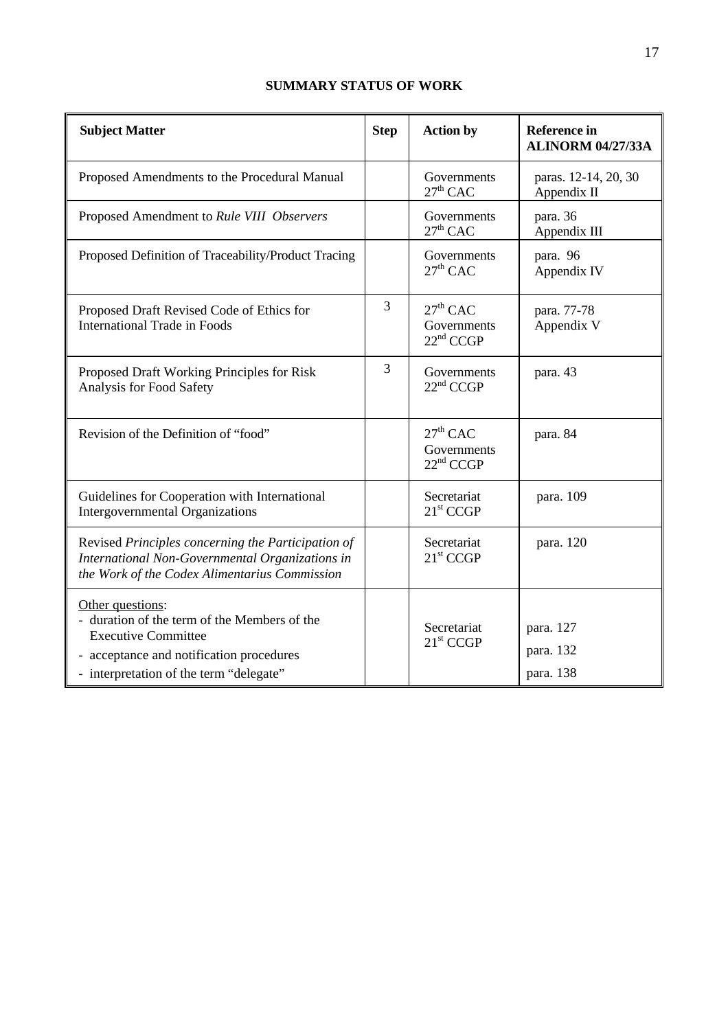**SUMMARY STATUS OF WORK**

| Subject Matter | Step | Action by | Reference in ALINORM 04/27/33A |
|---|---|---|---|
| Proposed Amendments to the Procedural Manual | | Governments<br>27th CAC | paras. 12-14, 20, 30<br>Appendix II |
| Proposed Amendment to *Rule VIII Observers* | | Governments<br>27th CAC | para. 36<br>Appendix III |
| Proposed Definition of Traceability/Product Tracing | | Governments<br>27th CAC | para. 96<br>Appendix IV |
| Proposed Draft Revised Code of Ethics for International Trade in Foods | 3 | 27th CAC<br>Governments<br>22nd CCGP | para. 77-78<br>Appendix V |
| Proposed Draft Working Principles for Risk Analysis for Food Safety | 3 | Governments<br>22nd CCGP | para. 43 |
| Revision of the Definition of "food" | | 27th CAC<br>Governments<br>22nd CCGP | para. 84 |
| Guidelines for Cooperation with International Intergovernmental Organizations | | Secretariat<br>21st CCGP | para. 109 |
| Revised *Principles concerning the Participation of International Non-Governmental Organizations in the Work of the Codex Alimentarius Commission* | | Secretariat<br>21st CCGP | para. 120 |
| Other questions:<br>- duration of the term of the Members of the Executive Committee<br>- acceptance and notification procedures<br>- interpretation of the term "delegate" | | Secretariat<br>21st CCGP | para. 127<br>para. 132<br>para. 138 |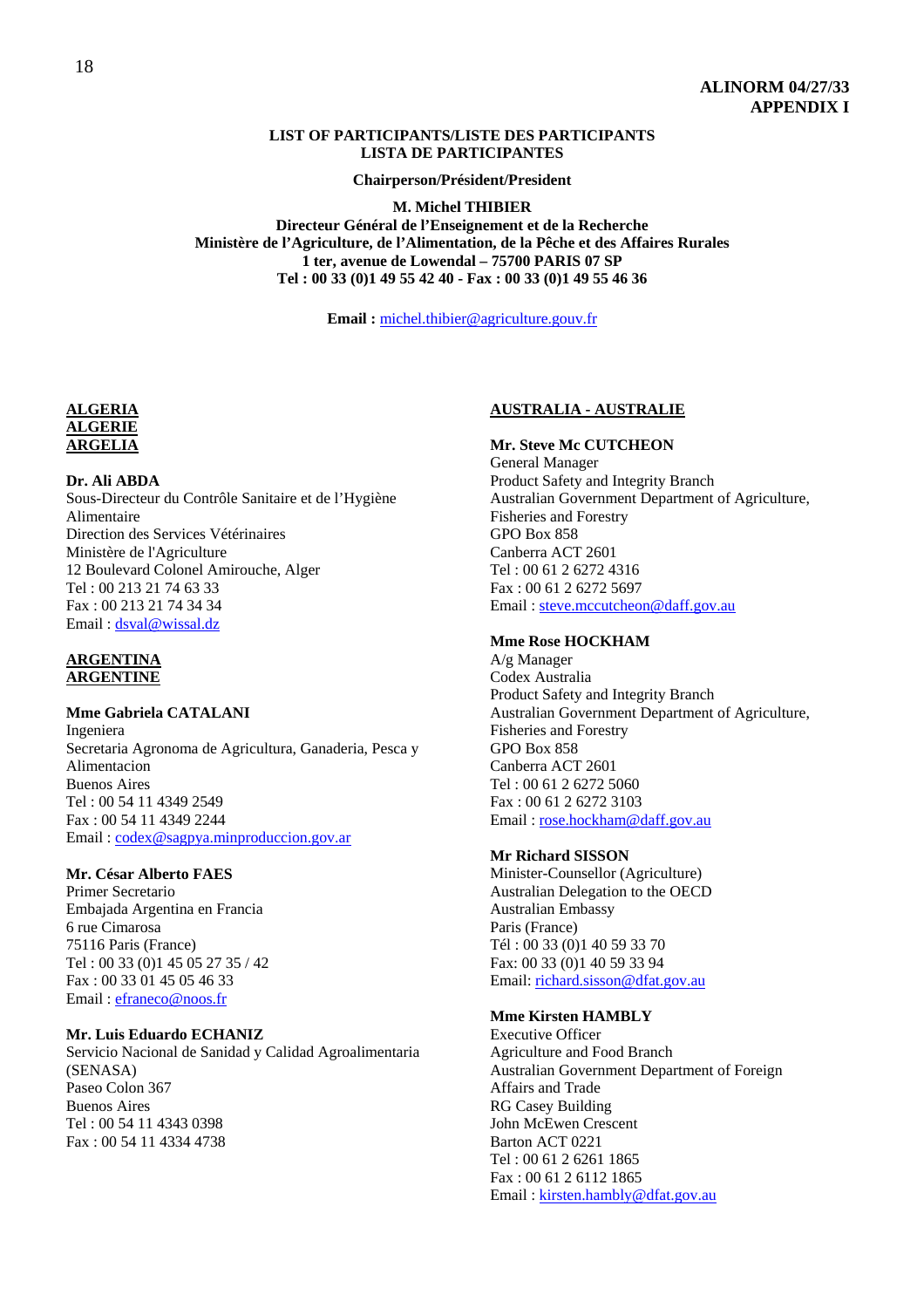ALINORM 04/27/33
APPENDIX I

**LIST OF PARTICIPANTS/LISTE DES PARTICIPANTS**
**LISTA DE PARTICIPANTES**

**Chairperson/Président/President**

**M. Michel THIBIER**
**Directeur Général de l'Enseignement et de la Recherche**
**Ministère de l'Agriculture, de l'Alimentation, de la Pêche et des Affaires Rurales**
**1 ter, avenue de Lowendal – 75700 PARIS 07 SP**
**Tel : 00 33 (0)1 49 55 42 40 - Fax : 00 33 (0)1 49 55 46 36**

**Email :** michel.thibier@agriculture.gouv.fr

**ALGERIA**
**ALGERIE**
**ARGELIA**

**Dr. Ali ABDA**
Sous-Directeur du Contrôle Sanitaire et de l'Hygiène Alimentaire
Direction des Services Vétérinaires
Ministère de l'Agriculture
12 Boulevard Colonel Amirouche, Alger
Tel : 00 213 21 74 63 33
Fax : 00 213 21 74 34 34
Email : dsval@wissal.dz

**ARGENTINA**
**ARGENTINE**

**Mme Gabriela CATALANI**
Ingeniera
Secretaria Agronoma de Agricultura, Ganaderia, Pesca y Alimentacion
Buenos Aires
Tel : 00 54 11 4349 2549
Fax : 00 54 11 4349 2244
Email : codex@sagpya.minproduccion.gov.ar

**Mr. César Alberto FAES**
Primer Secretario
Embajada Argentina en Francia
6 rue Cimarosa
75116 Paris (France)
Tel : 00 33 (0)1 45 05 27 35 / 42
Fax : 00 33 01 45 05 46 33
Email : efraneco@noos.fr

**Mr. Luis Eduardo ECHANIZ**
Servicio Nacional de Sanidad y Calidad Agroalimentaria (SENASA)
Paseo Colon 367
Buenos Aires
Tel : 00 54 11 4343 0398
Fax : 00 54 11 4334 4738

**AUSTRALIA - AUSTRALIE**

**Mr. Steve Mc CUTCHEON**
General Manager
Product Safety and Integrity Branch
Australian Government Department of Agriculture, Fisheries and Forestry
GPO Box 858
Canberra ACT 2601
Tel : 00 61 2 6272 4316
Fax : 00 61 2 6272 5697
Email : steve.mccutcheon@daff.gov.au

**Mme Rose HOCKHAM**
A/g Manager
Codex Australia
Product Safety and Integrity Branch
Australian Government Department of Agriculture, Fisheries and Forestry
GPO Box 858
Canberra ACT 2601
Tel : 00 61 2 6272 5060
Fax : 00 61 2 6272 3103
Email : rose.hockham@daff.gov.au

**Mr Richard SISSON**
Minister-Counsellor (Agriculture)
Australian Delegation to the OECD
Australian Embassy
Paris (France)
Tél : 00 33 (0)1 40 59 33 70
Fax: 00 33 (0)1 40 59 33 94
Email: richard.sisson@dfat.gov.au

**Mme Kirsten HAMBLY**
Executive Officer
Agriculture and Food Branch
Australian Government Department of Foreign Affairs and Trade
RG Casey Building
John McEwen Crescent
Barton ACT 0221
Tel : 00 61 2 6261 1865
Fax : 00 61 2 6112 1865
Email : kirsten.hambly@dfat.gov.au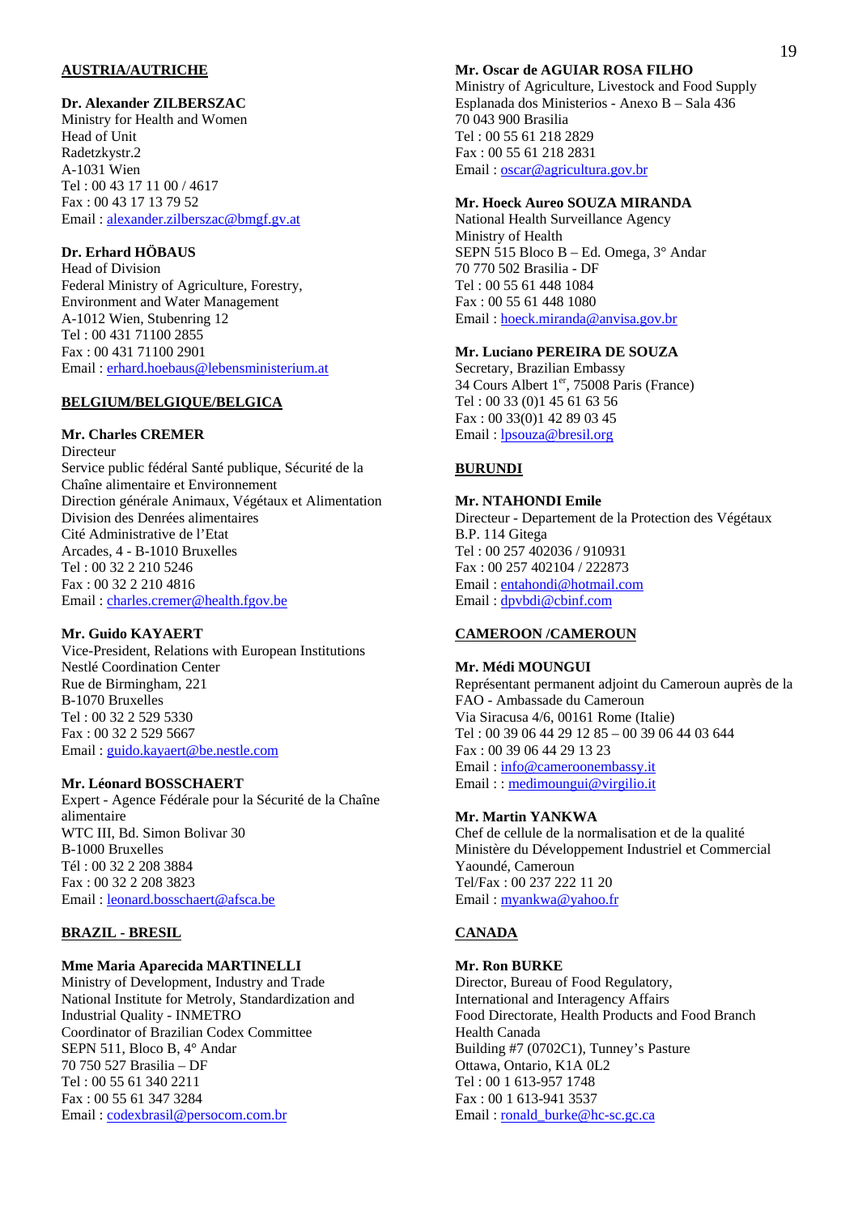**AUSTRIA/AUTRICHE**

**Dr. Alexander ZILBERSZAC**
Ministry for Health and Women
Head of Unit
Radetzkystr.2
A-1031 Wien
Tel : 00 43 17 11 00 / 4617
Fax : 00 43 17 13 79 52
Email : alexander.zilberszac@bmgf.gv.at

**Dr. Erhard HÖBAUS**
Head of Division
Federal Ministry of Agriculture, Forestry, Environment and Water Management
A-1012 Wien, Stubenring 12
Tel : 00 431 71100 2855
Fax : 00 431 71100 2901
Email : erhard.hoebaus@lebensministerium.at

**BELGIUM/BELGIQUE/BELGICA**

**Mr. Charles CREMER**
Directeur
Service public fédéral Santé publique, Sécurité de la Chaîne alimentaire et Environnement
Direction générale Animaux, Végétaux et Alimentation
Division des Denrées alimentaires
Cité Administrative de l'Etat
Arcades, 4 - B-1010 Bruxelles
Tel : 00 32 2 210 5246
Fax : 00 32 2 210 4816
Email : charles.cremer@health.fgov.be

**Mr. Guido KAYAERT**
Vice-President, Relations with European Institutions
Nestlé Coordination Center
Rue de Birmingham, 221
B-1070 Bruxelles
Tel : 00 32 2 529 5330
Fax : 00 32 2 529 5667
Email : guido.kayaert@be.nestle.com

**Mr. Léonard BOSSCHAERT**
Expert - Agence Fédérale pour la Sécurité de la Chaîne alimentaire
WTC III, Bd. Simon Bolivar 30
B-1000 Bruxelles
Tél : 00 32 2 208 3884
Fax : 00 32 2 208 3823
Email : leonard.bosschaert@afsca.be

**BRAZIL - BRESIL**

**Mme Maria Aparecida MARTINELLI**
Ministry of Development, Industry and Trade
National Institute for Metroly, Standardization and Industrial Quality - INMETRO
Coordinator of Brazilian Codex Committee
SEPN 511, Bloco B, 4° Andar
70 750 527 Brasilia – DF
Tel : 00 55 61 340 2211
Fax : 00 55 61 347 3284
Email : codexbrasil@persocom.com.br

**Mr. Oscar de AGUIAR ROSA FILHO**
Ministry of Agriculture, Livestock and Food Supply
Esplanada dos Ministerios - Anexo B – Sala 436
70 043 900 Brasilia
Tel : 00 55 61 218 2829
Fax : 00 55 61 218 2831
Email : oscar@agricultura.gov.br

**Mr. Hoeck Aureo SOUZA MIRANDA**
National Health Surveillance Agency
Ministry of Health
SEPN 515 Bloco B – Ed. Omega, 3° Andar
70 770 502 Brasilia - DF
Tel : 00 55 61 448 1084
Fax : 00 55 61 448 1080
Email : hoeck.miranda@anvisa.gov.br

**Mr. Luciano PEREIRA DE SOUZA**
Secretary, Brazilian Embassy
34 Cours Albert 1er, 75008 Paris (France)
Tel : 00 33 (0)1 45 61 63 56
Fax : 00 33(0)1 42 89 03 45
Email : lpsouza@bresil.org

**BURUNDI**

**Mr. NTAHONDI Emile**
Directeur - Departement de la Protection des Végétaux
B.P. 114 Gitega
Tel : 00 257 402036 / 910931
Fax : 00 257 402104 / 222873
Email : entahondi@hotmail.com
Email : dpvbdi@cbinf.com

**CAMEROON /CAMEROUN**

**Mr. Médi MOUNGUI**
Représentant permanent adjoint du Cameroun auprès de la FAO - Ambassade du Cameroun
Via Siracusa 4/6, 00161 Rome (Italie)
Tel : 00 39 06 44 29 12 85 – 00 39 06 44 03 644
Fax : 00 39 06 44 29 13 23
Email : info@cameroonembassy.it
Email : : medimoungui@virgilio.it

**Mr. Martin YANKWA**
Chef de cellule de la normalisation et de la qualité
Ministère du Développement Industriel et Commercial
Yaoundé, Cameroun
Tel/Fax : 00 237 222 11 20
Email : myankwa@yahoo.fr

**CANADA**

**Mr. Ron BURKE**
Director, Bureau of Food Regulatory, International and Interagency Affairs
Food Directorate, Health Products and Food Branch
Health Canada
Building #7 (0702C1), Tunney's Pasture
Ottawa, Ontario, K1A 0L2
Tel : 00 1 613-957 1748
Fax : 00 1 613-941 3537
Email : ronald_burke@hc-sc.gc.ca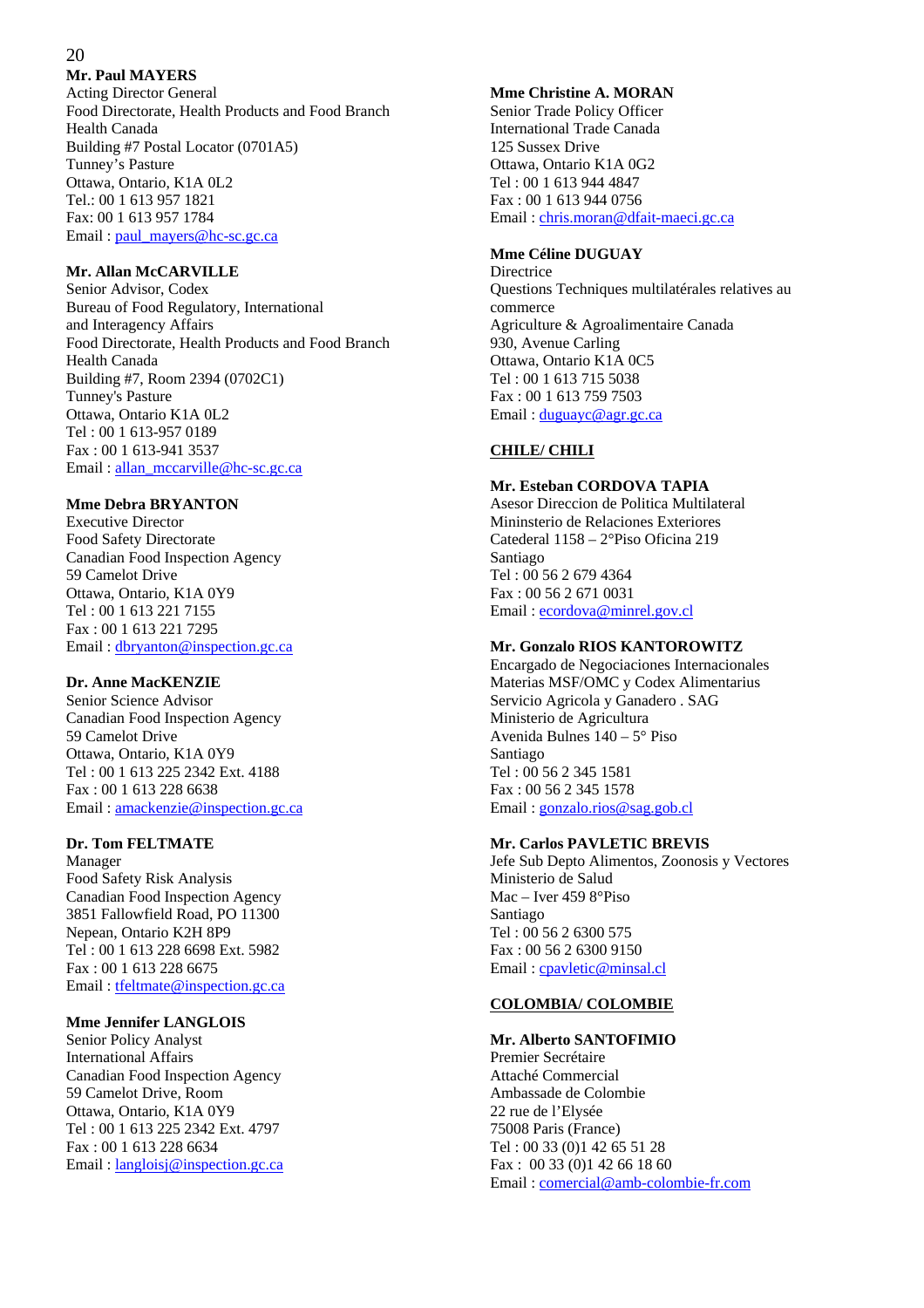**Mr. Paul MAYERS**
Acting Director General
Food Directorate, Health Products and Food Branch
Health Canada
Building #7 Postal Locator (0701A5)
Tunney's Pasture
Ottawa, Ontario, K1A 0L2
Tel.: 00 1 613 957 1821
Fax: 00 1 613 957 1784
Email : paul_mayers@hc-sc.gc.ca

**Mr. Allan McCARVILLE**
Senior Advisor, Codex
Bureau of Food Regulatory, International and Interagency Affairs
Food Directorate, Health Products and Food Branch
Health Canada
Building #7, Room 2394 (0702C1)
Tunney's Pasture
Ottawa, Ontario K1A 0L2
Tel : 00 1 613-957 0189
Fax : 00 1 613-941 3537
Email : allan_mccarville@hc-sc.gc.ca

**Mme Debra BRYANTON**
Executive Director
Food Safety Directorate
Canadian Food Inspection Agency
59 Camelot Drive
Ottawa, Ontario, K1A 0Y9
Tel : 00 1 613 221 7155
Fax : 00 1 613 221 7295
Email : dbryanton@inspection.gc.ca

**Dr. Anne MacKENZIE**
Senior Science Advisor
Canadian Food Inspection Agency
59 Camelot Drive
Ottawa, Ontario, K1A 0Y9
Tel : 00 1 613 225 2342 Ext. 4188
Fax : 00 1 613 228 6638
Email : amackenzie@inspection.gc.ca

**Dr. Tom FELTMATE**
Manager
Food Safety Risk Analysis
Canadian Food Inspection Agency
3851 Fallowfield Road, PO 11300
Nepean, Ontario K2H 8P9
Tel : 00 1 613 228 6698 Ext. 5982
Fax : 00 1 613 228 6675
Email : tfeltmate@inspection.gc.ca

**Mme Jennifer LANGLOIS**
Senior Policy Analyst
International Affairs
Canadian Food Inspection Agency
59 Camelot Drive, Room
Ottawa, Ontario, K1A 0Y9
Tel : 00 1 613 225 2342 Ext. 4797
Fax : 00 1 613 228 6634
Email : langloisj@inspection.gc.ca

**Mme Christine A. MORAN**
Senior Trade Policy Officer
International Trade Canada
125 Sussex Drive
Ottawa, Ontario K1A 0G2
Tel : 00 1 613 944 4847
Fax : 00 1 613 944 0756
Email : chris.moran@dfait-maeci.gc.ca

**Mme Céline DUGUAY**
Directrice
Questions Techniques multilatérales relatives au commerce
Agriculture & Agroalimentaire Canada
930, Avenue Carling
Ottawa, Ontario K1A 0C5
Tel : 00 1 613 715 5038
Fax : 00 1 613 759 7503
Email : duguayc@agr.gc.ca

## CHILE/ CHILI

**Mr. Esteban CORDOVA TAPIA**
Asesor Direccion de Politica Multilateral
Mininsterio de Relaciones Exteriores
Catederal 1158 – 2°Piso Oficina 219
Santiago
Tel : 00 56 2 679 4364
Fax : 00 56 2 671 0031
Email : ecordova@minrel.gov.cl

**Mr. Gonzalo RIOS KANTOROWITZ**
Encargado de Negociaciones Internacionales
Materias MSF/OMC y Codex Alimentarius
Servicio Agricola y Ganadero . SAG
Ministerio de Agricultura
Avenida Bulnes 140 – 5° Piso
Santiago
Tel : 00 56 2 345 1581
Fax : 00 56 2 345 1578
Email : gonzalo.rios@sag.gob.cl

**Mr. Carlos PAVLETIC BREVIS**
Jefe Sub Depto Alimentos, Zoonosis y Vectores
Ministerio de Salud
Mac – Iver 459 8°Piso
Santiago
Tel : 00 56 2 6300 575
Fax : 00 56 2 6300 9150
Email : cpavletic@minsal.cl

## COLOMBIA/ COLOMBIE

**Mr. Alberto SANTOFIMIO**
Premier Secrétaire
Attaché Commercial
Ambassade de Colombie
22 rue de l'Elysée
75008 Paris (France)
Tel : 00 33 (0)1 42 65 51 28
Fax : 00 33 (0)1 42 66 18 60
Email : comercial@amb-colombie-fr.com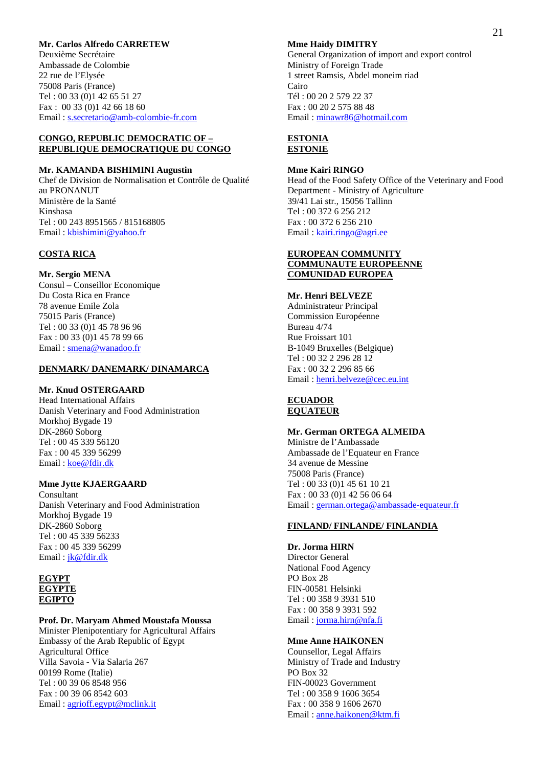**Mr. Carlos Alfredo CARRETEW**
Deuxième Secrétaire
Ambassade de Colombie
22 rue de l'Elysée
75008 Paris (France)
Tel : 00 33 (0)1 42 65 51 27
Fax : 00 33 (0)1 42 66 18 60
Email : s.secretario@amb-colombie-fr.com

**CONGO, REPUBLIC DEMOCRATIC OF – REPUBLIQUE DEMOCRATIQUE DU CONGO**

**Mr. KAMANDA BISHIMINI Augustin**
Chef de Division de Normalisation et Contrôle de Qualité au PRONANUT
Ministère de la Santé
Kinshasa
Tel : 00 243 8951565 / 815168805
Email : kbishimini@yahoo.fr

**COSTA RICA**

**Mr. Sergio MENA**
Consul – Conseillor Economique
Du Costa Rica en France
78 avenue Emile Zola
75015 Paris (France)
Tel : 00 33 (0)1 45 78 96 96
Fax : 00 33 (0)1 45 78 99 66
Email : smena@wanadoo.fr

**DENMARK/ DANEMARK/ DINAMARCA**

**Mr. Knud OSTERGAARD**
Head International Affairs
Danish Veterinary and Food Administration
Morkhoj Bygade 19
DK-2860 Soborg
Tel : 00 45 339 56120
Fax : 00 45 339 56299
Email : koe@fdir.dk

**Mme Jytte KJAERGAARD**
Consultant
Danish Veterinary and Food Administration
Morkhoj Bygade 19
DK-2860 Soborg
Tel : 00 45 339 56233
Fax : 00 45 339 56299
Email : jk@fdir.dk

**EGYPT**
**EGYPTE**
**EGIPTO**

**Prof. Dr. Maryam Ahmed Moustafa Moussa**
Minister Plenipotentiary for Agricultural Affairs
Embassy of the Arab Republic of Egypt
Agricultural Office
Villa Savoia - Via Salaria 267
00199 Rome (Italie)
Tel : 00 39 06 8548 956
Fax : 00 39 06 8542 603
Email : agrioff.egypt@mclink.it

**Mme Haidy DIMITRY**
General Organization of import and export control
Ministry of Foreign Trade
1 street Ramsis, Abdel moneim riad
Cairo
Tél : 00 20 2 579 22 37
Fax : 00 20 2 575 88 48
Email : minawr86@hotmail.com

**ESTONIA**
**ESTONIE**

**Mme Kairi RINGO**
Head of the Food Safety Office of the Veterinary and Food Department - Ministry of Agriculture
39/41 Lai str., 15056 Tallinn
Tel : 00 372 6 256 212
Fax : 00 372 6 256 210
Email : kairi.ringo@agri.ee

**EUROPEAN COMMUNITY**
**COMMUNAUTE EUROPEENNE**
**COMUNIDAD EUROPEA**

**Mr. Henri BELVEZE**
Administrateur Principal
Commission Européenne
Bureau 4/74
Rue Froissart 101
B-1049 Bruxelles (Belgique)
Tel : 00 32 2 296 28 12
Fax : 00 32 2 296 85 66
Email : henri.belveze@cec.eu.int

**ECUADOR**
**EQUATEUR**

**Mr. German ORTEGA ALMEIDA**
Ministre de l'Ambassade
Ambassade de l'Equateur en France
34 avenue de Messine
75008 Paris (France)
Tel : 00 33 (0)1 45 61 10 21
Fax : 00 33 (0)1 42 56 06 64
Email : german.ortega@ambassade-equateur.fr

**FINLAND/ FINLANDE/ FINLANDIA**

**Dr. Jorma HIRN**
Director General
National Food Agency
PO Box 28
FIN-00581 Helsinki
Tel : 00 358 9 3931 510
Fax : 00 358 9 3931 592
Email : jorma.hirn@nfa.fi

**Mme Anne HAIKONEN**
Counsellor, Legal Affairs
Ministry of Trade and Industry
PO Box 32
FIN-00023 Government
Tel : 00 358 9 1606 3654
Fax : 00 358 9 1606 2670
Email : anne.haikonen@ktm.fi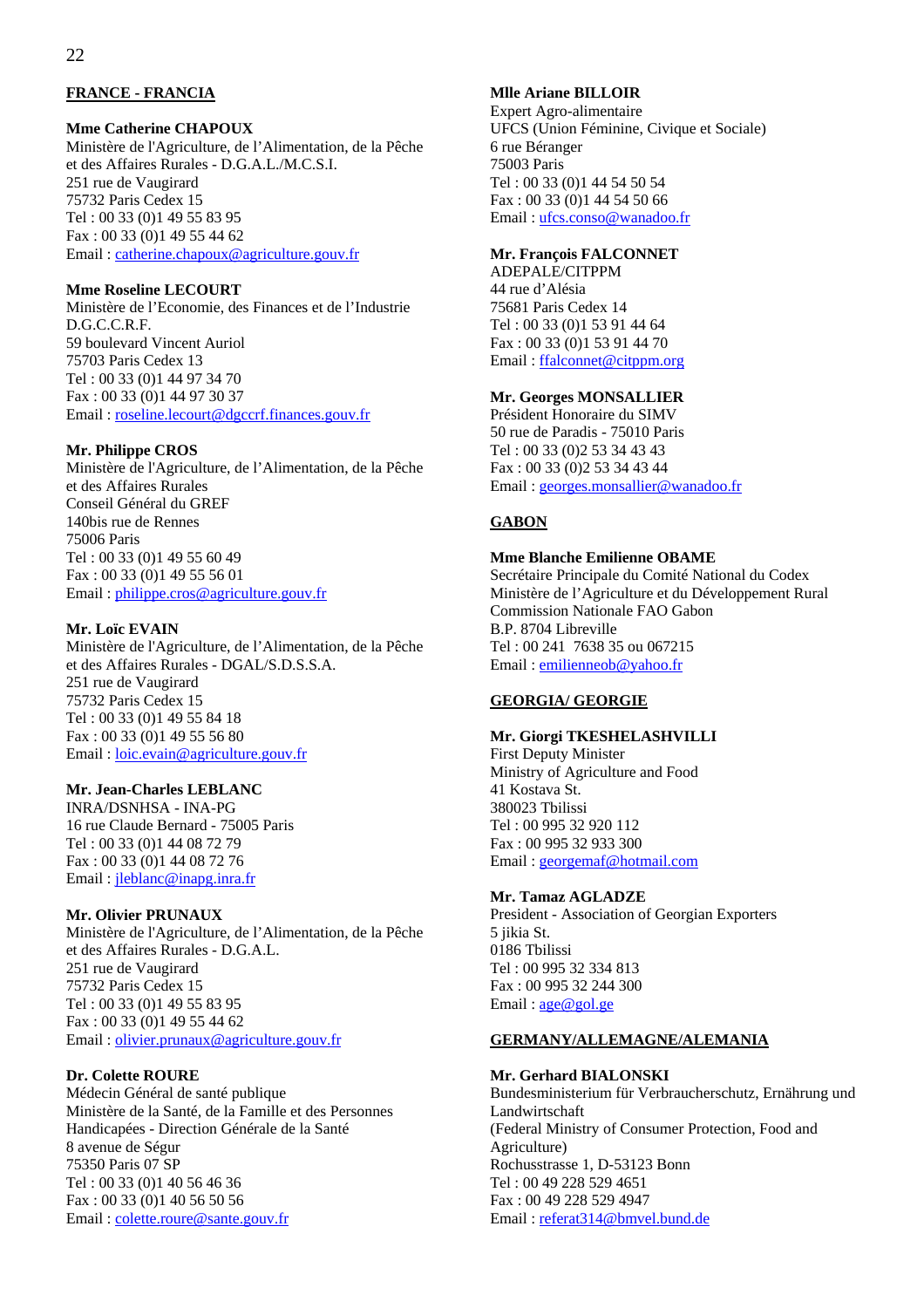**FRANCE - FRANCIA**

**Mme Catherine CHAPOUX**
Ministère de l'Agriculture, de l'Alimentation, de la Pêche et des Affaires Rurales - D.G.A.L./M.C.S.I.
251 rue de Vaugirard
75732 Paris Cedex 15
Tel : 00 33 (0)1 49 55 83 95
Fax : 00 33 (0)1 49 55 44 62
Email : catherine.chapoux@agriculture.gouv.fr

**Mme Roseline LECOURT**
Ministère de l'Economie, des Finances et de l'Industrie
D.G.C.C.R.F.
59 boulevard Vincent Auriol
75703 Paris Cedex 13
Tel : 00 33 (0)1 44 97 34 70
Fax : 00 33 (0)1 44 97 30 37
Email : roseline.lecourt@dgccrf.finances.gouv.fr

**Mr. Philippe CROS**
Ministère de l'Agriculture, de l'Alimentation, de la Pêche et des Affaires Rurales
Conseil Général du GREF
140bis rue de Rennes
75006 Paris
Tel : 00 33 (0)1 49 55 60 49
Fax : 00 33 (0)1 49 55 56 01
Email : philippe.cros@agriculture.gouv.fr

**Mr. Loïc EVAIN**
Ministère de l'Agriculture, de l'Alimentation, de la Pêche et des Affaires Rurales - DGAL/S.D.S.S.A.
251 rue de Vaugirard
75732 Paris Cedex 15
Tel : 00 33 (0)1 49 55 84 18
Fax : 00 33 (0)1 49 55 56 80
Email : loic.evain@agriculture.gouv.fr

**Mr. Jean-Charles LEBLANC**
INRA/DSNHSA - INA-PG
16 rue Claude Bernard - 75005 Paris
Tel : 00 33 (0)1 44 08 72 79
Fax : 00 33 (0)1 44 08 72 76
Email : jleblanc@inapg.inra.fr

**Mr. Olivier PRUNAUX**
Ministère de l'Agriculture, de l'Alimentation, de la Pêche et des Affaires Rurales - D.G.A.L.
251 rue de Vaugirard
75732 Paris Cedex 15
Tel : 00 33 (0)1 49 55 83 95
Fax : 00 33 (0)1 49 55 44 62
Email : olivier.prunaux@agriculture.gouv.fr

**Dr. Colette ROURE**
Médecin Général de santé publique
Ministère de la Santé, de la Famille et des Personnes Handicapées - Direction Générale de la Santé
8 avenue de Ségur
75350 Paris 07 SP
Tel : 00 33 (0)1 40 56 46 36
Fax : 00 33 (0)1 40 56 50 56
Email : colette.roure@sante.gouv.fr

**Mlle Ariane BILLOIR**
Expert Agro-alimentaire
UFCS (Union Féminine, Civique et Sociale)
6 rue Béranger
75003 Paris
Tel : 00 33 (0)1 44 54 50 54
Fax : 00 33 (0)1 44 54 50 66
Email : ufcs.conso@wanadoo.fr

**Mr. François FALCONNET**
ADEPALE/CITPPM
44 rue d'Alésia
75681 Paris Cedex 14
Tel : 00 33 (0)1 53 91 44 64
Fax : 00 33 (0)1 53 91 44 70
Email : ffalconnet@citppm.org

**Mr. Georges MONSALLIER**
Président Honoraire du SIMV
50 rue de Paradis - 75010 Paris
Tel : 00 33 (0)2 53 34 43 43
Fax : 00 33 (0)2 53 34 43 44
Email : georges.monsallier@wanadoo.fr

**GABON**

**Mme Blanche Emilienne OBAME**
Secrétaire Principale du Comité National du Codex
Ministère de l'Agriculture et du Développement Rural
Commission Nationale FAO Gabon
B.P. 8704 Libreville
Tel : 00 241 7638 35 ou 067215
Email : emilienneob@yahoo.fr

**GEORGIA/ GEORGIE**

**Mr. Giorgi TKESHELASHVILLI**
First Deputy Minister
Ministry of Agriculture and Food
41 Kostava St.
380023 Tbilissi
Tel : 00 995 32 920 112
Fax : 00 995 32 933 300
Email : georgemaf@hotmail.com

**Mr. Tamaz AGLADZE**
President - Association of Georgian Exporters
5 jikia St.
0186 Tbilissi
Tel : 00 995 32 334 813
Fax : 00 995 32 244 300
Email : age@gol.ge

**GERMANY/ALLEMAGNE/ALEMANIA**

**Mr. Gerhard BIALONSKI**
Bundesministerium für Verbraucherschutz, Ernährung und Landwirtschaft
(Federal Ministry of Consumer Protection, Food and Agriculture)
Rochusstrasse 1, D-53123 Bonn
Tel : 00 49 228 529 4651
Fax : 00 49 228 529 4947
Email : referat314@bmvel.bund.de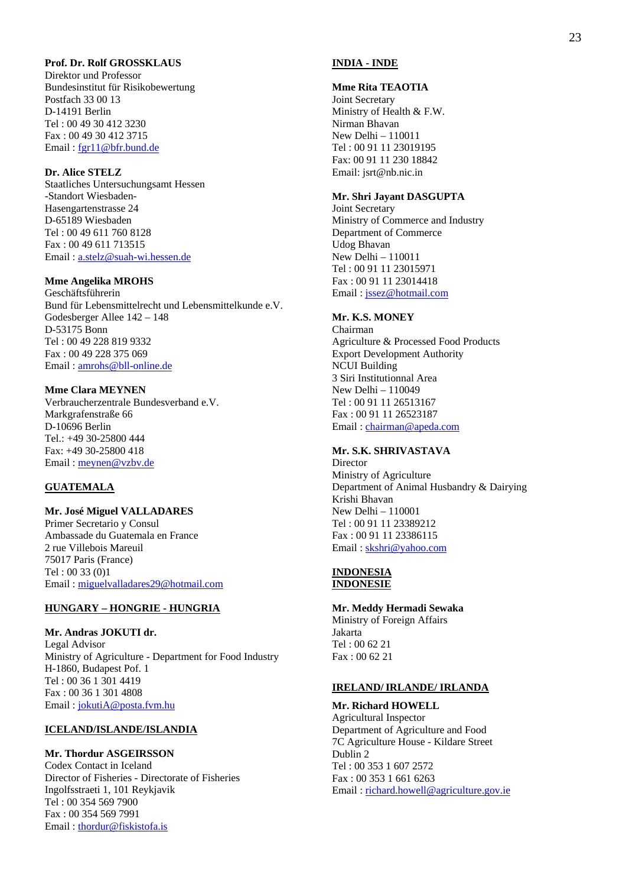**Prof. Dr. Rolf GROSSKLAUS**
Direktor und Professor
Bundesinstitut für Risikobewertung
Postfach 33 00 13
D-14191 Berlin
Tel : 00 49 30 412 3230
Fax : 00 49 30 412 3715
Email : fgr11@bfr.bund.de

**Dr. Alice STELZ**
Staatliches Untersuchungsamt Hessen
-Standort Wiesbaden-
Hasengartenstrasse 24
D-65189 Wiesbaden
Tel : 00 49 611 760 8128
Fax : 00 49 611 713515
Email : a.stelz@suah-wi.hessen.de

**Mme Angelika MROHS**
Geschäftsführerin
Bund für Lebensmittelrecht und Lebensmittelkunde e.V.
Godesberger Allee 142 – 148
D-53175 Bonn
Tel : 00 49 228 819 9332
Fax : 00 49 228 375 069
Email : amrohs@bll-online.de

**Mme Clara MEYNEN**
Verbraucherzentrale Bundesverband e.V.
Markgrafenstraße 66
D-10696 Berlin
Tel.: +49 30-25800 444
Fax: +49 30-25800 418
Email : meynen@vzbv.de

**GUATEMALA**

**Mr. José Miguel VALLADARES**
Primer Secretario y Consul
Ambassade du Guatemala en France
2 rue Villebois Mareuil
75017 Paris (France)
Tel : 00 33 (0)1
Email : miguelvalladares29@hotmail.com

**HUNGARY – HONGRIE - HUNGRIA**

**Mr. Andras JOKUTI dr.**
Legal Advisor
Ministry of Agriculture - Department for Food Industry
H-1860, Budapest Pof. 1
Tel : 00 36 1 301 4419
Fax : 00 36 1 301 4808
Email : jokutiA@posta.fvm.hu

**ICELAND/ISLANDE/ISLANDIA**

**Mr. Thordur ASGEIRSSON**
Codex Contact in Iceland
Director of Fisheries - Directorate of Fisheries
Ingolfsstraeti 1, 101 Reykjavik
Tel : 00 354 569 7900
Fax : 00 354 569 7991
Email : thordur@fiskistofa.is

**INDIA - INDE**

**Mme Rita TEAOTIA**
Joint Secretary
Ministry of Health & F.W.
Nirman Bhavan
New Delhi – 110011
Tel : 00 91 11 23019195
Fax: 00 91 11 230 18842
Email: jsrt@nb.nic.in

**Mr. Shri Jayant DASGUPTA**
Joint Secretary
Ministry of Commerce and Industry
Department of Commerce
Udog Bhavan
New Delhi – 110011
Tel : 00 91 11 23015971
Fax : 00 91 11 23014418
Email : jssez@hotmail.com

**Mr. K.S. MONEY**
Chairman
Agriculture & Processed Food Products
Export Development Authority
NCUI Building
3 Siri Institutionnal Area
New Delhi – 110049
Tel : 00 91 11 26513167
Fax : 00 91 11 26523187
Email : chairman@apeda.com

**Mr. S.K. SHRIVASTAVA**
Director
Ministry of Agriculture
Department of Animal Husbandry & Dairying
Krishi Bhavan
New Delhi – 110001
Tel : 00 91 11 23389212
Fax : 00 91 11 23386115
Email : skshri@yahoo.com

**INDONESIA**
**INDONESIE**

**Mr. Meddy Hermadi Sewaka**
Ministry of Foreign Affairs
Jakarta
Tel : 00 62 21
Fax : 00 62 21

**IRELAND/ IRLANDE/ IRLANDA**

**Mr. Richard HOWELL**
Agricultural Inspector
Department of Agriculture and Food
7C Agriculture House - Kildare Street
Dublin 2
Tel : 00 353 1 607 2572
Fax : 00 353 1 661 6263
Email : richard.howell@agriculture.gov.ie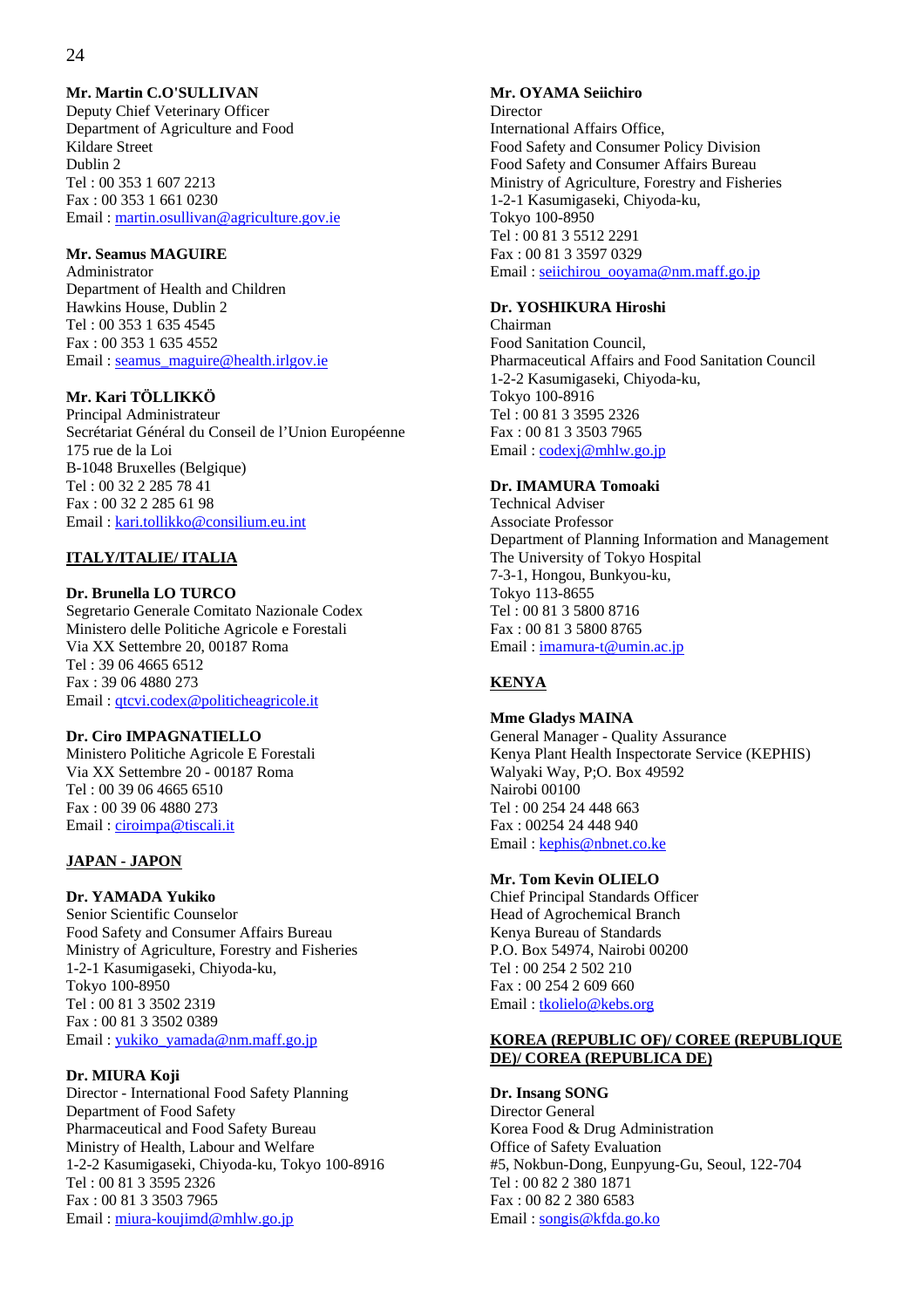**Mr. Martin C.O'SULLIVAN**
Deputy Chief Veterinary Officer
Department of Agriculture and Food
Kildare Street
Dublin 2
Tel : 00 353 1 607 2213
Fax : 00 353 1 661 0230
Email : martin.osullivan@agriculture.gov.ie

**Mr. Seamus MAGUIRE**
Administrator
Department of Health and Children
Hawkins House, Dublin 2
Tel : 00 353 1 635 4545
Fax : 00 353 1 635 4552
Email : seamus_maguire@health.irlgov.ie

**Mr. Kari TÖLLIKKÖ**
Principal Administrateur
Secrétariat Général du Conseil de l'Union Européenne
175 rue de la Loi
B-1048 Bruxelles (Belgique)
Tel : 00 32 2 285 78 41
Fax : 00 32 2 285 61 98
Email : kari.tollikko@consilium.eu.int

**ITALY/ITALIE/ ITALIA**

**Dr. Brunella LO TURCO**
Segretario Generale Comitato Nazionale Codex
Ministero delle Politiche Agricole e Forestali
Via XX Settembre 20, 00187 Roma
Tel : 39 06 4665 6512
Fax : 39 06 4880 273
Email : qtcvi.codex@politicheagricole.it

**Dr. Ciro IMPAGNATIELLO**
Ministero Politiche Agricole E Forestali
Via XX Settembre 20 - 00187 Roma
Tel : 00 39 06 4665 6510
Fax : 00 39 06 4880 273
Email : ciroimpa@tiscali.it

**JAPAN - JAPON**

**Dr. YAMADA Yukiko**
Senior Scientific Counselor
Food Safety and Consumer Affairs Bureau
Ministry of Agriculture, Forestry and Fisheries
1-2-1 Kasumigaseki, Chiyoda-ku,
Tokyo 100-8950
Tel : 00 81 3 3502 2319
Fax : 00 81 3 3502 0389
Email : yukiko_yamada@nm.maff.go.jp

**Dr. MIURA Koji**
Director - International Food Safety Planning
Department of Food Safety
Pharmaceutical and Food Safety Bureau
Ministry of Health, Labour and Welfare
1-2-2 Kasumigaseki, Chiyoda-ku, Tokyo 100-8916
Tel : 00 81 3 3595 2326
Fax : 00 81 3 3503 7965
Email : miura-koujimd@mhlw.go.jp

**Mr. OYAMA Seiichiro**
Director
International Affairs Office,
Food Safety and Consumer Policy Division
Food Safety and Consumer Affairs Bureau
Ministry of Agriculture, Forestry and Fisheries
1-2-1 Kasumigaseki, Chiyoda-ku,
Tokyo 100-8950
Tel : 00 81 3 5512 2291
Fax : 00 81 3 3597 0329
Email : seiichirou_ooyama@nm.maff.go.jp

**Dr. YOSHIKURA Hiroshi**
Chairman
Food Sanitation Council,
Pharmaceutical Affairs and Food Sanitation Council
1-2-2 Kasumigaseki, Chiyoda-ku,
Tokyo 100-8916
Tel : 00 81 3 3595 2326
Fax : 00 81 3 3503 7965
Email : codexj@mhlw.go.jp

**Dr. IMAMURA Tomoaki**
Technical Adviser
Associate Professor
Department of Planning Information and Management
The University of Tokyo Hospital
7-3-1, Hongou, Bunkyou-ku,
Tokyo 113-8655
Tel : 00 81 3 5800 8716
Fax : 00 81 3 5800 8765
Email : imamura-t@umin.ac.jp

**KENYA**

**Mme Gladys MAINA**
General Manager - Quality Assurance
Kenya Plant Health Inspectorate Service (KEPHIS)
Walyaki Way, P;O. Box 49592
Nairobi 00100
Tel : 00 254 24 448 663
Fax : 00254 24 448 940
Email : kephis@nbnet.co.ke

**Mr. Tom Kevin OLIELO**
Chief Principal Standards Officer
Head of Agrochemical Branch
Kenya Bureau of Standards
P.O. Box 54974, Nairobi 00200
Tel : 00 254 2 502 210
Fax : 00 254 2 609 660
Email : tkolielo@kebs.org

**KOREA (REPUBLIC OF)/ COREE (REPUBLIQUE DE)/ COREA (REPUBLICA DE)**

**Dr. Insang SONG**
Director General
Korea Food & Drug Administration
Office of Safety Evaluation
#5, Nokbun-Dong, Eunpyung-Gu, Seoul, 122-704
Tel : 00 82 2 380 1871
Fax : 00 82 2 380 6583
Email : songis@kfda.go.ko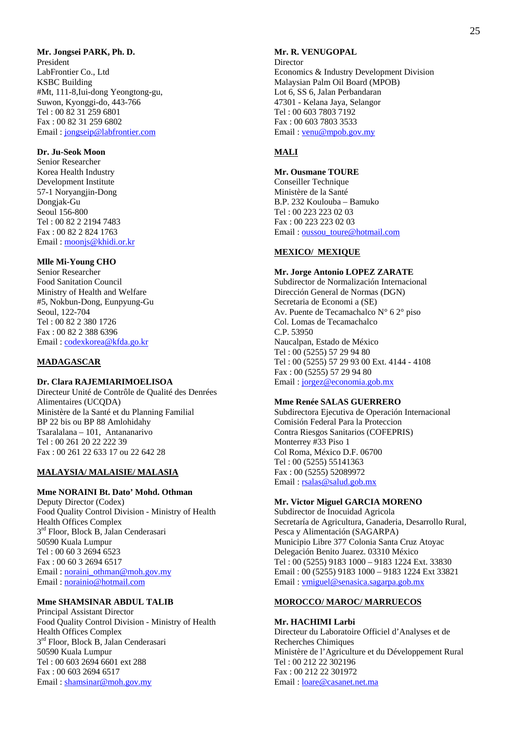**Mr. Jongsei PARK, Ph. D.**
President
LabFrontier Co., Ltd
KSBC Building
#Mt, 111-8,Iui-dong Yeongtong-gu,
Suwon, Kyonggi-do, 443-766
Tel : 00 82 31 259 6801
Fax : 00 82 31 259 6802
Email : jongseip@labfrontier.com

**Dr. Ju-Seok Moon**
Senior Researcher
Korea Health Industry
Development Institute
57-1 Noryangjin-Dong
Dongjak-Gu
Seoul 156-800
Tel : 00 82 2 2194 7483
Fax : 00 82 2 824 1763
Email : moonjs@khidi.or.kr

**Mlle Mi-Young CHO**
Senior Researcher
Food Sanitation Council
Ministry of Health and Welfare
#5, Nokbun-Dong, Eunpyung-Gu
Seoul, 122-704
Tel : 00 82 2 380 1726
Fax : 00 82 2 388 6396
Email : codexkorea@kfda.go.kr

**MADAGASCAR**

**Dr. Clara RAJEMIARIMOELISOA**
Directeur Unité de Contrôle de Qualité des Denrées Alimentaires (UCQDA)
Ministère de la Santé et du Planning Familial
BP 22 bis ou BP 88 Amlohidahy
Tsaralalana – 101, Antananarivo
Tel : 00 261 20 22 222 39
Fax : 00 261 22 633 17 ou 22 642 28

**MALAYSIA/ MALAISIE/ MALASIA**

**Mme NORAINI Bt. Dato' Mohd. Othman**
Deputy Director (Codex)
Food Quality Control Division - Ministry of Health
Health Offices Complex
3rd Floor, Block B, Jalan Cenderasari
50590 Kuala Lumpur
Tel : 00 60 3 2694 6523
Fax : 00 60 3 2694 6517
Email : noraini_othman@moh.gov.my
Email : norainio@hotmail.com

**Mme SHAMSINAR ABDUL TALIB**
Principal Assistant Director
Food Quality Control Division - Ministry of Health
Health Offices Complex
3rd Floor, Block B, Jalan Cenderasari
50590 Kuala Lumpur
Tel : 00 603 2694 6601 ext 288
Fax : 00 603 2694 6517
Email : shamsinar@moh.gov.my

**Mr. R. VENUGOPAL**
Director
Economics & Industry Development Division
Malaysian Palm Oil Board (MPOB)
Lot 6, SS 6, Jalan Perbandaran
47301 - Kelana Jaya, Selangor
Tel : 00 603 7803 7192
Fax : 00 603 7803 3533
Email : venu@mpob.gov.my

**MALI**

**Mr. Ousmane TOURE**
Conseiller Technique
Ministère de la Santé
B.P. 232 Koulouba – Bamuko
Tel : 00 223 223 02 03
Fax : 00 223 223 02 03
Email : oussou_toure@hotmail.com

**MEXICO/ MEXIQUE**

**Mr. Jorge Antonio LOPEZ ZARATE**
Subdirector de Normalización Internacional
Dirección General de Normas (DGN)
Secretaria de Economi a (SE)
Av. Puente de Tecamachalco N° 6 2° piso
Col. Lomas de Tecamachalco
C.P. 53950
Naucalpan, Estado de México
Tel : 00 (5255) 57 29 94 80
Tel : 00 (5255) 57 29 93 00 Ext. 4144 - 4108
Fax : 00 (5255) 57 29 94 80
Email : jorgez@economia.gob.mx

**Mme Renée SALAS GUERRERO**
Subdirectora Ejecutiva de Operación Internacional
Comisión Federal Para la Proteccion
Contra Riesgos Sanitarios (COFEPRIS)
Monterrey #33 Piso 1
Col Roma, México D.F. 06700
Tel : 00 (5255) 55141363
Fax : 00 (5255) 52089972
Email : rsalas@salud.gob.mx

**Mr. Victor Miguel GARCIA MORENO**
Subdirector de Inocuidad Agricola
Secretaría de Agricultura, Ganaderia, Desarrollo Rural, Pesca y Alimentación (SAGARPA)
Municipio Libre 377 Colonia Santa Cruz Atoyac
Delegación Benito Juarez. 03310 México
Tel : 00 (5255) 9183 1000 – 9183 1224 Ext. 33830
Email : 00 (5255) 9183 1000 – 9183 1224 Ext 33821
Email : vmiguel@senasica.sagarpa.gob.mx

**MOROCCO/ MAROC/ MARRUECOS**

**Mr. HACHIMI Larbi**
Directeur du Laboratoire Officiel d'Analyses et de Recherches Chimiques
Ministère de l'Agriculture et du Développement Rural
Tel : 00 212 22 302196
Fax : 00 212 22 301972
Email : loare@casanet.net.ma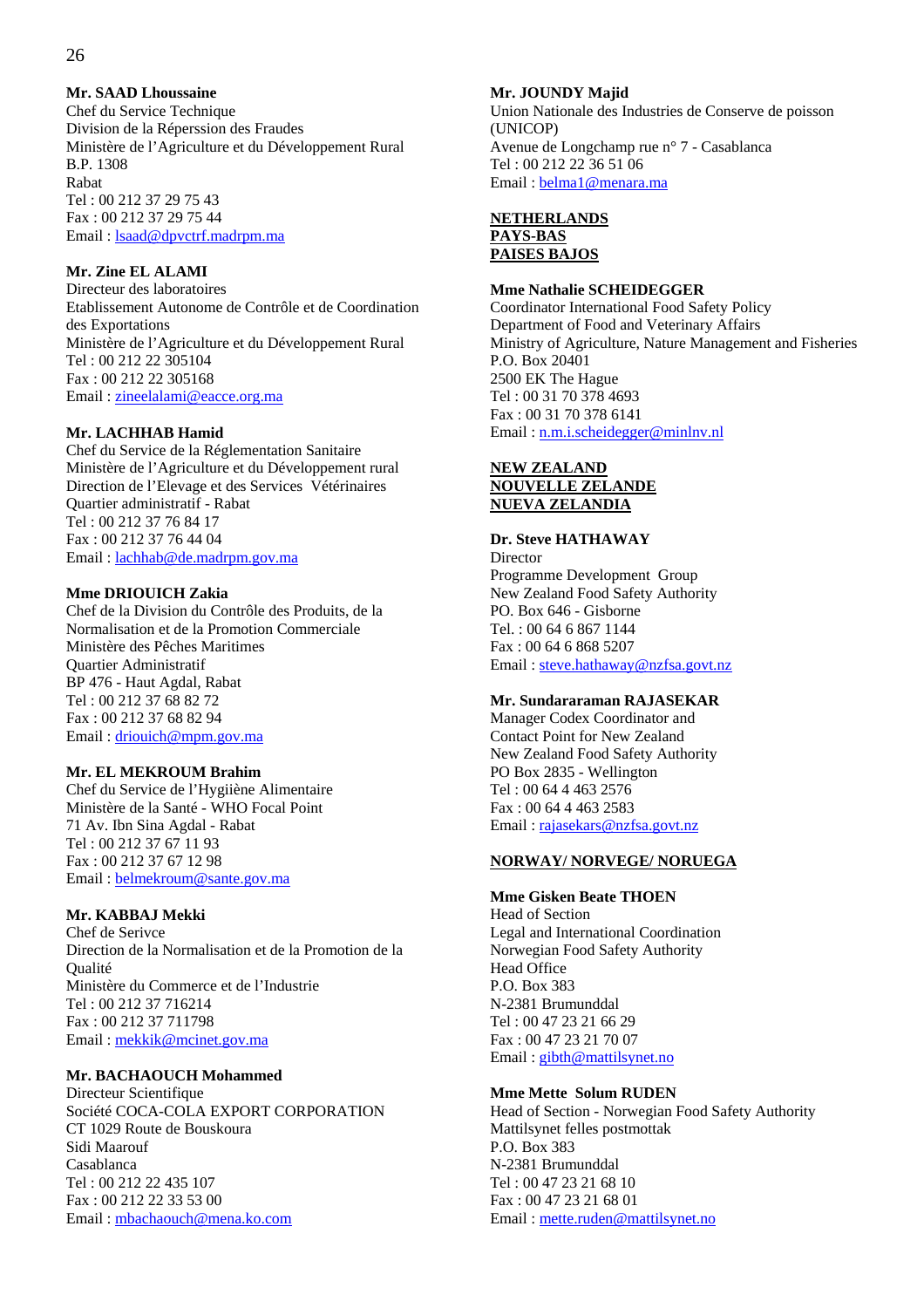**Mr. SAAD Lhoussaine**
Chef du Service Technique
Division de la Réperssion des Fraudes
Ministère de l'Agriculture et du Développement Rural
B.P. 1308
Rabat
Tel : 00 212 37 29 75 43
Fax : 00 212 37 29 75 44
Email : lsaad@dpvctrf.madrpm.ma

**Mr. Zine EL ALAMI**
Directeur des laboratoires
Etablissement Autonome de Contrôle et de Coordination des Exportations
Ministère de l'Agriculture et du Développement Rural
Tel : 00 212 22 305104
Fax : 00 212 22 305168
Email : zineelalami@eacce.org.ma

**Mr. LACHHAB Hamid**
Chef du Service de la Réglementation Sanitaire
Ministère de l'Agriculture et du Développement rural
Direction de l'Elevage et des Services Vétérinaires
Quartier administratif - Rabat
Tel : 00 212 37 76 84 17
Fax : 00 212 37 76 44 04
Email : lachhab@de.madrpm.gov.ma

**Mme DRIOUICH Zakia**
Chef de la Division du Contrôle des Produits, de la Normalisation et de la Promotion Commerciale
Ministère des Pêches Maritimes
Quartier Administratif
BP 476 - Haut Agdal, Rabat
Tel : 00 212 37 68 82 72
Fax : 00 212 37 68 82 94
Email : driouich@mpm.gov.ma

**Mr. EL MEKROUM Brahim**
Chef du Service de l'Hygiène Alimentaire
Ministère de la Santé - WHO Focal Point
71 Av. Ibn Sina Agdal - Rabat
Tel : 00 212 37 67 11 93
Fax : 00 212 37 67 12 98
Email : belmekroum@sante.gov.ma

**Mr. KABBAJ Mekki**
Chef de Serivce
Direction de la Normalisation et de la Promotion de la Qualité
Ministère du Commerce et de l'Industrie
Tel : 00 212 37 716214
Fax : 00 212 37 711798
Email : mekkik@mcinet.gov.ma

**Mr. BACHAOUCH Mohammed**
Directeur Scientifique
Société COCA-COLA EXPORT CORPORATION
CT 1029 Route de Bouskoura
Sidi Maarouf
Casablanca
Tel : 00 212 22 435 107
Fax : 00 212 22 33 53 00
Email : mbachaouch@mena.ko.com

**Mr. JOUNDY Majid**
Union Nationale des Industries de Conserve de poisson (UNICOP)
Avenue de Longchamp rue n° 7 - Casablanca
Tel : 00 212 22 36 51 06
Email : belma1@menara.ma

**NETHERLANDS**
**PAYS-BAS**
**PAISES BAJOS**

**Mme Nathalie SCHEIDEGGER**
Coordinator International Food Safety Policy
Department of Food and Veterinary Affairs
Ministry of Agriculture, Nature Management and Fisheries
P.O. Box 20401
2500 EK The Hague
Tel : 00 31 70 378 4693
Fax : 00 31 70 378 6141
Email : n.m.i.scheidegger@minlnv.nl

**NEW ZEALAND**
**NOUVELLE ZELANDE**
**NUEVA ZELANDIA**

**Dr. Steve HATHAWAY**
Director
Programme Development Group
New Zealand Food Safety Authority
PO. Box 646 - Gisborne
Tel. : 00 64 6 867 1144
Fax : 00 64 6 868 5207
Email : steve.hathaway@nzfsa.govt.nz

**Mr. Sundararaman RAJASEKAR**
Manager Codex Coordinator and Contact Point for New Zealand
New Zealand Food Safety Authority
PO Box 2835 - Wellington
Tel : 00 64 4 463 2576
Fax : 00 64 4 463 2583
Email : rajasekars@nzfsa.govt.nz

**NORWAY/ NORVEGE/ NORUEGA**

**Mme Gisken Beate THOEN**
Head of Section
Legal and International Coordination
Norwegian Food Safety Authority
Head Office
P.O. Box 383
N-2381 Brumunddal
Tel : 00 47 23 21 66 29
Fax : 00 47 23 21 70 07
Email : gibth@mattilsynet.no

**Mme Mette Solum RUDEN**
Head of Section - Norwegian Food Safety Authority
Mattilsynet felles postmottak
P.O. Box 383
N-2381 Brumunddal
Tel : 00 47 23 21 68 10
Fax : 00 47 23 21 68 01
Email : mette.ruden@mattilsynet.no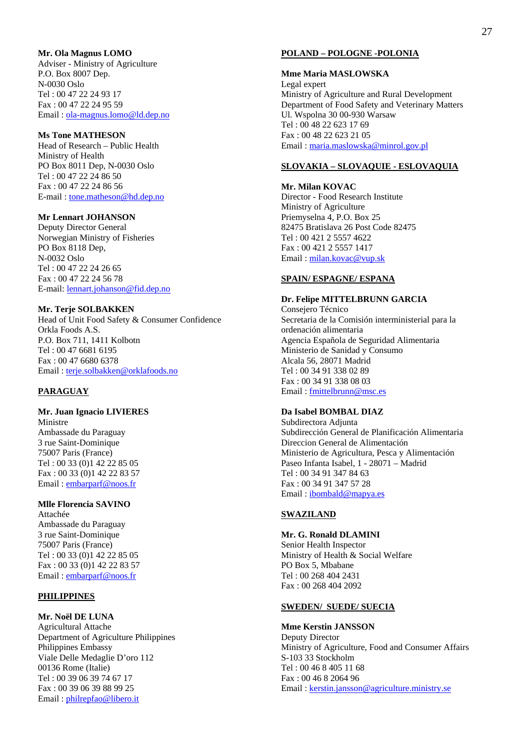**Mr. Ola Magnus LOMO**
Adviser - Ministry of Agriculture
P.O. Box 8007 Dep.
N-0030 Oslo
Tel : 00 47 22 24 93 17
Fax : 00 47 22 24 95 59
Email : ola-magnus.lomo@ld.dep.no

**Ms Tone MATHESON**
Head of Research – Public Health
Ministry of Health
PO Box 8011 Dep, N-0030 Oslo
Tel : 00 47 22 24 86 50
Fax : 00 47 22 24 86 56
E-mail : tone.matheson@hd.dep.no

**Mr Lennart JOHANSON**
Deputy Director General
Norwegian Ministry of Fisheries
PO Box 8118 Dep,
N-0032 Oslo
Tel : 00 47 22 24 26 65
Fax : 00 47 22 24 56 78
E-mail: lennart.johanson@fid.dep.no

**Mr. Terje SOLBAKKEN**
Head of Unit Food Safety & Consumer Confidence
Orkla Foods A.S.
P.O. Box 711, 1411 Kolbotn
Tel : 00 47 6681 6195
Fax : 00 47 6680 6378
Email : terje.solbakken@orklafoods.no

**PARAGUAY**

**Mr. Juan Ignacio LIVIERES**
Ministre
Ambassade du Paraguay
3 rue Saint-Dominique
75007 Paris (France)
Tel : 00 33 (0)1 42 22 85 05
Fax : 00 33 (0)1 42 22 83 57
Email : embarparf@noos.fr

**Mlle Florencia SAVINO**
Attachée
Ambassade du Paraguay
3 rue Saint-Dominique
75007 Paris (France)
Tel : 00 33 (0)1 42 22 85 05
Fax : 00 33 (0)1 42 22 83 57
Email : embarparf@noos.fr

**PHILIPPINES**

**Mr. Noël DE LUNA**
Agricultural Attache
Department of Agriculture Philippines
Philippines Embassy
Viale Delle Medaglie D'oro 112
00136 Rome (Italie)
Tel : 00 39 06 39 74 67 17
Fax : 00 39 06 39 88 99 25
Email : philrepfao@libero.it

**POLAND – POLOGNE -POLONIA**

**Mme Maria MASLOWSKA**
Legal expert
Ministry of Agriculture and Rural Development
Department of Food Safety and Veterinary Matters
Ul. Wspolna 30 00-930 Warsaw
Tel : 00 48 22 623 17 69
Fax : 00 48 22 623 21 05
Email : maria.maslowska@minrol.gov.pl

**SLOVAKIA – SLOVAQUIE - ESLOVAQUIA**

**Mr. Milan KOVAC**
Director - Food Research Institute
Ministry of Agriculture
Priemyselna 4, P.O. Box 25
82475 Bratislava 26 Post Code 82475
Tel : 00 421 2 5557 4622
Fax : 00 421 2 5557 1417
Email : milan.kovac@vup.sk

**SPAIN/ ESPAGNE/ ESPANA**

**Dr. Felipe MITTELBRUNN GARCIA**
Consejero Técnico
Secretaria de la Comisión interministerial para la ordenación alimentaria
Agencia Española de Seguridad Alimentaria
Ministerio de Sanidad y Consumo
Alcala 56, 28071 Madrid
Tel : 00 34 91 338 02 89
Fax : 00 34 91 338 08 03
Email : fmittelbrunn@msc.es

**Da Isabel BOMBAL DIAZ**
Subdirectora Adjunta
Subdirección General de Planificación Alimentaria
Direccion General de Alimentación
Ministerio de Agricultura, Pesca y Alimentación
Paseo Infanta Isabel, 1 - 28071 – Madrid
Tel : 00 34 91 347 84 63
Fax : 00 34 91 347 57 28
Email : ibombald@mapya.es

**SWAZILAND**

**Mr. G. Ronald DLAMINI**
Senior Health Inspector
Ministry of Health & Social Welfare
PO Box 5, Mbabane
Tel : 00 268 404 2431
Fax : 00 268 404 2092

**SWEDEN/ SUEDE/ SUECIA**

**Mme Kerstin JANSSON**
Deputy Director
Ministry of Agriculture, Food and Consumer Affairs
S-103 33 Stockholm
Tel : 00 46 8 405 11 68
Fax : 00 46 8 2064 96
Email : kerstin.jansson@agriculture.ministry.se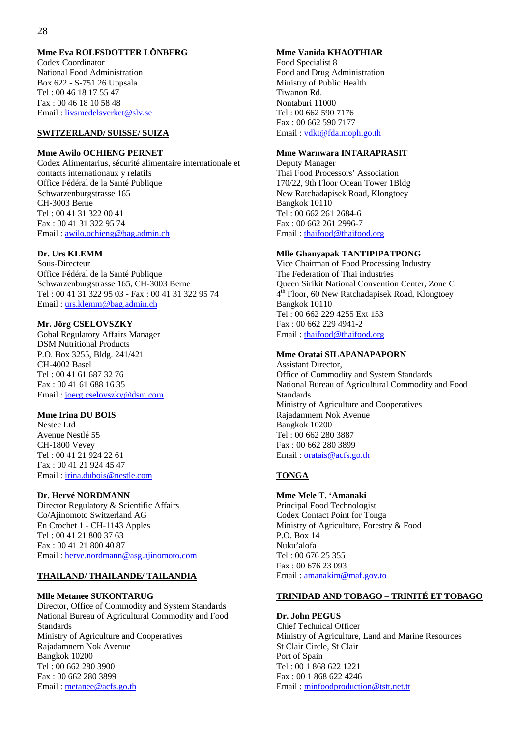**Mme Eva ROLFSDOTTER LÖNBERG**
Codex Coordinator
National Food Administration
Box 622 - S-751 26 Uppsala
Tel : 00 46 18 17 55 47
Fax : 00 46 18 10 58 48
Email : livsmedelsverket@slv.se

**SWITZERLAND/ SUISSE/ SUIZA**

**Mme Awilo OCHIENG PERNET**
Codex Alimentarius, sécurité alimentaire internationale et contacts internationaux y relatifs
Office Fédéral de la Santé Publique
Schwarzenburgstrasse 165
CH-3003 Berne
Tel : 00 41 31 322 00 41
Fax : 00 41 31 322 95 74
Email : awilo.ochieng@bag.admin.ch

**Dr. Urs KLEMM**
Sous-Directeur
Office Fédéral de la Santé Publique
Schwarzenburgstrasse 165, CH-3003 Berne
Tel : 00 41 31 322 95 03 - Fax : 00 41 31 322 95 74
Email : urs.klemm@bag.admin.ch

**Mr. Jörg CSELOVSZKY**
Gobal Regulatory Affairs Manager
DSM Nutritional Products
P.O. Box 3255, Bldg. 241/421
CH-4002 Basel
Tel : 00 41 61 687 32 76
Fax : 00 41 61 688 16 35
Email : joerg.cselovszky@dsm.com

**Mme Irina DU BOIS**
Nestec Ltd
Avenue Nestlé 55
CH-1800 Vevey
Tel : 00 41 21 924 22 61
Fax : 00 41 21 924 45 47
Email : irina.dubois@nestle.com

**Dr. Hervé NORDMANN**
Director Regulatory & Scientific Affairs
Co/Ajinomoto Switzerland AG
En Crochet 1 - CH-1143 Apples
Tel : 00 41 21 800 37 63
Fax : 00 41 21 800 40 87
Email : herve.nordmann@asg.ajinomoto.com

**THAILAND/ THAILANDE/ TAILANDIA**

**Mlle Metanee SUKONTARUG**
Director, Office of Commodity and System Standards
National Bureau of Agricultural Commodity and Food Standards
Ministry of Agriculture and Cooperatives
Rajadamnern Nok Avenue
Bangkok 10200
Tel : 00 662 280 3900
Fax : 00 662 280 3899
Email : metanee@acfs.go.th

**Mme Vanida KHAOTHIAR**
Food Specialist 8
Food and Drug Administration
Ministry of Public Health
Tiwanon Rd.
Nontaburi 11000
Tel : 00 662 590 7176
Fax : 00 662 590 7177
Email : vdkt@fda.moph.go.th

**Mme Warnwara INTARAPRASIT**
Deputy Manager
Thai Food Processors' Association
170/22, 9th Floor Ocean Tower 1Bldg
New Ratchadapisek Road, Klongtoey
Bangkok 10110
Tel : 00 662 261 2684-6
Fax : 00 662 261 2996-7
Email : thaifood@thaifood.org

**Mlle Ghanyapak TANTIPIPATPONG**
Vice Chairman of Food Processing Industry
The Federation of Thai industries
Queen Sirikit National Convention Center, Zone C
4th Floor, 60 New Ratchadapisek Road, Klongtoey
Bangkok 10110
Tel : 00 662 229 4255 Ext 153
Fax : 00 662 229 4941-2
Email : thaifood@thaifood.org

**Mme Oratai SILAPANAPAPORN**
Assistant Director,
Office of Commodity and System Standards
National Bureau of Agricultural Commodity and Food Standards
Ministry of Agriculture and Cooperatives
Rajadamnern Nok Avenue
Bangkok 10200
Tel : 00 662 280 3887
Fax : 00 662 280 3899
Email : oratais@acfs.go.th

**TONGA**

**Mme Mele T. 'Amanaki**
Principal Food Technologist
Codex Contact Point for Tonga
Ministry of Agriculture, Forestry & Food
P.O. Box 14
Nuku'alofa
Tel : 00 676 25 355
Fax : 00 676 23 093
Email : amanakim@maf.gov.to

**TRINIDAD AND TOBAGO – TRINITÉ ET TOBAGO**

**Dr. John PEGUS**
Chief Technical Officer
Ministry of Agriculture, Land and Marine Resources
St Clair Circle, St Clair
Port of Spain
Tel : 00 1 868 622 1221
Fax : 00 1 868 622 4246
Email : minfoodproduction@tstt.net.tt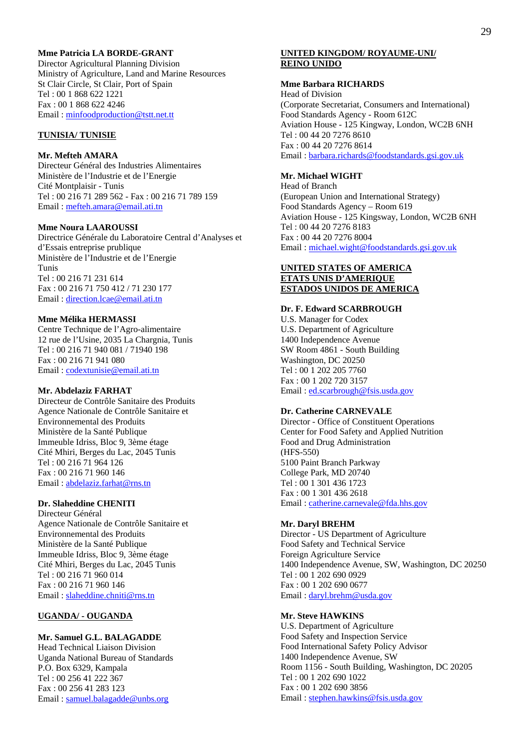**Mme Patricia LA BORDE-GRANT**
Director Agricultural Planning Division
Ministry of Agriculture, Land and Marine Resources
St Clair Circle, St Clair, Port of Spain
Tel : 00 1 868 622 1221
Fax : 00 1 868 622 4246
Email : minfoodproduction@tstt.net.tt

**TUNISIA/ TUNISIE**

**Mr. Mefteh AMARA**
Directeur Général des Industries Alimentaires
Ministère de l'Industrie et de l'Energie
Cité Montplaisir - Tunis
Tel : 00 216 71 289 562 - Fax : 00 216 71 789 159
Email : mefteh.amara@email.ati.tn

**Mme Noura LAAROUSSI**
Directrice Générale du Laboratoire Central d'Analyses et d'Essais entreprise prublique
Ministère de l'Industrie et de l'Energie
Tunis
Tel : 00 216 71 231 614
Fax : 00 216 71 750 412 / 71 230 177
Email : direction.lcae@email.ati.tn

**Mme Mélika HERMASSI**
Centre Technique de l'Agro-alimentaire
12 rue de l'Usine, 2035 La Chargnia, Tunis
Tel : 00 216 71 940 081 / 71940 198
Fax : 00 216 71 941 080
Email : codextunisie@email.ati.tn

**Mr. Abdelaziz FARHAT**
Directeur de Contrôle Sanitaire des Produits
Agence Nationale de Contrôle Sanitaire et Environnemental des Produits
Ministère de la Santé Publique
Immeuble Idriss, Bloc 9, 3ème étage
Cité Mhiri, Berges du Lac, 2045 Tunis
Tel : 00 216 71 964 126
Fax : 00 216 71 960 146
Email : abdelaziz.farhat@rns.tn

**Dr. Slaheddine CHENITI**
Directeur Général
Agence Nationale de Contrôle Sanitaire et Environnemental des Produits
Ministère de la Santé Publique
Immeuble Idriss, Bloc 9, 3ème étage
Cité Mhiri, Berges du Lac, 2045 Tunis
Tel : 00 216 71 960 014
Fax : 00 216 71 960 146
Email : slaheddine.chniti@rns.tn

**UGANDA/ - OUGANDA**

**Mr. Samuel G.L. BALAGADDE**
Head Technical Liaison Division
Uganda National Bureau of Standards
P.O. Box 6329, Kampala
Tel : 00 256 41 222 367
Fax : 00 256 41 283 123
Email : samuel.balagadde@unbs.org

**UNITED KINGDOM/ ROYAUME-UNI/ REINO UNIDO**

**Mme Barbara RICHARDS**
Head of Division
(Corporate Secretariat, Consumers and International)
Food Standards Agency - Room 612C
Aviation House - 125 Kingway, London, WC2B 6NH
Tel : 00 44 20 7276 8610
Fax : 00 44 20 7276 8614
Email : barbara.richards@foodstandards.gsi.gov.uk

**Mr. Michael WIGHT**
Head of Branch
(European Union and International Strategy)
Food Standards Agency – Room 619
Aviation House - 125 Kingsway, London, WC2B 6NH
Tel : 00 44 20 7276 8183
Fax : 00 44 20 7276 8004
Email : michael.wight@foodstandards.gsi.gov.uk

**UNITED STATES OF AMERICA
ETATS UNIS D'AMERIQUE
ESTADOS UNIDOS DE AMERICA**

**Dr. F. Edward SCARBROUGH**
U.S. Manager for Codex
U.S. Department of Agriculture
1400 Independence Avenue
SW Room 4861 - South Building
Washington, DC 20250
Tel : 00 1 202 205 7760
Fax : 00 1 202 720 3157
Email : ed.scarbrough@fsis.usda.gov

**Dr. Catherine CARNEVALE**
Director - Office of Constituent Operations
Center for Food Safety and Applied Nutrition
Food and Drug Administration
(HFS-550)
5100 Paint Branch Parkway
College Park, MD 20740
Tel : 00 1 301 436 1723
Fax : 00 1 301 436 2618
Email : catherine.carnevale@fda.hhs.gov

**Mr. Daryl BREHM**
Director - US Department of Agriculture
Food Safety and Technical Service
Foreign Agriculture Service
1400 Independence Avenue, SW, Washington, DC 20250
Tel : 00 1 202 690 0929
Fax : 00 1 202 690 0677
Email : daryl.brehm@usda.gov

**Mr. Steve HAWKINS**
U.S. Department of Agriculture
Food Safety and Inspection Service
Food International Safety Policy Advisor
1400 Independence Avenue, SW
Room 1156 - South Building, Washington, DC 20205
Tel : 00 1 202 690 1022
Fax : 00 1 202 690 3856
Email : stephen.hawkins@fsis.usda.gov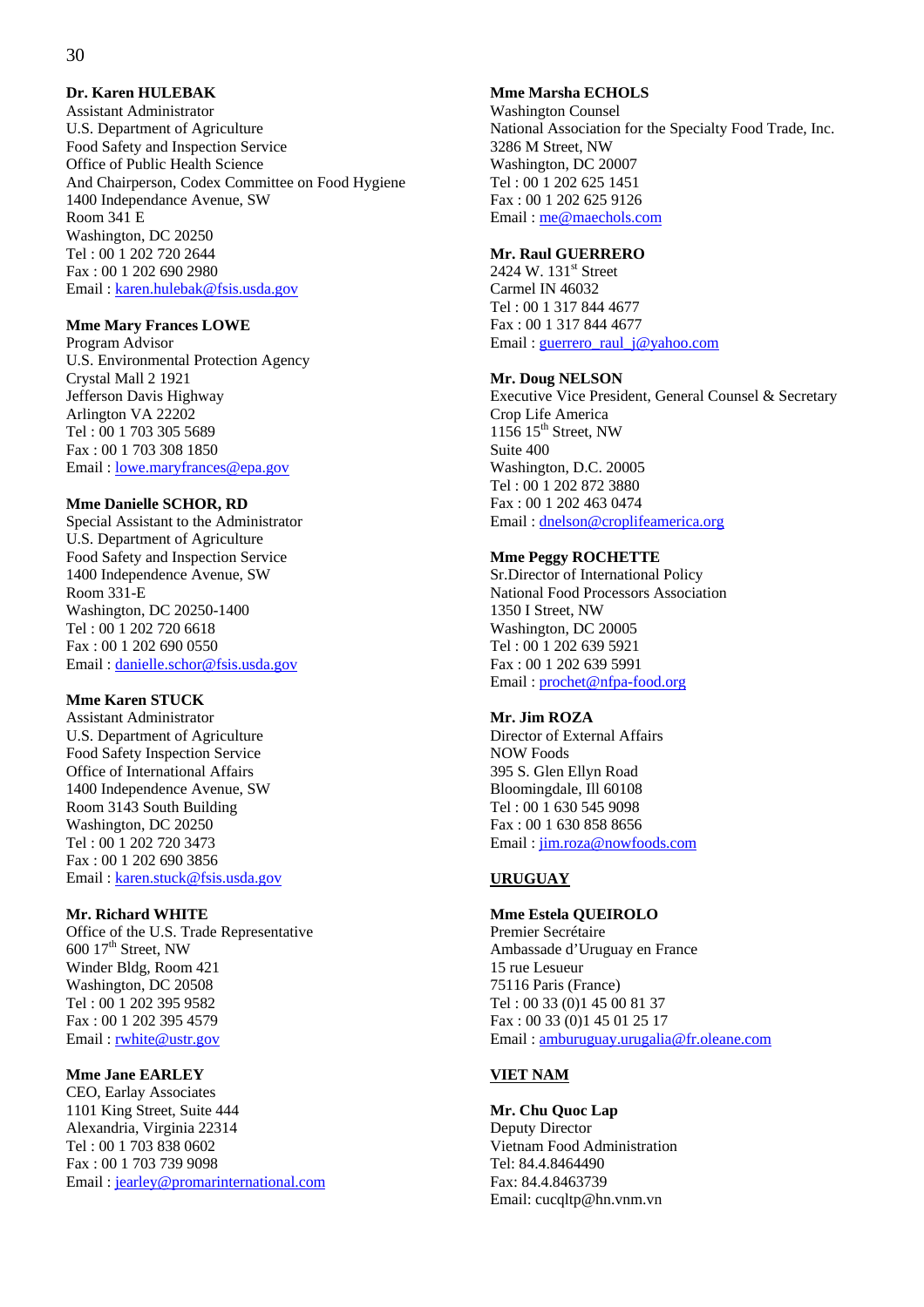**Dr. Karen HULEBAK**
Assistant Administrator
U.S. Department of Agriculture
Food Safety and Inspection Service
Office of Public Health Science
And Chairperson, Codex Committee on Food Hygiene
1400 Independance Avenue, SW
Room 341 E
Washington, DC 20250
Tel : 00 1 202 720 2644
Fax : 00 1 202 690 2980
Email : karen.hulebak@fsis.usda.gov

**Mme Mary Frances LOWE**
Program Advisor
U.S. Environmental Protection Agency
Crystal Mall 2 1921
Jefferson Davis Highway
Arlington VA 22202
Tel : 00 1 703 305 5689
Fax : 00 1 703 308 1850
Email : lowe.maryfrances@epa.gov

**Mme Danielle SCHOR, RD**
Special Assistant to the Administrator
U.S. Department of Agriculture
Food Safety and Inspection Service
1400 Independence Avenue, SW
Room 331-E
Washington, DC 20250-1400
Tel : 00 1 202 720 6618
Fax : 00 1 202 690 0550
Email : danielle.schor@fsis.usda.gov

**Mme Karen STUCK**
Assistant Administrator
U.S. Department of Agriculture
Food Safety Inspection Service
Office of International Affairs
1400 Independence Avenue, SW
Room 3143 South Building
Washington, DC 20250
Tel : 00 1 202 720 3473
Fax : 00 1 202 690 3856
Email : karen.stuck@fsis.usda.gov

**Mr. Richard WHITE**
Office of the U.S. Trade Representative
600 17th Street, NW
Winder Bldg, Room 421
Washington, DC 20508
Tel : 00 1 202 395 9582
Fax : 00 1 202 395 4579
Email : rwhite@ustr.gov

**Mme Jane EARLEY**
CEO, Earlay Associates
1101 King Street, Suite 444
Alexandria, Virginia 22314
Tel : 00 1 703 838 0602
Fax : 00 1 703 739 9098
Email : jearley@promarinternational.com

**Mme Marsha ECHOLS**
Washington Counsel
National Association for the Specialty Food Trade, Inc.
3286 M Street, NW
Washington, DC 20007
Tel : 00 1 202 625 1451
Fax : 00 1 202 625 9126
Email : me@maechols.com

**Mr. Raul GUERRERO**
2424 W. 131st Street
Carmel IN 46032
Tel : 00 1 317 844 4677
Fax : 00 1 317 844 4677
Email : guerrero_raul_j@yahoo.com

**Mr. Doug NELSON**
Executive Vice President, General Counsel & Secretary
Crop Life America
1156 15th Street, NW
Suite 400
Washington, D.C. 20005
Tel : 00 1 202 872 3880
Fax : 00 1 202 463 0474
Email : dnelson@croplifeamerica.org

**Mme Peggy ROCHETTE**
Sr.Director of International Policy
National Food Processors Association
1350 I Street, NW
Washington, DC 20005
Tel : 00 1 202 639 5921
Fax : 00 1 202 639 5991
Email : prochet@nfpa-food.org

**Mr. Jim ROZA**
Director of External Affairs
NOW Foods
395 S. Glen Ellyn Road
Bloomingdale, Ill 60108
Tel : 00 1 630 545 9098
Fax : 00 1 630 858 8656
Email : jim.roza@nowfoods.com

## URUGUAY

**Mme Estela QUEIROLO**
Premier Secrétaire
Ambassade d'Uruguay en France
15 rue Lesueur
75116 Paris (France)
Tel : 00 33 (0)1 45 00 81 37
Fax : 00 33 (0)1 45 01 25 17
Email : amburuguay.urugalia@fr.oleane.com

## VIET NAM

**Mr. Chu Quoc Lap**
Deputy Director
Vietnam Food Administration
Tel: 84.4.8464490
Fax: 84.4.8463739
Email: cucqltp@hn.vnm.vn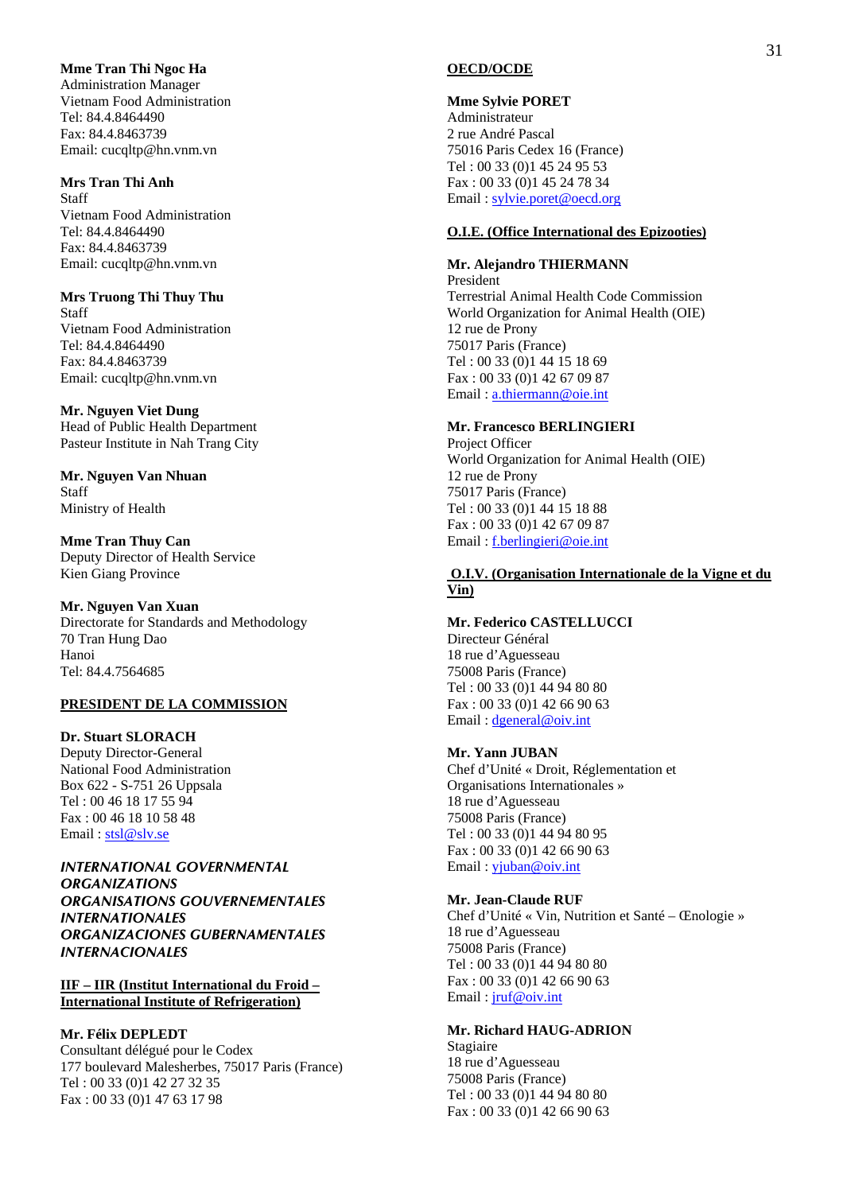**Mme Tran Thi Ngoc Ha**
Administration Manager
Vietnam Food Administration
Tel: 84.4.8464490
Fax: 84.4.8463739
Email: cucqltp@hn.vnm.vn

**Mrs Tran Thi Anh**
Staff
Vietnam Food Administration
Tel: 84.4.8464490
Fax: 84.4.8463739
Email: cucqltp@hn.vnm.vn

**Mrs Truong Thi Thuy Thu**
Staff
Vietnam Food Administration
Tel: 84.4.8464490
Fax: 84.4.8463739
Email: cucqltp@hn.vnm.vn

**Mr. Nguyen Viet Dung**
Head of Public Health Department
Pasteur Institute in Nah Trang City

**Mr. Nguyen Van Nhuan**
Staff
Ministry of Health

**Mme Tran Thuy Can**
Deputy Director of Health Service
Kien Giang Province

**Mr. Nguyen Van Xuan**
Directorate for Standards and Methodology
70 Tran Hung Dao
Hanoi
Tel: 84.4.7564685

**PRESIDENT DE LA COMMISSION**

**Dr. Stuart SLORACH**
Deputy Director-General
National Food Administration
Box 622 - S-751 26 Uppsala
Tel : 00 46 18 17 55 94
Fax : 00 46 18 10 58 48
Email : stsl@slv.se

***INTERNATIONAL GOVERNMENTAL ORGANIZATIONS***
***ORGANISATIONS GOUVERNEMENTALES INTERNATIONALES***
***ORGANIZACIONES GUBERNAMENTALES INTERNACIONALES***

**IIF – IIR (Institut International du Froid – International Institute of Refrigeration)**

**Mr. Félix DEPLEDT**
Consultant délégué pour le Codex
177 boulevard Malesherbes, 75017 Paris (France)
Tel : 00 33 (0)1 42 27 32 35
Fax : 00 33 (0)1 47 63 17 98

**OECD/OCDE**

**Mme Sylvie PORET**
Administrateur
2 rue André Pascal
75016 Paris Cedex 16 (France)
Tel : 00 33 (0)1 45 24 95 53
Fax : 00 33 (0)1 45 24 78 34
Email : sylvie.poret@oecd.org

**O.I.E. (Office International des Epizooties)**

**Mr. Alejandro THIERMANN**
President
Terrestrial Animal Health Code Commission
World Organization for Animal Health (OIE)
12 rue de Prony
75017 Paris (France)
Tel : 00 33 (0)1 44 15 18 69
Fax : 00 33 (0)1 42 67 09 87
Email : a.thiermann@oie.int

**Mr. Francesco BERLINGIERI**
Project Officer
World Organization for Animal Health (OIE)
12 rue de Prony
75017 Paris (France)
Tel : 00 33 (0)1 44 15 18 88
Fax : 00 33 (0)1 42 67 09 87
Email : f.berlingieri@oie.int

**O.I.V. (Organisation Internationale de la Vigne et du Vin)**

**Mr. Federico CASTELLUCCI**
Directeur Général
18 rue d'Aguesseau
75008 Paris (France)
Tel : 00 33 (0)1 44 94 80 80
Fax : 00 33 (0)1 42 66 90 63
Email : dgeneral@oiv.int

**Mr. Yann JUBAN**
Chef d'Unité « Droit, Réglementation et Organisations Internationales »
18 rue d'Aguesseau
75008 Paris (France)
Tel : 00 33 (0)1 44 94 80 95
Fax : 00 33 (0)1 42 66 90 63
Email : yjuban@oiv.int

**Mr. Jean-Claude RUF**
Chef d'Unité « Vin, Nutrition et Santé – Œnologie »
18 rue d'Aguesseau
75008 Paris (France)
Tel : 00 33 (0)1 44 94 80 80
Fax : 00 33 (0)1 42 66 90 63
Email : jruf@oiv.int

**Mr. Richard HAUG-ADRION**
Stagiaire
18 rue d'Aguesseau
75008 Paris (France)
Tel : 00 33 (0)1 44 94 80 80
Fax : 00 33 (0)1 42 66 90 63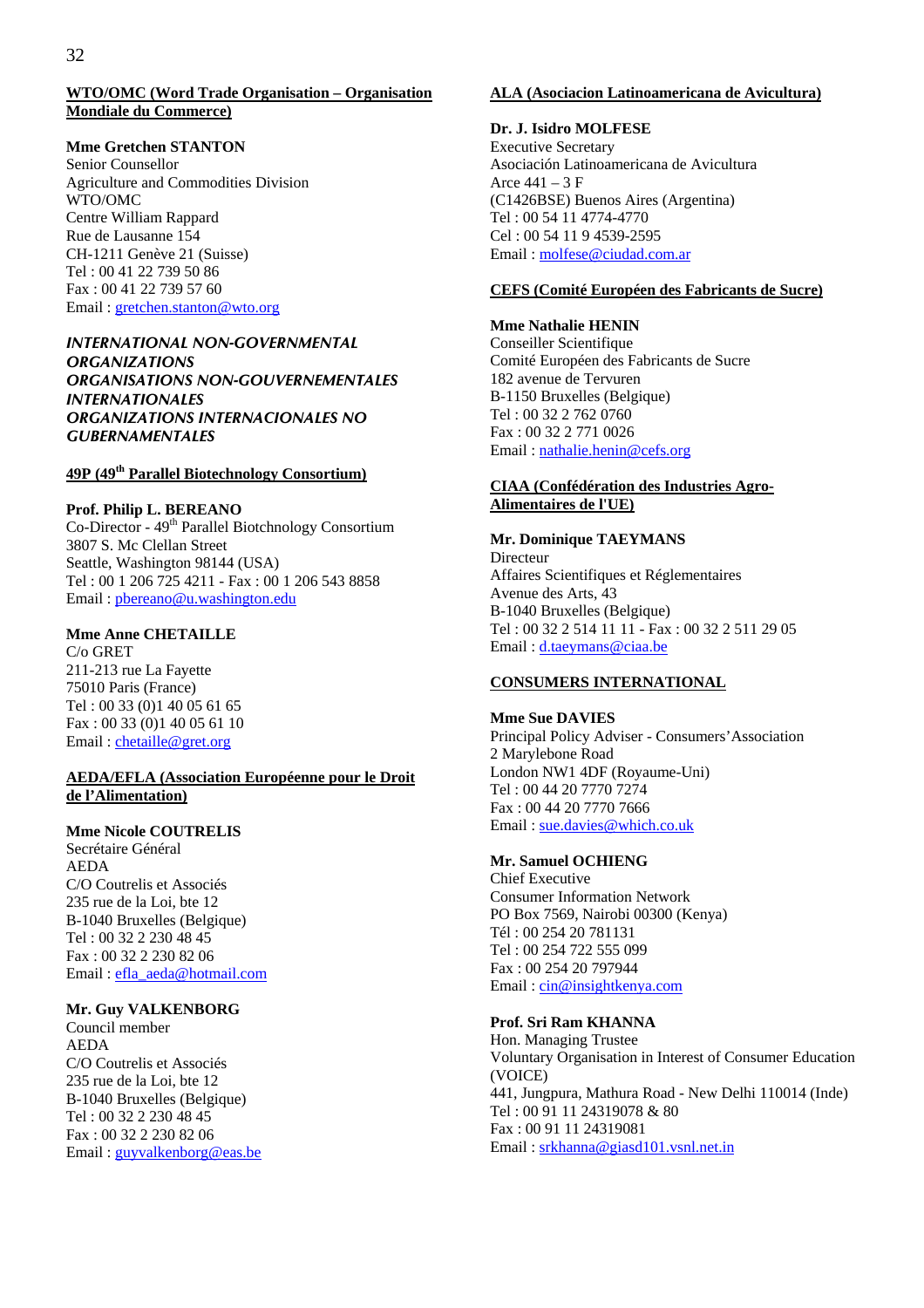**WTO/OMC (Word Trade Organisation – Organisation Mondiale du Commerce)**

**Mme Gretchen STANTON**
Senior Counsellor
Agriculture and Commodities Division
WTO/OMC
Centre William Rappard
Rue de Lausanne 154
CH-1211 Genève 21 (Suisse)
Tel : 00 41 22 739 50 86
Fax : 00 41 22 739 57 60
Email : gretchen.stanton@wto.org

***INTERNATIONAL NON-GOVERNMENTAL ORGANIZATIONS***
***ORGANISATIONS NON-GOUVERNEMENTALES INTERNATIONALES***
***ORGANIZATIONS INTERNACIONALES NO GUBERNAMENTALES***

**49P (49th Parallel Biotechnology Consortium)**

**Prof. Philip L. BEREANO**
Co-Director - 49th Parallel Biotchnology Consortium
3807 S. Mc Clellan Street
Seattle, Washington 98144 (USA)
Tel : 00 1 206 725 4211 - Fax : 00 1 206 543 8858
Email : pbereano@u.washington.edu

**Mme Anne CHETAILLE**
C/o GRET
211-213 rue La Fayette
75010 Paris (France)
Tel : 00 33 (0)1 40 05 61 65
Fax : 00 33 (0)1 40 05 61 10
Email : chetaille@gret.org

**AEDA/EFLA (Association Européenne pour le Droit de l'Alimentation)**

**Mme Nicole COUTRELIS**
Secrétaire Général
AEDA
C/O Coutrelis et Associés
235 rue de la Loi, bte 12
B-1040 Bruxelles (Belgique)
Tel : 00 32 2 230 48 45
Fax : 00 32 2 230 82 06
Email : efla_aeda@hotmail.com

**Mr. Guy VALKENBORG**
Council member
AEDA
C/O Coutrelis et Associés
235 rue de la Loi, bte 12
B-1040 Bruxelles (Belgique)
Tel : 00 32 2 230 48 45
Fax : 00 32 2 230 82 06
Email : guyvalkenborg@eas.be

**ALA (Asociacion Latinoamericana de Avicultura)**

**Dr. J. Isidro MOLFESE**
Executive Secretary
Asociación Latinoamericana de Avicultura
Arce 441 – 3 F
(C1426BSE) Buenos Aires (Argentina)
Tel : 00 54 11 4774-4770
Cel : 00 54 11 9 4539-2595
Email : molfese@ciudad.com.ar

**CEFS (Comité Européen des Fabricants de Sucre)**

**Mme Nathalie HENIN**
Conseiller Scientifique
Comité Européen des Fabricants de Sucre
182 avenue de Tervuren
B-1150 Bruxelles (Belgique)
Tel : 00 32 2 762 0760
Fax : 00 32 2 771 0026
Email : nathalie.henin@cefs.org

**CIAA (Confédération des Industries Agro-Alimentaires de l'UE)**

**Mr. Dominique TAEYMANS**
Directeur
Affaires Scientifiques et Réglementaires
Avenue des Arts, 43
B-1040 Bruxelles (Belgique)
Tel : 00 32 2 514 11 11 - Fax : 00 32 2 511 29 05
Email : d.taeymans@ciaa.be

**CONSUMERS INTERNATIONAL**

**Mme Sue DAVIES**
Principal Policy Adviser - Consumers'Association
2 Marylebone Road
London NW1 4DF (Royaume-Uni)
Tel : 00 44 20 7770 7274
Fax : 00 44 20 7770 7666
Email : sue.davies@which.co.uk

**Mr. Samuel OCHIENG**
Chief Executive
Consumer Information Network
PO Box 7569, Nairobi 00300 (Kenya)
Tél : 00 254 20 781131
Tel : 00 254 722 555 099
Fax : 00 254 20 797944
Email : cin@insightkenya.com

**Prof. Sri Ram KHANNA**
Hon. Managing Trustee
Voluntary Organisation in Interest of Consumer Education (VOICE)
441, Jungpura, Mathura Road - New Delhi 110014 (Inde)
Tel : 00 91 11 24319078 & 80
Fax : 00 91 11 24319081
Email : srkhanna@giasd101.vsnl.net.in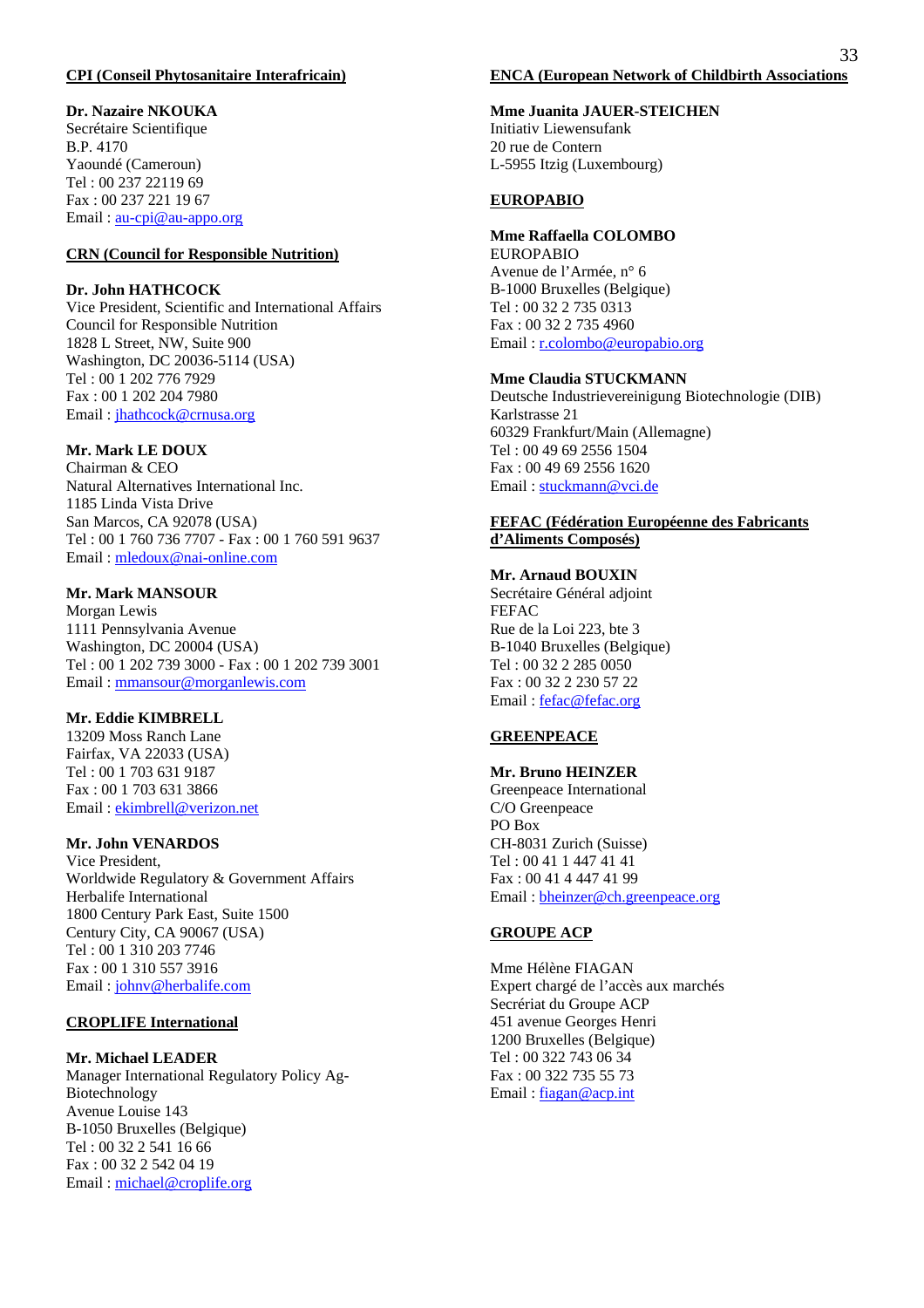**CPI (Conseil Phytosanitaire Interafricain)**

**Dr. Nazaire NKOUKA**
Secrétaire Scientifique
B.P. 4170
Yaoundé (Cameroun)
Tel : 00 237 22119 69
Fax : 00 237 221 19 67
Email : au-cpi@au-appo.org

**CRN (Council for Responsible Nutrition)**

**Dr. John HATHCOCK**
Vice President, Scientific and International Affairs
Council for Responsible Nutrition
1828 L Street, NW, Suite 900
Washington, DC 20036-5114 (USA)
Tel : 00 1 202 776 7929
Fax : 00 1 202 204 7980
Email : jhathcock@crnusa.org

**Mr. Mark LE DOUX**
Chairman & CEO
Natural Alternatives International Inc.
1185 Linda Vista Drive
San Marcos, CA 92078 (USA)
Tel : 00 1 760 736 7707 - Fax : 00 1 760 591 9637
Email : mledoux@nai-online.com

**Mr. Mark MANSOUR**
Morgan Lewis
1111 Pennsylvania Avenue
Washington, DC 20004 (USA)
Tel : 00 1 202 739 3000 - Fax : 00 1 202 739 3001
Email : mmansour@morganlewis.com

**Mr. Eddie KIMBRELL**
13209 Moss Ranch Lane
Fairfax, VA 22033 (USA)
Tel : 00 1 703 631 9187
Fax : 00 1 703 631 3866
Email : ekimbrell@verizon.net

**Mr. John VENARDOS**
Vice President,
Worldwide Regulatory & Government Affairs
Herbalife International
1800 Century Park East, Suite 1500
Century City, CA 90067 (USA)
Tel : 00 1 310 203 7746
Fax : 00 1 310 557 3916
Email : johnv@herbalife.com

**CROPLIFE International**

**Mr. Michael LEADER**
Manager International Regulatory Policy Ag-Biotechnology
Avenue Louise 143
B-1050 Bruxelles (Belgique)
Tel : 00 32 2 541 16 66
Fax : 00 32 2 542 04 19
Email : michael@croplife.org

**ENCA (European Network of Childbirth Associations**

**Mme Juanita JAUER-STEICHEN**
Initiativ Liewensufank
20 rue de Contern
L-5955 Itzig (Luxembourg)

**EUROPABIO**

**Mme Raffaella COLOMBO**
EUROPABIO
Avenue de l'Armée, n° 6
B-1000 Bruxelles (Belgique)
Tel : 00 32 2 735 0313
Fax : 00 32 2 735 4960
Email : r.colombo@europabio.org

**Mme Claudia STUCKMANN**
Deutsche Industrievereinigung Biotechnologie (DIB)
Karlstrasse 21
60329 Frankfurt/Main (Allemagne)
Tel : 00 49 69 2556 1504
Fax : 00 49 69 2556 1620
Email : stuckmann@vci.de

**FEFAC (Fédération Européenne des Fabricants d'Aliments Composés)**

**Mr. Arnaud BOUXIN**
Secrétaire Général adjoint
FEFAC
Rue de la Loi 223, bte 3
B-1040 Bruxelles (Belgique)
Tel : 00 32 2 285 0050
Fax : 00 32 2 230 57 22
Email : fefac@fefac.org

**GREENPEACE**

**Mr. Bruno HEINZER**
Greenpeace International
C/O Greenpeace
PO Box
CH-8031 Zurich (Suisse)
Tel : 00 41 1 447 41 41
Fax : 00 41 4 447 41 99
Email : bheinzer@ch.greenpeace.org

**GROUPE ACP**

Mme Hélène FIAGAN
Expert chargé de l'accès aux marchés
Secrériat du Groupe ACP
451 avenue Georges Henri
1200 Bruxelles (Belgique)
Tel : 00 322 743 06 34
Fax : 00 322 735 55 73
Email : fiagan@acp.int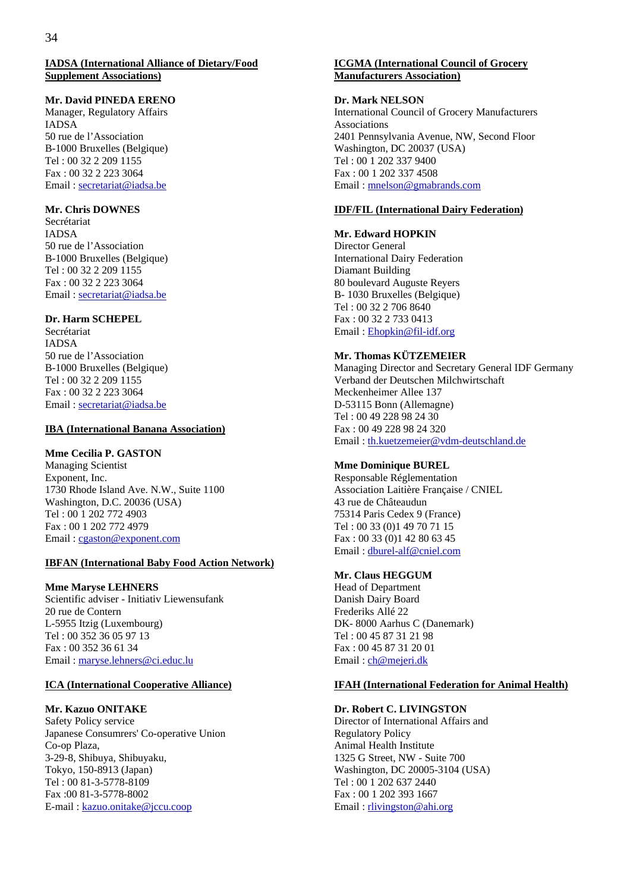**IADSA (International Alliance of Dietary/Food Supplement Associations)**

**Mr. David PINEDA ERENO**
Manager, Regulatory Affairs
IADSA
50 rue de l'Association
B-1000 Bruxelles (Belgique)
Tel : 00 32 2 209 1155
Fax : 00 32 2 223 3064
Email : secretariat@iadsa.be

**Mr. Chris DOWNES**
Secrétariat
IADSA
50 rue de l'Association
B-1000 Bruxelles (Belgique)
Tel : 00 32 2 209 1155
Fax : 00 32 2 223 3064
Email : secretariat@iadsa.be

**Dr. Harm SCHEPEL**
Secrétariat
IADSA
50 rue de l'Association
B-1000 Bruxelles (Belgique)
Tel : 00 32 2 209 1155
Fax : 00 32 2 223 3064
Email : secretariat@iadsa.be

**IBA (International Banana Association)**

**Mme Cecilia P. GASTON**
Managing Scientist
Exponent, Inc.
1730 Rhode Island Ave. N.W., Suite 1100
Washington, D.C. 20036 (USA)
Tel : 00 1 202 772 4903
Fax : 00 1 202 772 4979
Email : cgaston@exponent.com

**IBFAN (International Baby Food Action Network)**

**Mme Maryse LEHNERS**
Scientific adviser - Initiativ Liewensufank
20 rue de Contern
L-5955 Itzig (Luxembourg)
Tel : 00 352 36 05 97 13
Fax : 00 352 36 61 34
Email : maryse.lehners@ci.educ.lu

**ICA (International Cooperative Alliance)**

**Mr. Kazuo ONITAKE**
Safety Policy service
Japanese Consumrers' Co-operative Union
Co-op Plaza,
3-29-8, Shibuya, Shibuyaku,
Tokyo, 150-8913 (Japan)
Tel : 00 81-3-5778-8109
Fax :00 81-3-5778-8002
E-mail : kazuo.onitake@jccu.coop

**ICGMA (International Council of Grocery Manufacturers Association)**

**Dr. Mark NELSON**
International Council of Grocery Manufacturers Associations
2401 Pennsylvania Avenue, NW, Second Floor
Washington, DC 20037 (USA)
Tel : 00 1 202 337 9400
Fax : 00 1 202 337 4508
Email : mnelson@gmabrands.com

**IDF/FIL (International Dairy Federation)**

**Mr. Edward HOPKIN**
Director General
International Dairy Federation
Diamant Building
80 boulevard Auguste Reyers
B- 1030 Bruxelles (Belgique)
Tel : 00 32 2 706 8640
Fax : 00 32 2 733 0413
Email : Ehopkin@fil-idf.org

**Mr. Thomas KÜTZEMEIER**
Managing Director and Secretary General IDF Germany
Verband der Deutschen Milchwirtschaft
Meckenheimer Allee 137
D-53115 Bonn (Allemagne)
Tel : 00 49 228 98 24 30
Fax : 00 49 228 98 24 320
Email : th.kuetzemeier@vdm-deutschland.de

**Mme Dominique BUREL**
Responsable Réglementation
Association Laitière Française / CNIEL
43 rue de Châteaudun
75314 Paris Cedex 9 (France)
Tel : 00 33 (0)1 49 70 71 15
Fax : 00 33 (0)1 42 80 63 45
Email : dburel-alf@cniel.com

**Mr. Claus HEGGUM**
Head of Department
Danish Dairy Board
Frederiks Allé 22
DK- 8000 Aarhus C (Danemark)
Tel : 00 45 87 31 21 98
Fax : 00 45 87 31 20 01
Email : ch@mejeri.dk

**IFAH (International Federation for Animal Health)**

**Dr. Robert C. LIVINGSTON**
Director of International Affairs and Regulatory Policy
Animal Health Institute
1325 G Street, NW - Suite 700
Washington, DC 20005-3104 (USA)
Tel : 00 1 202 637 2440
Fax : 00 1 202 393 1667
Email : rlivingston@ahi.org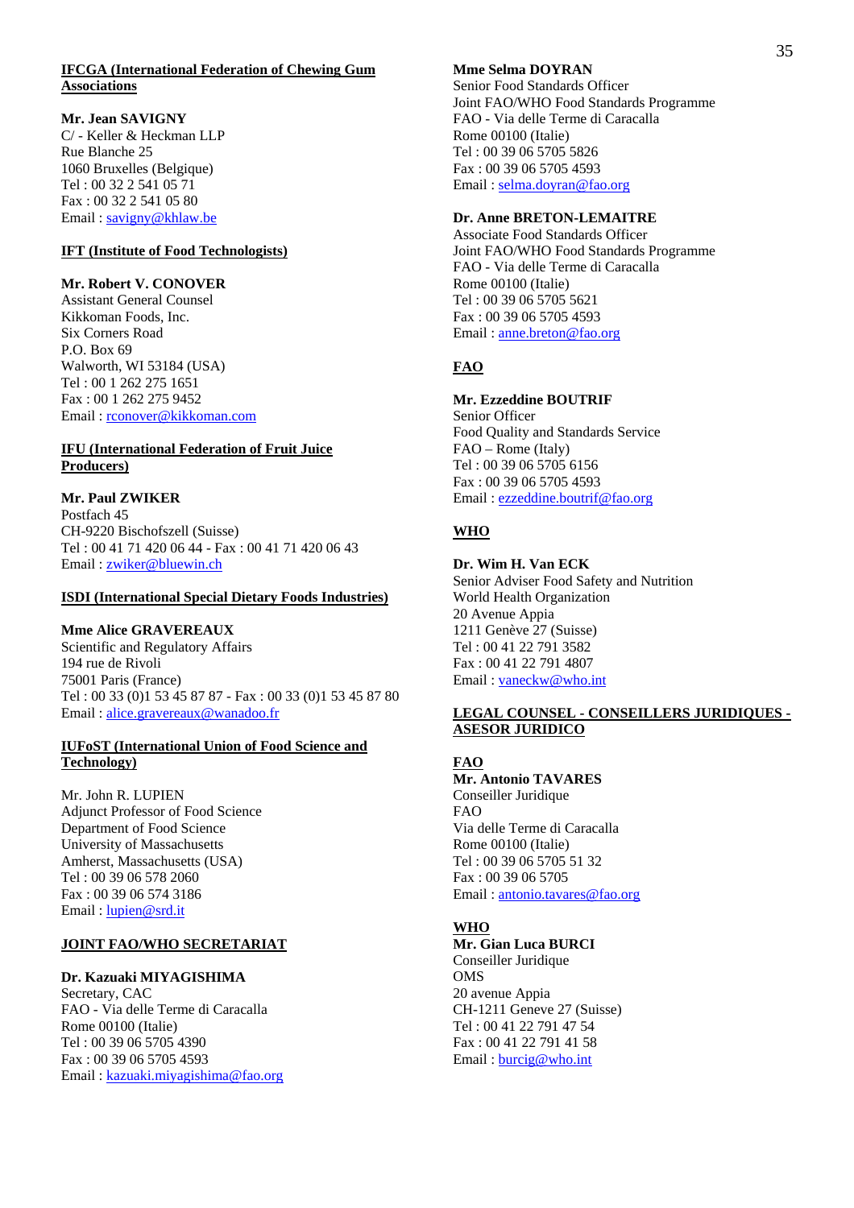**IFCGA (International Federation of Chewing Gum Associations)**

**Mr. Jean SAVIGNY**
C/ - Keller & Heckman LLP
Rue Blanche 25
1060 Bruxelles (Belgique)
Tel : 00 32 2 541 05 71
Fax : 00 32 2 541 05 80
Email : savigny@khlaw.be

**IFT (Institute of Food Technologists)**

**Mr. Robert V. CONOVER**
Assistant General Counsel
Kikkoman Foods, Inc.
Six Corners Road
P.O. Box 69
Walworth, WI 53184 (USA)
Tel : 00 1 262 275 1651
Fax : 00 1 262 275 9452
Email : rconover@kikkoman.com

**IFU (International Federation of Fruit Juice Producers)**

**Mr. Paul ZWIKER**
Postfach 45
CH-9220 Bischofszell (Suisse)
Tel : 00 41 71 420 06 44 - Fax : 00 41 71 420 06 43
Email : zwiker@bluewin.ch

**ISDI (International Special Dietary Foods Industries)**

**Mme Alice GRAVEREAUX**
Scientific and Regulatory Affairs
194 rue de Rivoli
75001 Paris (France)
Tel : 00 33 (0)1 53 45 87 87 - Fax : 00 33 (0)1 53 45 87 80
Email : alice.gravereaux@wanadoo.fr

**IUFoST (International Union of Food Science and Technology)**

Mr. John R. LUPIEN
Adjunct Professor of Food Science
Department of Food Science
University of Massachusetts
Amherst, Massachusetts (USA)
Tel : 00 39 06 578 2060
Fax : 00 39 06 574 3186
Email : lupien@srd.it

**JOINT FAO/WHO SECRETARIAT**

**Dr. Kazuaki MIYAGISHIMA**
Secretary, CAC
FAO - Via delle Terme di Caracalla
Rome 00100 (Italie)
Tel : 00 39 06 5705 4390
Fax : 00 39 06 5705 4593
Email : kazuaki.miyagishima@fao.org

**Mme Selma DOYRAN**
Senior Food Standards Officer
Joint FAO/WHO Food Standards Programme
FAO - Via delle Terme di Caracalla
Rome 00100 (Italie)
Tel : 00 39 06 5705 5826
Fax : 00 39 06 5705 4593
Email : selma.doyran@fao.org

**Dr. Anne BRETON-LEMAITRE**
Associate Food Standards Officer
Joint FAO/WHO Food Standards Programme
FAO - Via delle Terme di Caracalla
Rome 00100 (Italie)
Tel : 00 39 06 5705 5621
Fax : 00 39 06 5705 4593
Email : anne.breton@fao.org

**FAO**

**Mr. Ezzeddine BOUTRIF**
Senior Officer
Food Quality and Standards Service
FAO – Rome (Italy)
Tel : 00 39 06 5705 6156
Fax : 00 39 06 5705 4593
Email : ezzeddine.boutrif@fao.org

**WHO**

**Dr. Wim H. Van ECK**
Senior Adviser Food Safety and Nutrition
World Health Organization
20 Avenue Appia
1211 Genève 27 (Suisse)
Tel : 00 41 22 791 3582
Fax : 00 41 22 791 4807
Email : vaneckw@who.int

**LEGAL COUNSEL - CONSEILLERS JURIDIQUES - ASESOR JURIDICO**

**FAO**

**Mr. Antonio TAVARES**
Conseiller Juridique
FAO
Via delle Terme di Caracalla
Rome 00100 (Italie)
Tel : 00 39 06 5705 51 32
Fax : 00 39 06 5705
Email : antonio.tavares@fao.org

**WHO**

**Mr. Gian Luca BURCI**
Conseiller Juridique
OMS
20 avenue Appia
CH-1211 Geneve 27 (Suisse)
Tel : 00 41 22 791 47 54
Fax : 00 41 22 791 41 58
Email : burcig@who.int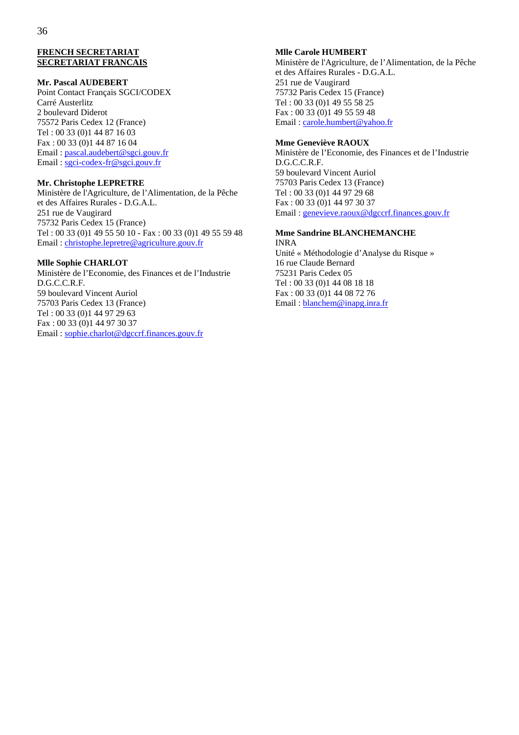**FRENCH SECRETARIAT**
**SECRETARIAT FRANCAIS**

**Mr. Pascal AUDEBERT**
Point Contact Français SGCI/CODEX
Carré Austerlitz
2 boulevard Diderot
75572 Paris Cedex 12 (France)
Tel : 00 33 (0)1 44 87 16 03
Fax : 00 33 (0)1 44 87 16 04
Email : pascal.audebert@sgci.gouv.fr
Email : sgci-codex-fr@sgci.gouv.fr

**Mr. Christophe LEPRETRE**
Ministère de l'Agriculture, de l'Alimentation, de la Pêche et des Affaires Rurales - D.G.A.L.
251 rue de Vaugirard
75732 Paris Cedex 15 (France)
Tel : 00 33 (0)1 49 55 50 10 - Fax : 00 33 (0)1 49 55 59 48
Email : christophe.lepretre@agriculture.gouv.fr

**Mlle Sophie CHARLOT**
Ministère de l'Economie, des Finances et de l'Industrie
D.G.C.C.R.F.
59 boulevard Vincent Auriol
75703 Paris Cedex 13 (France)
Tel : 00 33 (0)1 44 97 29 63
Fax : 00 33 (0)1 44 97 30 37
Email : sophie.charlot@dgccrf.finances.gouv.fr

**Mlle Carole HUMBERT**
Ministère de l'Agriculture, de l'Alimentation, de la Pêche et des Affaires Rurales - D.G.A.L.
251 rue de Vaugirard
75732 Paris Cedex 15 (France)
Tel : 00 33 (0)1 49 55 58 25
Fax : 00 33 (0)1 49 55 59 48
Email : carole.humbert@yahoo.fr

**Mme Geneviève RAOUX**
Ministère de l'Economie, des Finances et de l'Industrie
D.G.C.C.R.F.
59 boulevard Vincent Auriol
75703 Paris Cedex 13 (France)
Tel : 00 33 (0)1 44 97 29 68
Fax : 00 33 (0)1 44 97 30 37
Email : genevieve.raoux@dgccrf.finances.gouv.fr

**Mme Sandrine BLANCHEMANCHE**
INRA
Unité « Méthodologie d'Analyse du Risque »
16 rue Claude Bernard
75231 Paris Cedex 05
Tel : 00 33 (0)1 44 08 18 18
Fax : 00 33 (0)1 44 08 72 76
Email : blanchem@inapg.inra.fr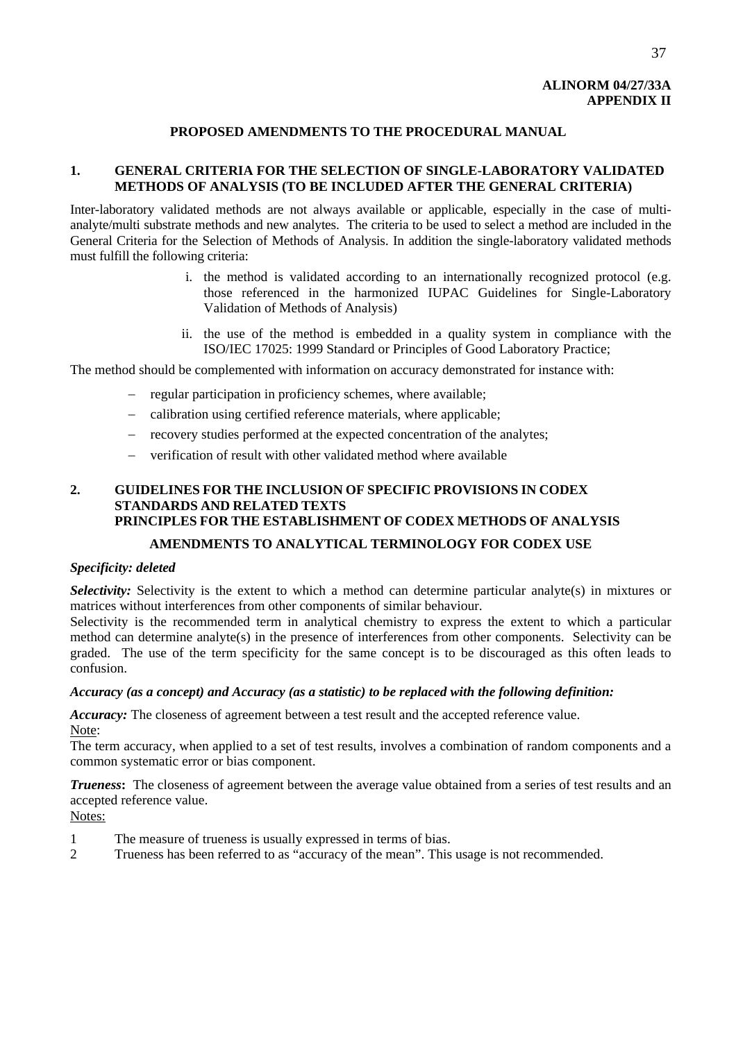**ALINORM 04/27/33A**
**APPENDIX II**

## PROPOSED AMENDMENTS TO THE PROCEDURAL MANUAL

### 1. GENERAL CRITERIA FOR THE SELECTION OF SINGLE-LABORATORY VALIDATED METHODS OF ANALYSIS (TO BE INCLUDED AFTER THE GENERAL CRITERIA)

Inter-laboratory validated methods are not always available or applicable, especially in the case of multi-analyte/multi substrate methods and new analytes. The criteria to be used to select a method are included in the General Criteria for the Selection of Methods of Analysis. In addition the single-laboratory validated methods must fulfill the following criteria:

i. the method is validated according to an internationally recognized protocol (e.g. those referenced in the harmonized IUPAC Guidelines for Single-Laboratory Validation of Methods of Analysis)

ii. the use of the method is embedded in a quality system in compliance with the ISO/IEC 17025: 1999 Standard or Principles of Good Laboratory Practice;

The method should be complemented with information on accuracy demonstrated for instance with:

- regular participation in proficiency schemes, where available;
- calibration using certified reference materials, where applicable;
- recovery studies performed at the expected concentration of the analytes;
- verification of result with other validated method where available

### 2. GUIDELINES FOR THE INCLUSION OF SPECIFIC PROVISIONS IN CODEX STANDARDS AND RELATED TEXTS PRINCIPLES FOR THE ESTABLISHMENT OF CODEX METHODS OF ANALYSIS

#### AMENDMENTS TO ANALYTICAL TERMINOLOGY FOR CODEX USE

***Specificity: deleted***

***Selectivity:*** Selectivity is the extent to which a method can determine particular analyte(s) in mixtures or matrices without interferences from other components of similar behaviour.
Selectivity is the recommended term in analytical chemistry to express the extent to which a particular method can determine analyte(s) in the presence of interferences from other components. Selectivity can be graded. The use of the term specificity for the same concept is to be discouraged as this often leads to confusion.

***Accuracy (as a concept) and Accuracy (as a statistic) to be replaced with the following definition:***

***Accuracy:*** The closeness of agreement between a test result and the accepted reference value.
Note:
The term accuracy, when applied to a set of test results, involves a combination of random components and a common systematic error or bias component.

***Trueness*****:** The closeness of agreement between the average value obtained from a series of test results and an accepted reference value.
Notes:

1 The measure of trueness is usually expressed in terms of bias.
2 Trueness has been referred to as "accuracy of the mean". This usage is not recommended.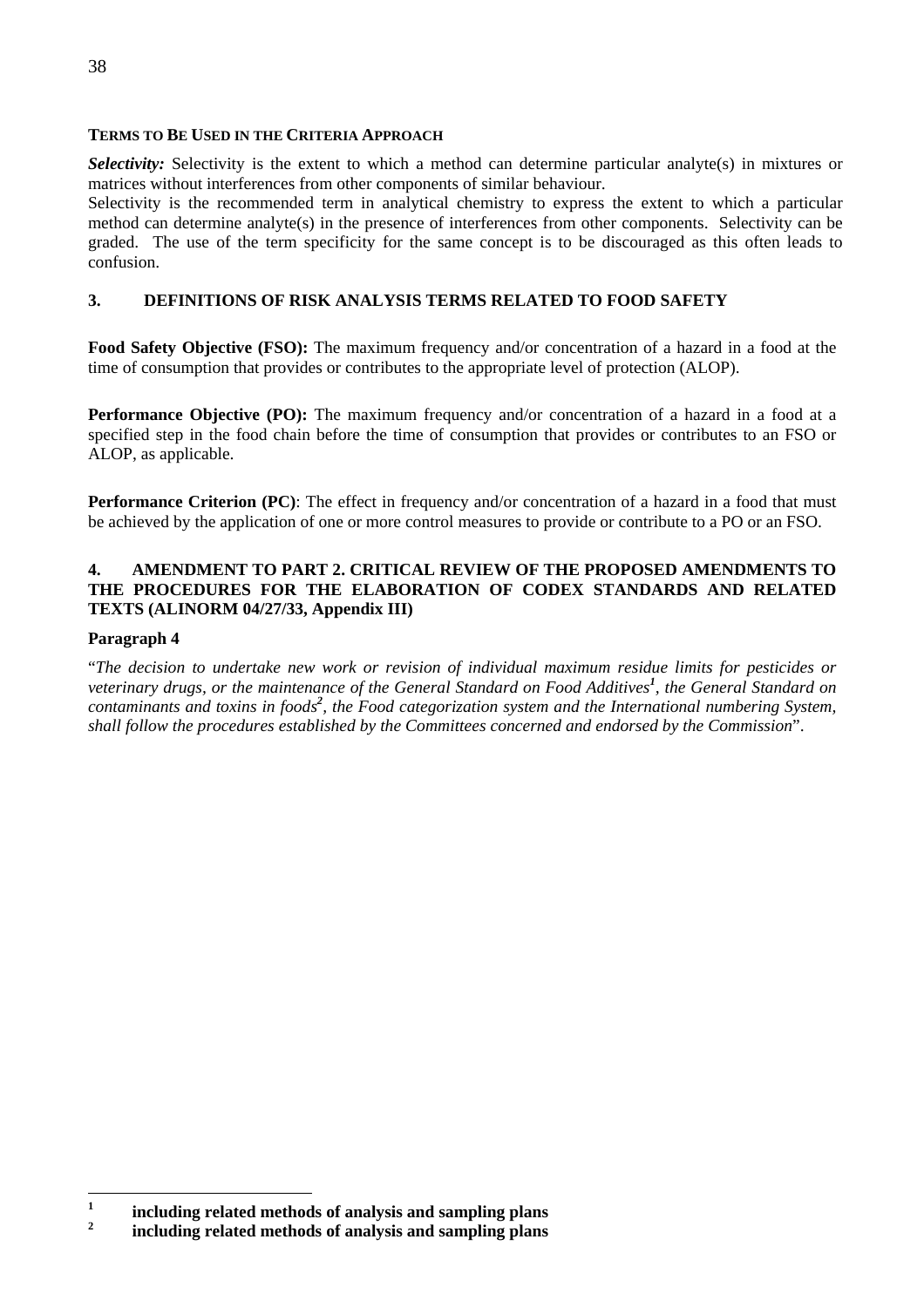**TERMS TO BE USED IN THE CRITERIA APPROACH**

***Selectivity:*** Selectivity is the extent to which a method can determine particular analyte(s) in mixtures or matrices without interferences from other components of similar behaviour.

Selectivity is the recommended term in analytical chemistry to express the extent to which a particular method can determine analyte(s) in the presence of interferences from other components. Selectivity can be graded. The use of the term specificity for the same concept is to be discouraged as this often leads to confusion.

## 3. DEFINITIONS OF RISK ANALYSIS TERMS RELATED TO FOOD SAFETY

**Food Safety Objective (FSO):** The maximum frequency and/or concentration of a hazard in a food at the time of consumption that provides or contributes to the appropriate level of protection (ALOP).

**Performance Objective (PO):** The maximum frequency and/or concentration of a hazard in a food at a specified step in the food chain before the time of consumption that provides or contributes to an FSO or ALOP, as applicable.

**Performance Criterion (PC)**: The effect in frequency and/or concentration of a hazard in a food that must be achieved by the application of one or more control measures to provide or contribute to a PO or an FSO.

## 4. AMENDMENT TO PART 2. CRITICAL REVIEW OF THE PROPOSED AMENDMENTS TO THE PROCEDURES FOR THE ELABORATION OF CODEX STANDARDS AND RELATED TEXTS (ALINORM 04/27/33, Appendix III)

### Paragraph 4

"*The decision to undertake new work or revision of individual maximum residue limits for pesticides or veterinary drugs, or the maintenance of the General Standard on Food Additives*[1]*, the General Standard on contaminants and toxins in foods*[2]*, the Food categorization system and the International numbering System, shall follow the procedures established by the Committees concerned and endorsed by the Commission*".

---

[1] **including related methods of analysis and sampling plans**

[2] **including related methods of analysis and sampling plans**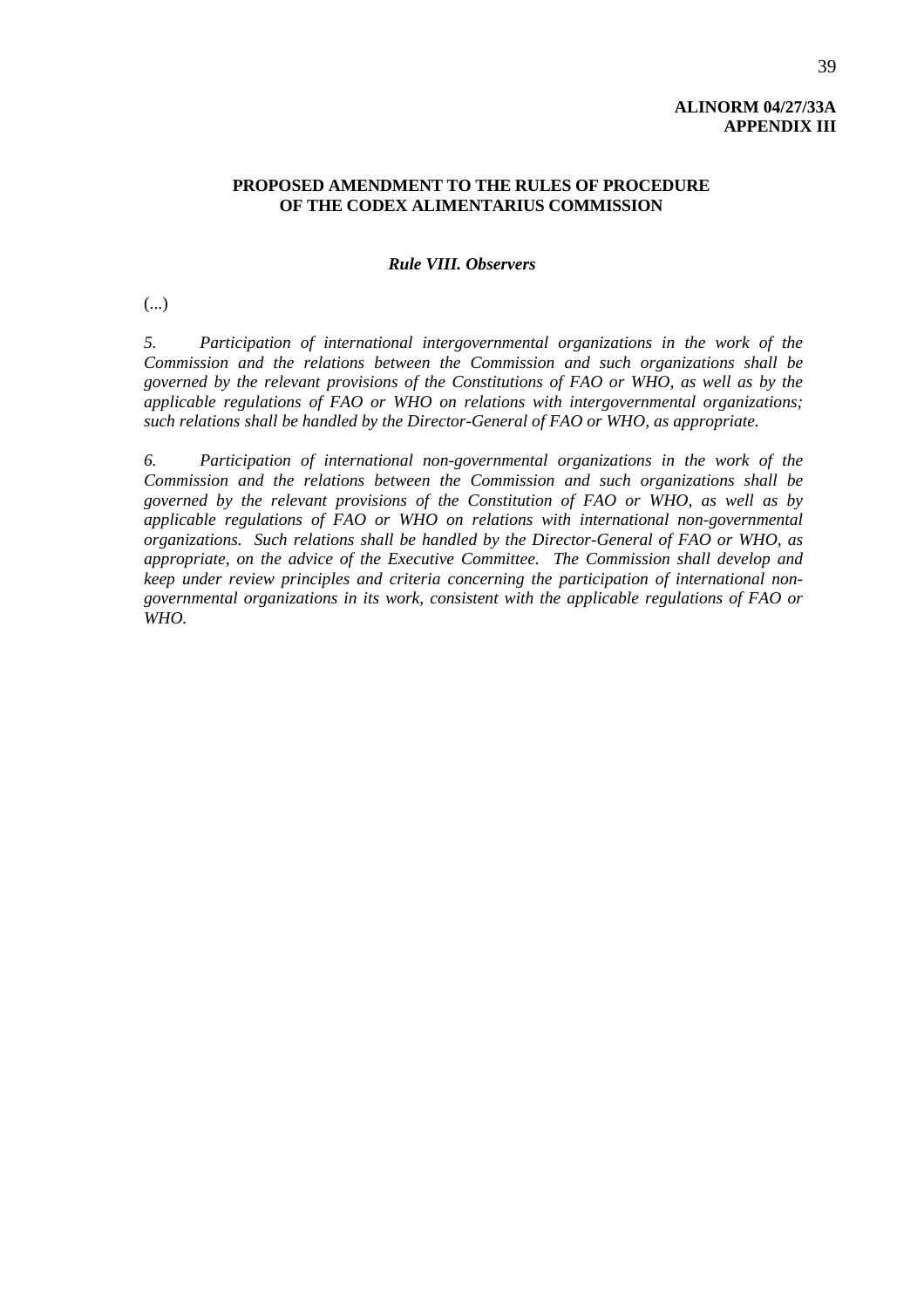**ALINORM 04/27/33A**
**APPENDIX III**

## PROPOSED AMENDMENT TO THE RULES OF PROCEDURE OF THE CODEX ALIMENTARIUS COMMISSION

### *Rule VIII. Observers*

(...)

*5. Participation of international intergovernmental organizations in the work of the Commission and the relations between the Commission and such organizations shall be governed by the relevant provisions of the Constitutions of FAO or WHO, as well as by the applicable regulations of FAO or WHO on relations with intergovernmental organizations; such relations shall be handled by the Director-General of FAO or WHO, as appropriate.*

*6. Participation of international non-governmental organizations in the work of the Commission and the relations between the Commission and such organizations shall be governed by the relevant provisions of the Constitution of FAO or WHO, as well as by applicable regulations of FAO or WHO on relations with international non-governmental organizations. Such relations shall be handled by the Director-General of FAO or WHO, as appropriate, on the advice of the Executive Committee. The Commission shall develop and keep under review principles and criteria concerning the participation of international non-governmental organizations in its work, consistent with the applicable regulations of FAO or WHO.*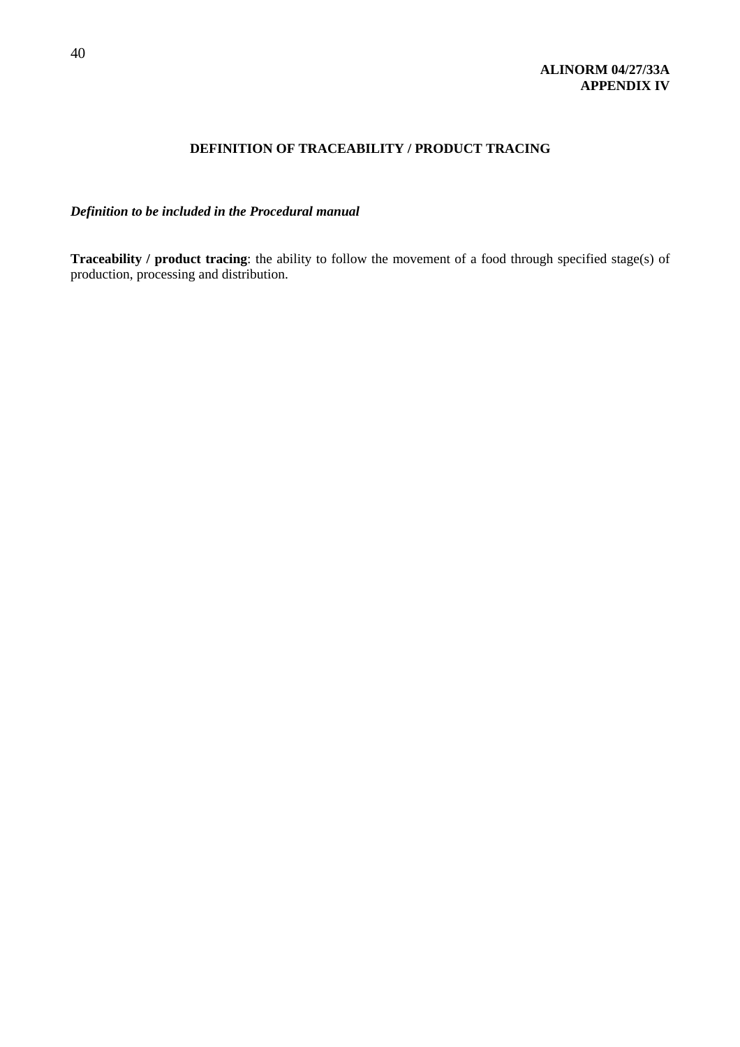**ALINORM 04/27/33A**
**APPENDIX IV**

# DEFINITION OF TRACEABILITY / PRODUCT TRACING

***Definition to be included in the Procedural manual***

**Traceability / product tracing**: the ability to follow the movement of a food through specified stage(s) of production, processing and distribution.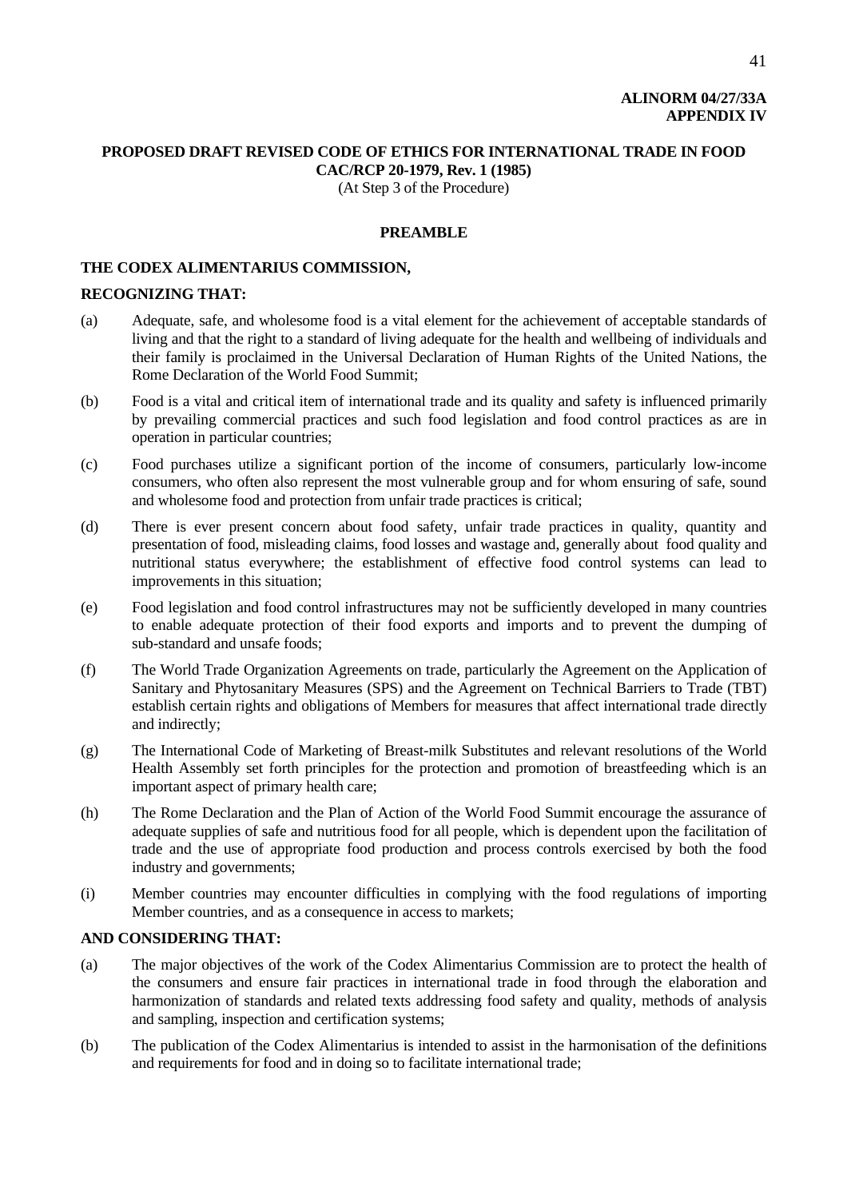**ALINORM 04/27/33A**
**APPENDIX IV**

## PROPOSED DRAFT REVISED CODE OF ETHICS FOR INTERNATIONAL TRADE IN FOOD CAC/RCP 20-1979, Rev. 1 (1985)

(At Step 3 of the Procedure)

### PREAMBLE

**THE CODEX ALIMENTARIUS COMMISSION,**

**RECOGNIZING THAT:**

(a) Adequate, safe, and wholesome food is a vital element for the achievement of acceptable standards of living and that the right to a standard of living adequate for the health and wellbeing of individuals and their family is proclaimed in the Universal Declaration of Human Rights of the United Nations, the Rome Declaration of the World Food Summit;

(b) Food is a vital and critical item of international trade and its quality and safety is influenced primarily by prevailing commercial practices and such food legislation and food control practices as are in operation in particular countries;

(c) Food purchases utilize a significant portion of the income of consumers, particularly low-income consumers, who often also represent the most vulnerable group and for whom ensuring of safe, sound and wholesome food and protection from unfair trade practices is critical;

(d) There is ever present concern about food safety, unfair trade practices in quality, quantity and presentation of food, misleading claims, food losses and wastage and, generally about food quality and nutritional status everywhere; the establishment of effective food control systems can lead to improvements in this situation;

(e) Food legislation and food control infrastructures may not be sufficiently developed in many countries to enable adequate protection of their food exports and imports and to prevent the dumping of sub-standard and unsafe foods;

(f) The World Trade Organization Agreements on trade, particularly the Agreement on the Application of Sanitary and Phytosanitary Measures (SPS) and the Agreement on Technical Barriers to Trade (TBT) establish certain rights and obligations of Members for measures that affect international trade directly and indirectly;

(g) The International Code of Marketing of Breast-milk Substitutes and relevant resolutions of the World Health Assembly set forth principles for the protection and promotion of breastfeeding which is an important aspect of primary health care;

(h) The Rome Declaration and the Plan of Action of the World Food Summit encourage the assurance of adequate supplies of safe and nutritious food for all people, which is dependent upon the facilitation of trade and the use of appropriate food production and process controls exercised by both the food industry and governments;

(i) Member countries may encounter difficulties in complying with the food regulations of importing Member countries, and as a consequence in access to markets;

**AND CONSIDERING THAT:**

(a) The major objectives of the work of the Codex Alimentarius Commission are to protect the health of the consumers and ensure fair practices in international trade in food through the elaboration and harmonization of standards and related texts addressing food safety and quality, methods of analysis and sampling, inspection and certification systems;

(b) The publication of the Codex Alimentarius is intended to assist in the harmonisation of the definitions and requirements for food and in doing so to facilitate international trade;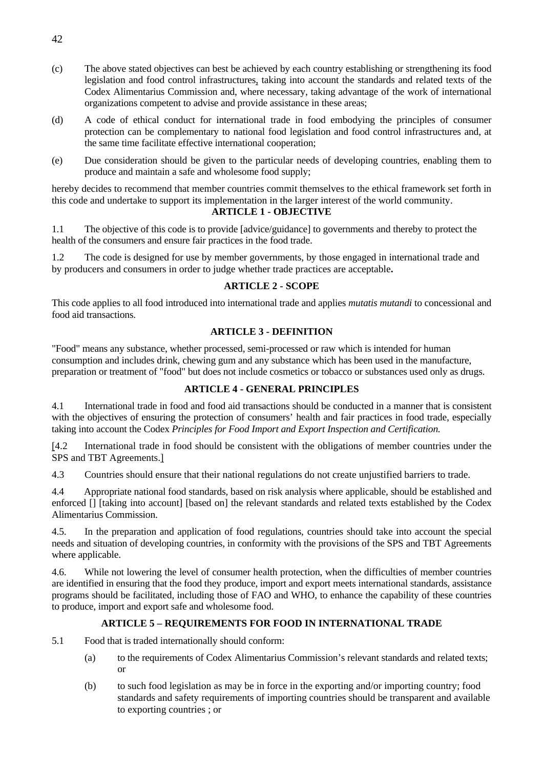(c) The above stated objectives can best be achieved by each country establishing or strengthening its food legislation and food control infrastructures, taking into account the standards and related texts of the Codex Alimentarius Commission and, where necessary, taking advantage of the work of international organizations competent to advise and provide assistance in these areas;

(d) A code of ethical conduct for international trade in food embodying the principles of consumer protection can be complementary to national food legislation and food control infrastructures and, at the same time facilitate effective international cooperation;

(e) Due consideration should be given to the particular needs of developing countries, enabling them to produce and maintain a safe and wholesome food supply;

hereby decides to recommend that member countries commit themselves to the ethical framework set forth in this code and undertake to support its implementation in the larger interest of the world community.

## ARTICLE 1 - OBJECTIVE

1.1 The objective of this code is to provide [advice/guidance] to governments and thereby to protect the health of the consumers and ensure fair practices in the food trade.

1.2 The code is designed for use by member governments, by those engaged in international trade and by producers and consumers in order to judge whether trade practices are acceptable**.**

## ARTICLE 2 - SCOPE

This code applies to all food introduced into international trade and applies *mutatis mutandi* to concessional and food aid transactions.

## ARTICLE 3 - DEFINITION

"Food" means any substance, whether processed, semi-processed or raw which is intended for human consumption and includes drink, chewing gum and any substance which has been used in the manufacture, preparation or treatment of "food" but does not include cosmetics or tobacco or substances used only as drugs.

## ARTICLE 4 - GENERAL PRINCIPLES

4.1 International trade in food and food aid transactions should be conducted in a manner that is consistent with the objectives of ensuring the protection of consumers' health and fair practices in food trade, especially taking into account the Codex *Principles for Food Import and Export Inspection and Certification.*

[4.2 International trade in food should be consistent with the obligations of member countries under the SPS and TBT Agreements.]

4.3 Countries should ensure that their national regulations do not create unjustified barriers to trade.

4.4 Appropriate national food standards, based on risk analysis where applicable, should be established and enforced [] [taking into account] [based on] the relevant standards and related texts established by the Codex Alimentarius Commission.

4.5. In the preparation and application of food regulations, countries should take into account the special needs and situation of developing countries, in conformity with the provisions of the SPS and TBT Agreements where applicable.

4.6. While not lowering the level of consumer health protection, when the difficulties of member countries are identified in ensuring that the food they produce, import and export meets international standards, assistance programs should be facilitated, including those of FAO and WHO, to enhance the capability of these countries to produce, import and export safe and wholesome food.

## ARTICLE 5 – REQUIREMENTS FOR FOOD IN INTERNATIONAL TRADE

5.1 Food that is traded internationally should conform:

(a) to the requirements of Codex Alimentarius Commission's relevant standards and related texts; or

(b) to such food legislation as may be in force in the exporting and/or importing country; food standards and safety requirements of importing countries should be transparent and available to exporting countries ; or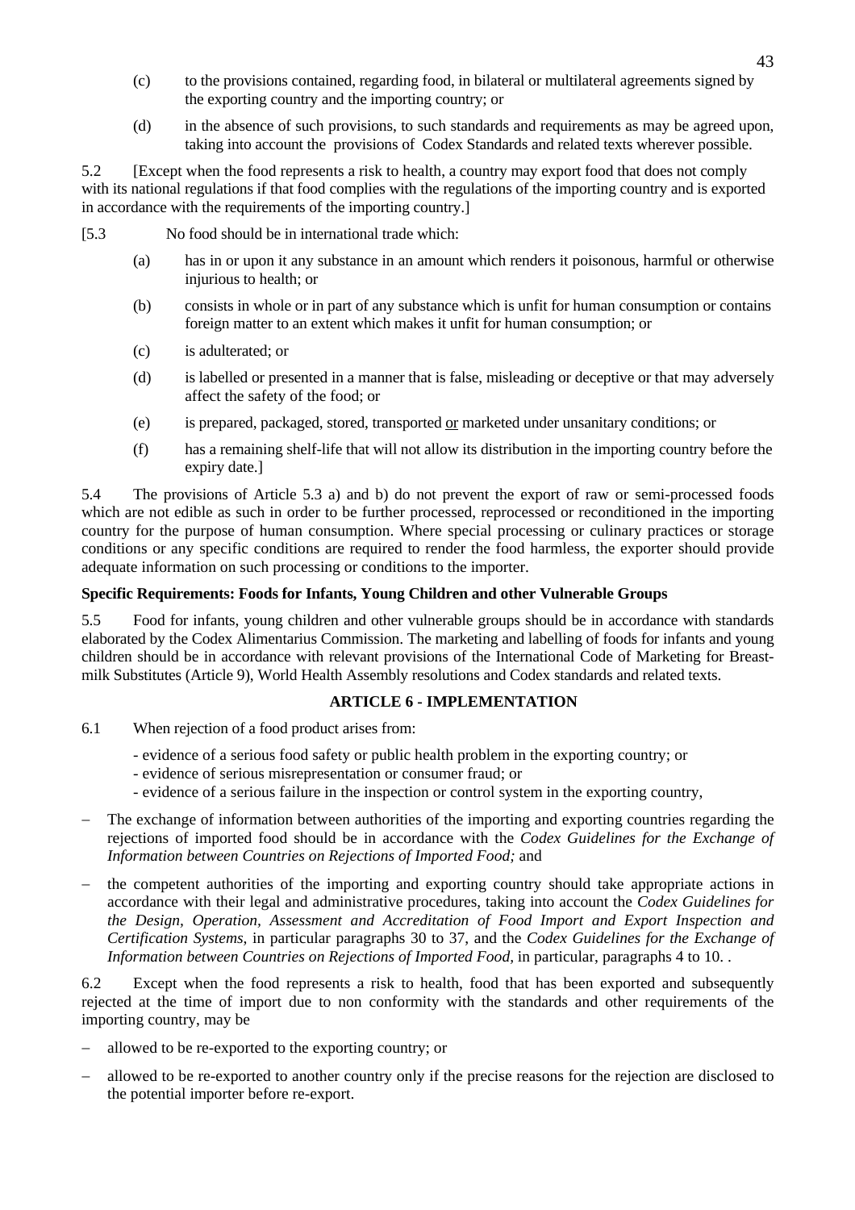(c) to the provisions contained, regarding food, in bilateral or multilateral agreements signed by the exporting country and the importing country; or

(d) in the absence of such provisions, to such standards and requirements as may be agreed upon, taking into account the provisions of Codex Standards and related texts wherever possible.

5.2 [Except when the food represents a risk to health, a country may export food that does not comply with its national regulations if that food complies with the regulations of the importing country and is exported in accordance with the requirements of the importing country.]

[5.3 No food should be in international trade which:

(a) has in or upon it any substance in an amount which renders it poisonous, harmful or otherwise injurious to health; or

(b) consists in whole or in part of any substance which is unfit for human consumption or contains foreign matter to an extent which makes it unfit for human consumption; or

(c) is adulterated; or

(d) is labelled or presented in a manner that is false, misleading or deceptive or that may adversely affect the safety of the food; or

(e) is prepared, packaged, stored, transported <u>or</u> marketed under unsanitary conditions; or

(f) has a remaining shelf-life that will not allow its distribution in the importing country before the expiry date.]

5.4 The provisions of Article 5.3 a) and b) do not prevent the export of raw or semi-processed foods which are not edible as such in order to be further processed, reprocessed or reconditioned in the importing country for the purpose of human consumption. Where special processing or culinary practices or storage conditions or any specific conditions are required to render the food harmless, the exporter should provide adequate information on such processing or conditions to the importer.

**Specific Requirements: Foods for Infants, Young Children and other Vulnerable Groups**

5.5 Food for infants, young children and other vulnerable groups should be in accordance with standards elaborated by the Codex Alimentarius Commission. The marketing and labelling of foods for infants and young children should be in accordance with relevant provisions of the International Code of Marketing for Breast-milk Substitutes (Article 9), World Health Assembly resolutions and Codex standards and related texts.

## ARTICLE 6 - IMPLEMENTATION

6.1 When rejection of a food product arises from:

- evidence of a serious food safety or public health problem in the exporting country; or
- evidence of serious misrepresentation or consumer fraud; or
- evidence of a serious failure in the inspection or control system in the exporting country,

– The exchange of information between authorities of the importing and exporting countries regarding the rejections of imported food should be in accordance with the *Codex Guidelines for the Exchange of Information between Countries on Rejections of Imported Food;* and

– the competent authorities of the importing and exporting country should take appropriate actions in accordance with their legal and administrative procedures, taking into account the *Codex Guidelines for the Design, Operation, Assessment and Accreditation of Food Import and Export Inspection and Certification Systems*, in particular paragraphs 30 to 37, and the *Codex Guidelines for the Exchange of Information between Countries on Rejections of Imported Food*, in particular, paragraphs 4 to 10. .

6.2 Except when the food represents a risk to health, food that has been exported and subsequently rejected at the time of import due to non conformity with the standards and other requirements of the importing country, may be

– allowed to be re-exported to the exporting country; or

– allowed to be re-exported to another country only if the precise reasons for the rejection are disclosed to the potential importer before re-export.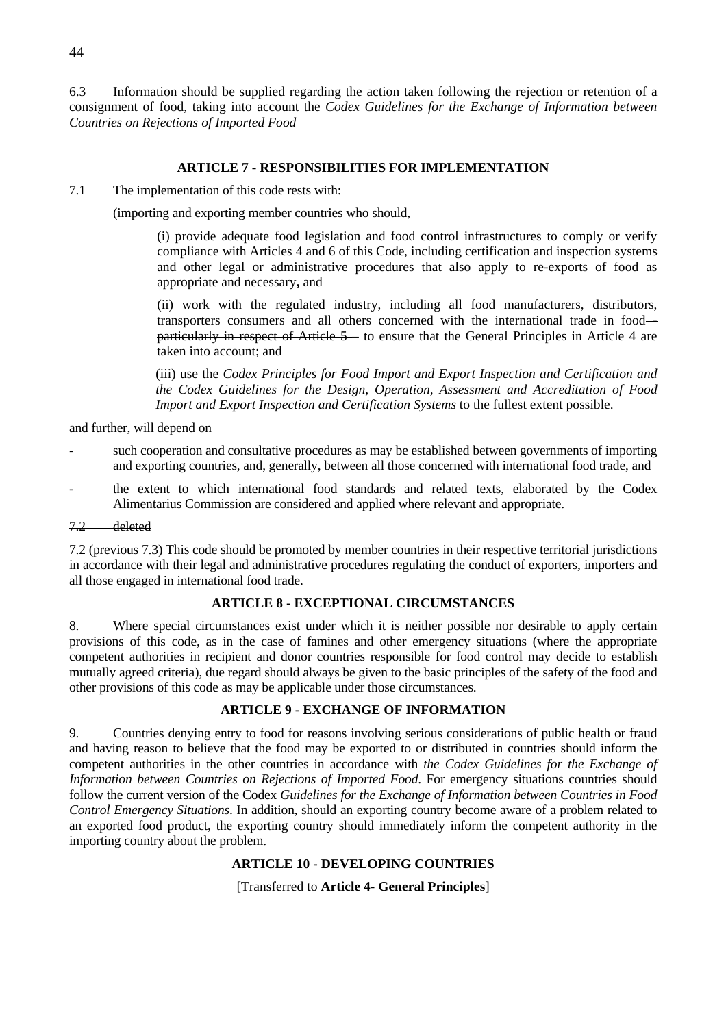6.3 Information should be supplied regarding the action taken following the rejection or retention of a consignment of food, taking into account the *Codex Guidelines for the Exchange of Information between Countries on Rejections of Imported Food*

### ARTICLE 7 - RESPONSIBILITIES FOR IMPLEMENTATION

7.1 The implementation of this code rests with:

(importing and exporting member countries who should,

(i) provide adequate food legislation and food control infrastructures to comply or verify compliance with Articles 4 and 6 of this Code, including certification and inspection systems and other legal or administrative procedures that also apply to re-exports of food as appropriate and necessary**,** and

(ii) work with the regulated industry, including all food manufacturers, distributors, transporters consumers and all others concerned with the international trade in food— ~~particularly in respect of Article 5—~~ to ensure that the General Principles in Article 4 are taken into account; and

(iii) use the *Codex Principles for Food Import and Export Inspection and Certification and the Codex Guidelines for the Design, Operation, Assessment and Accreditation of Food Import and Export Inspection and Certification Systems* to the fullest extent possible.

and further, will depend on

- such cooperation and consultative procedures as may be established between governments of importing and exporting countries, and, generally, between all those concerned with international food trade, and
- the extent to which international food standards and related texts, elaborated by the Codex Alimentarius Commission are considered and applied where relevant and appropriate.

~~7.2 deleted~~

7.2 (previous 7.3) This code should be promoted by member countries in their respective territorial jurisdictions in accordance with their legal and administrative procedures regulating the conduct of exporters, importers and all those engaged in international food trade.

### ARTICLE 8 - EXCEPTIONAL CIRCUMSTANCES

8. Where special circumstances exist under which it is neither possible nor desirable to apply certain provisions of this code, as in the case of famines and other emergency situations (where the appropriate competent authorities in recipient and donor countries responsible for food control may decide to establish mutually agreed criteria), due regard should always be given to the basic principles of the safety of the food and other provisions of this code as may be applicable under those circumstances.

### ARTICLE 9 - EXCHANGE OF INFORMATION

9. Countries denying entry to food for reasons involving serious considerations of public health or fraud and having reason to believe that the food may be exported to or distributed in countries should inform the competent authorities in the other countries in accordance with *the Codex Guidelines for the Exchange of Information between Countries on Rejections of Imported Food*. For emergency situations countries should follow the current version of the Codex *Guidelines for the Exchange of Information between Countries in Food Control Emergency Situations*. In addition, should an exporting country become aware of a problem related to an exported food product, the exporting country should immediately inform the competent authority in the importing country about the problem.

### ~~ARTICLE 10 - DEVELOPING COUNTRIES~~

[Transferred to **Article 4- General Principles**]